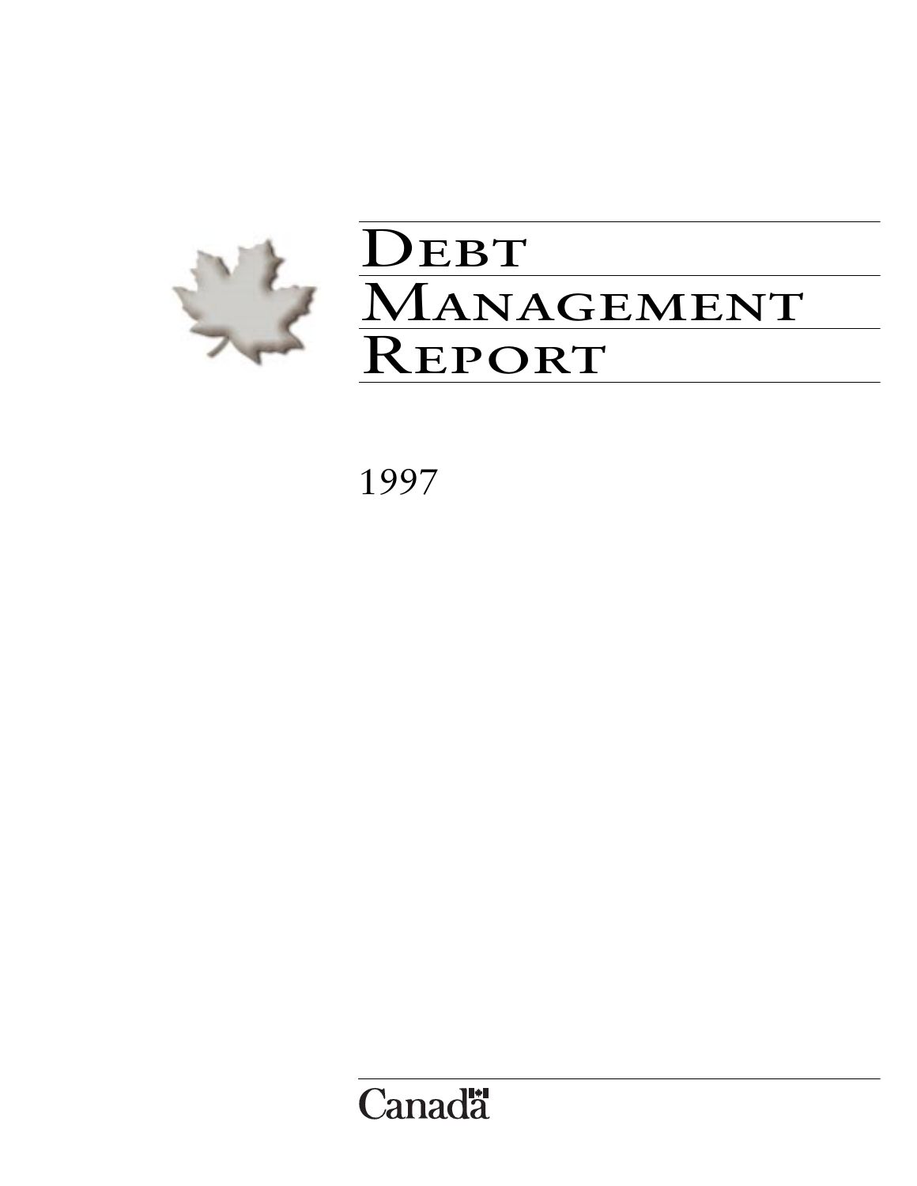# Debt Management Report

1997

Canada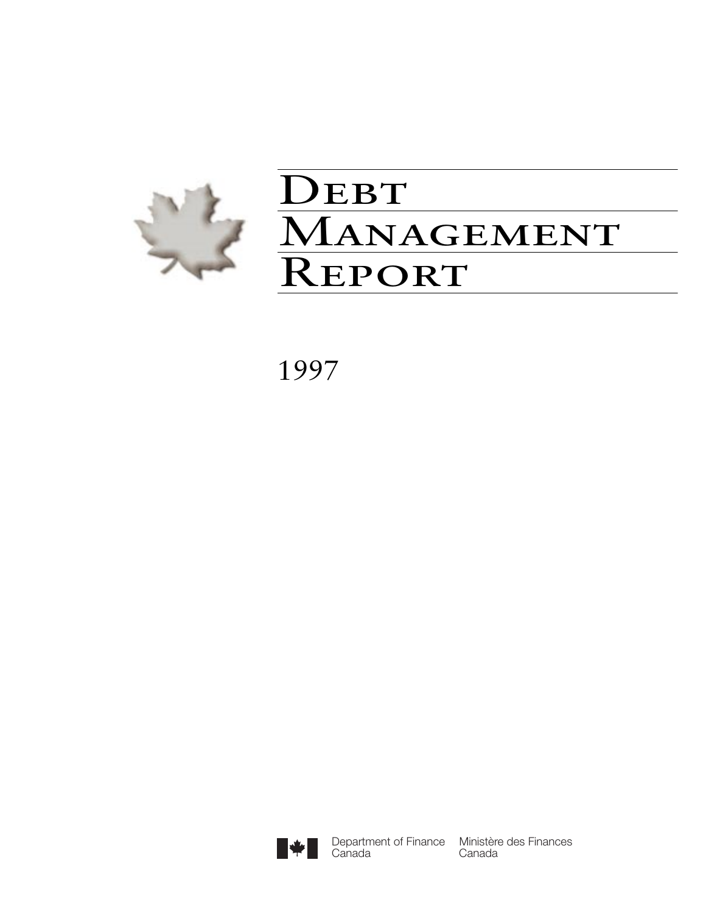# Debt Management Report

1997

Department of Finance Canada    Ministère des Finances Canada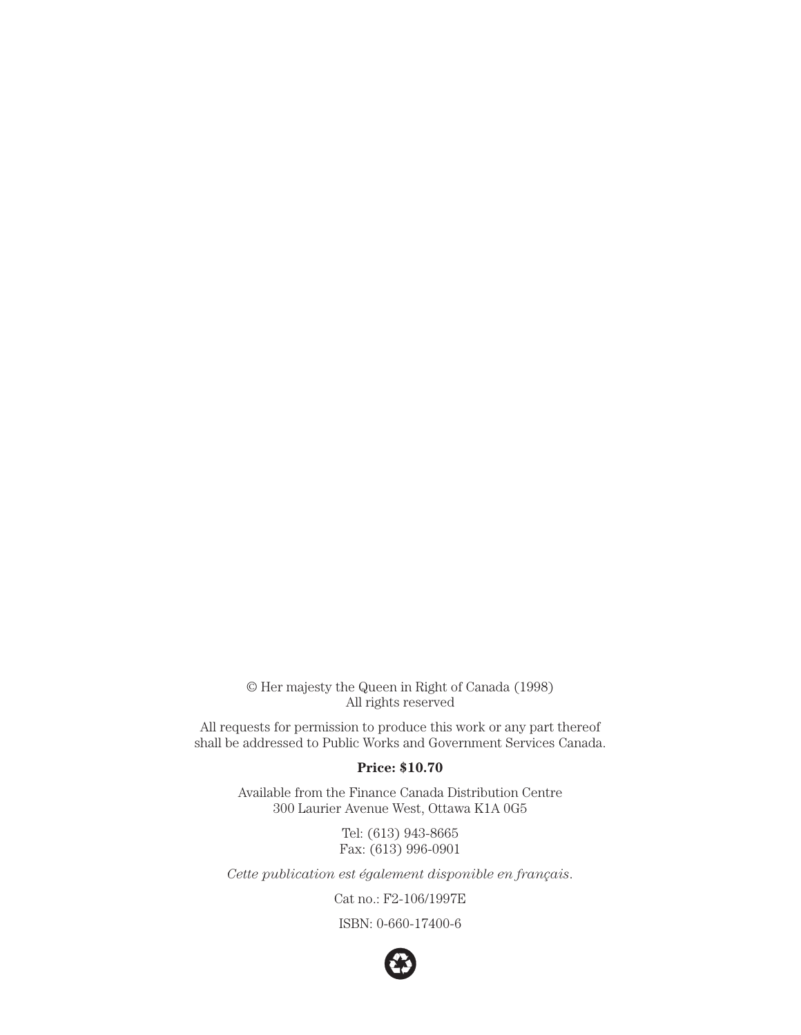© Her majesty the Queen in Right of Canada (1998)
All rights reserved

All requests for permission to produce this work or any part thereof shall be addressed to Public Works and Government Services Canada.

**Price: $10.70**

Available from the Finance Canada Distribution Centre
300 Laurier Avenue West, Ottawa K1A 0G5

Tel: (613) 943-8665
Fax: (613) 996-0901

*Cette publication est également disponible en français.*

Cat no.: F2-106/1997E

ISBN: 0-660-17400-6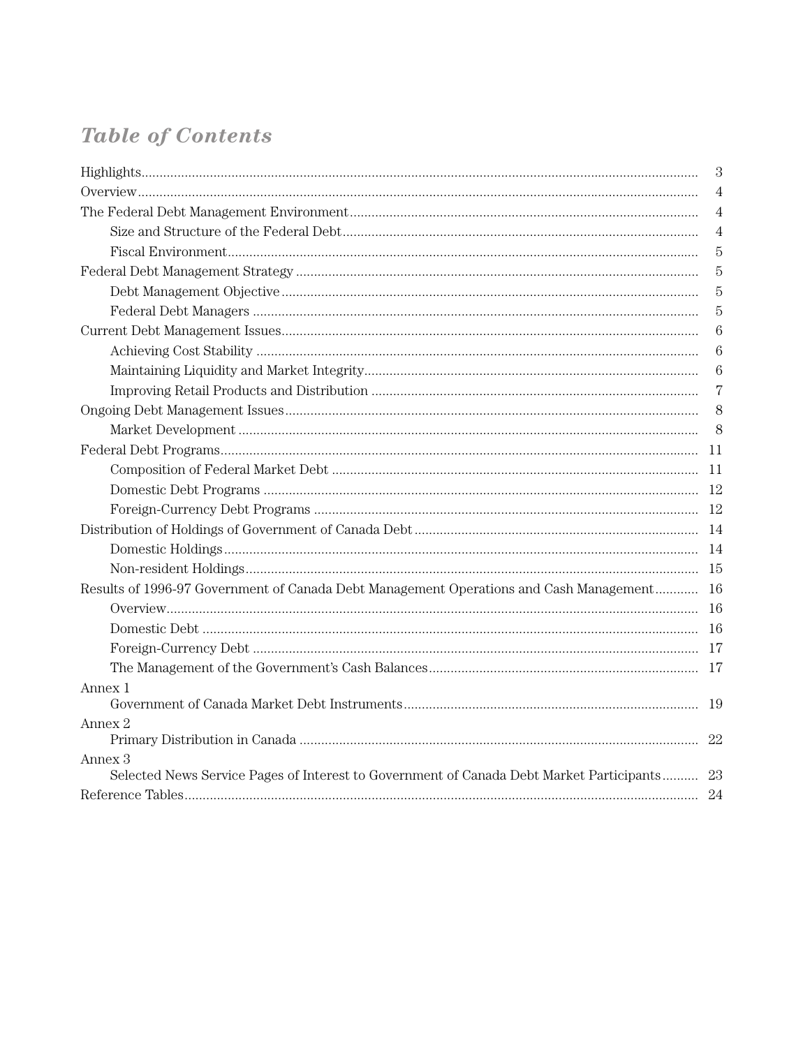# *Table of Contents*

| | |
|---|---|
| Highlights | 3 |
| Overview | 4 |
| The Federal Debt Management Environment | 4 |
| Size and Structure of the Federal Debt | 4 |
| Fiscal Environment | 5 |
| Federal Debt Management Strategy | 5 |
| Debt Management Objective | 5 |
| Federal Debt Managers | 5 |
| Current Debt Management Issues | 6 |
| Achieving Cost Stability | 6 |
| Maintaining Liquidity and Market Integrity | 6 |
| Improving Retail Products and Distribution | 7 |
| Ongoing Debt Management Issues | 8 |
| Market Development | 8 |
| Federal Debt Programs | 11 |
| Composition of Federal Market Debt | 11 |
| Domestic Debt Programs | 12 |
| Foreign-Currency Debt Programs | 12 |
| Distribution of Holdings of Government of Canada Debt | 14 |
| Domestic Holdings | 14 |
| Non-resident Holdings | 15 |
| Results of 1996-97 Government of Canada Debt Management Operations and Cash Management | 16 |
| Overview | 16 |
| Domestic Debt | 16 |
| Foreign-Currency Debt | 17 |
| The Management of the Government's Cash Balances | 17 |
| Annex 1 Government of Canada Market Debt Instruments | 19 |
| Annex 2 Primary Distribution in Canada | 22 |
| Annex 3 Selected News Service Pages of Interest to Government of Canada Debt Market Participants | 23 |
| Reference Tables | 24 |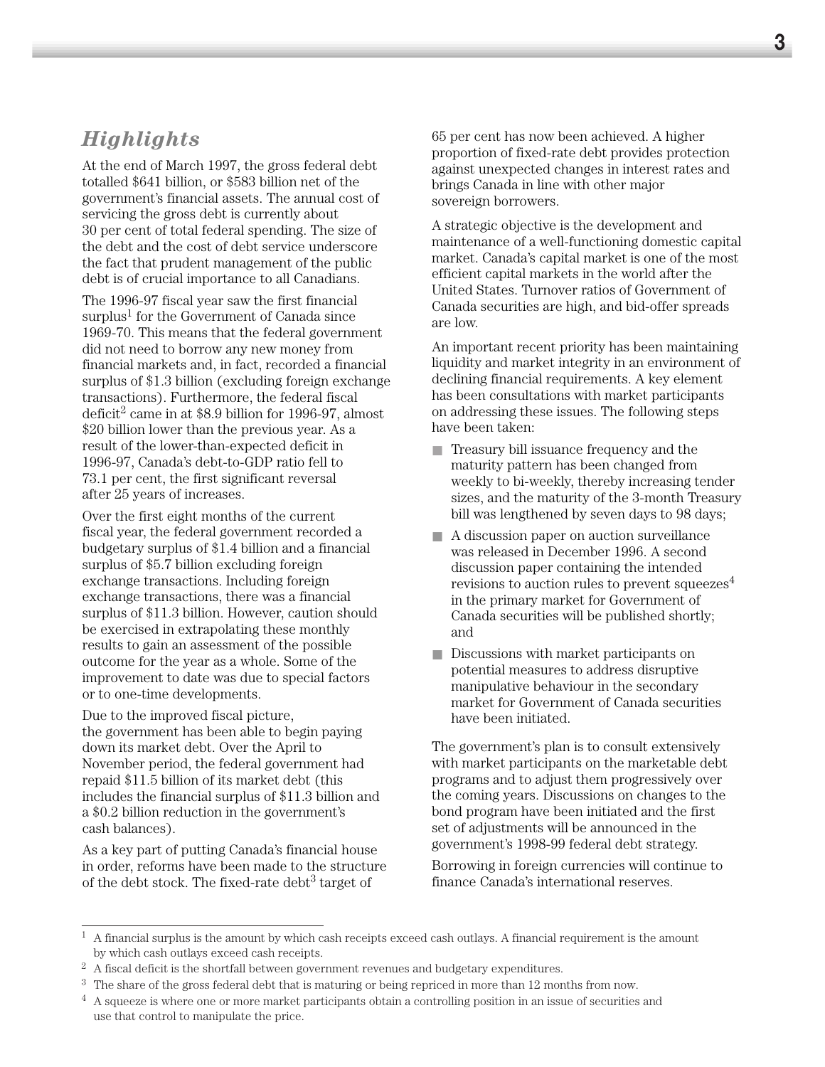## *Highlights*

At the end of March 1997, the gross federal debt totalled $641 billion, or $583 billion net of the government's financial assets. The annual cost of servicing the gross debt is currently about 30 per cent of total federal spending. The size of the debt and the cost of debt service underscore the fact that prudent management of the public debt is of crucial importance to all Canadians.

The 1996-97 fiscal year saw the first financial surplus[1] for the Government of Canada since 1969-70. This means that the federal government did not need to borrow any new money from financial markets and, in fact, recorded a financial surplus of $1.3 billion (excluding foreign exchange transactions). Furthermore, the federal fiscal deficit[2] came in at $8.9 billion for 1996-97, almost $20 billion lower than the previous year. As a result of the lower-than-expected deficit in 1996-97, Canada's debt-to-GDP ratio fell to 73.1 per cent, the first significant reversal after 25 years of increases.

Over the first eight months of the current fiscal year, the federal government recorded a budgetary surplus of $1.4 billion and a financial surplus of $5.7 billion excluding foreign exchange transactions. Including foreign exchange transactions, there was a financial surplus of $11.3 billion. However, caution should be exercised in extrapolating these monthly results to gain an assessment of the possible outcome for the year as a whole. Some of the improvement to date was due to special factors or to one-time developments.

Due to the improved fiscal picture, the government has been able to begin paying down its market debt. Over the April to November period, the federal government had repaid $11.5 billion of its market debt (this includes the financial surplus of $11.3 billion and a $0.2 billion reduction in the government's cash balances).

As a key part of putting Canada's financial house in order, reforms have been made to the structure of the debt stock. The fixed-rate debt[3] target of 65 per cent has now been achieved. A higher proportion of fixed-rate debt provides protection against unexpected changes in interest rates and brings Canada in line with other major sovereign borrowers.

A strategic objective is the development and maintenance of a well-functioning domestic capital market. Canada's capital market is one of the most efficient capital markets in the world after the United States. Turnover ratios of Government of Canada securities are high, and bid-offer spreads are low.

An important recent priority has been maintaining liquidity and market integrity in an environment of declining financial requirements. A key element has been consultations with market participants on addressing these issues. The following steps have been taken:

- Treasury bill issuance frequency and the maturity pattern has been changed from weekly to bi-weekly, thereby increasing tender sizes, and the maturity of the 3-month Treasury bill was lengthened by seven days to 98 days;
- A discussion paper on auction surveillance was released in December 1996. A second discussion paper containing the intended revisions to auction rules to prevent squeezes[4] in the primary market for Government of Canada securities will be published shortly; and
- Discussions with market participants on potential measures to address disruptive manipulative behaviour in the secondary market for Government of Canada securities have been initiated.

The government's plan is to consult extensively with market participants on the marketable debt programs and to adjust them progressively over the coming years. Discussions on changes to the bond program have been initiated and the first set of adjustments will be announced in the government's 1998-99 federal debt strategy.

Borrowing in foreign currencies will continue to finance Canada's international reserves.

---

[1] A financial surplus is the amount by which cash receipts exceed cash outlays. A financial requirement is the amount by which cash outlays exceed cash receipts.

[2] A fiscal deficit is the shortfall between government revenues and budgetary expenditures.

[3] The share of the gross federal debt that is maturing or being repriced in more than 12 months from now.

[4] A squeeze is where one or more market participants obtain a controlling position in an issue of securities and use that control to manipulate the price.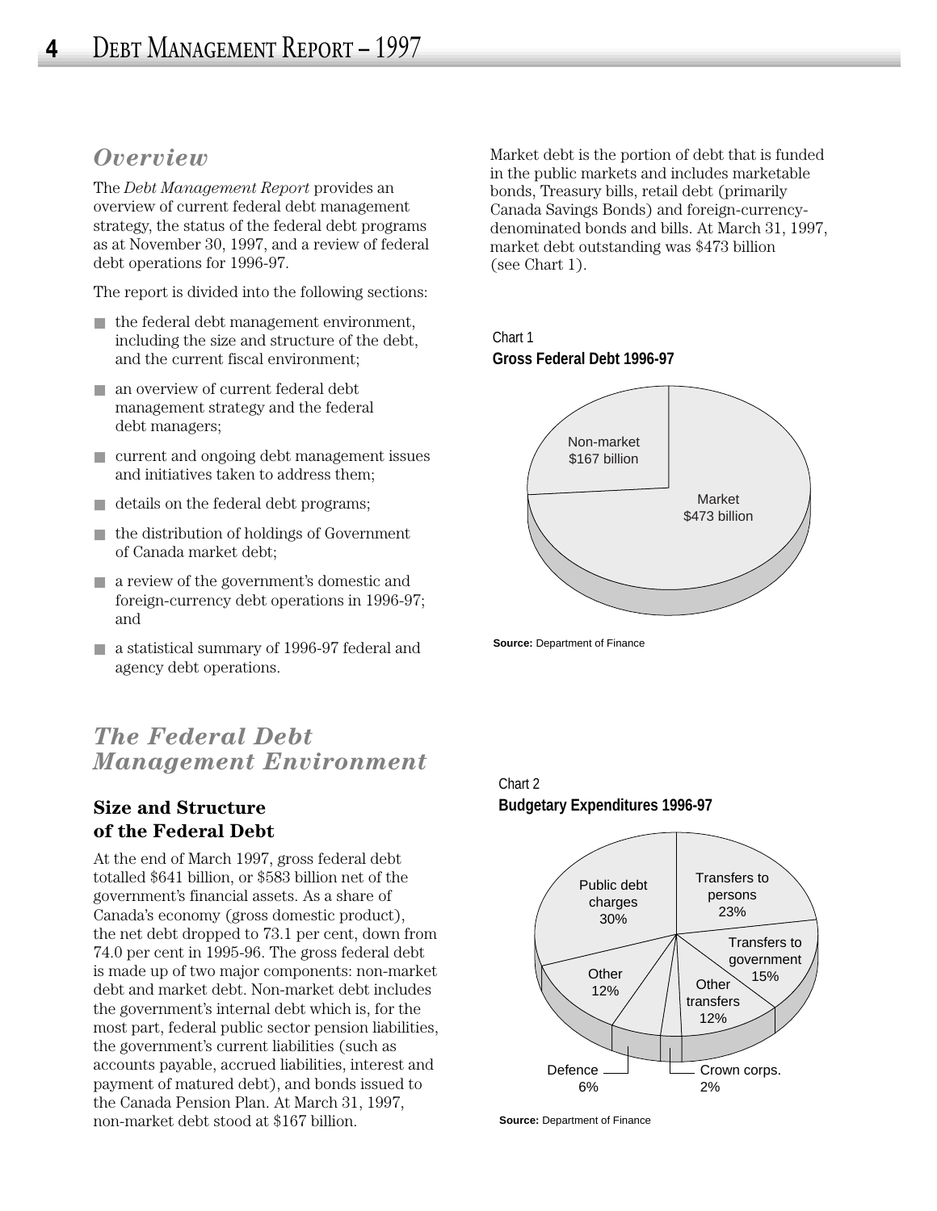## *Overview*

The *Debt Management Report* provides an overview of current federal debt management strategy, the status of the federal debt programs as at November 30, 1997, and a review of federal debt operations for 1996-97.

The report is divided into the following sections:

- the federal debt management environment, including the size and structure of the debt, and the current fiscal environment;
- an overview of current federal debt management strategy and the federal debt managers;
- current and ongoing debt management issues and initiatives taken to address them;
- details on the federal debt programs;
- the distribution of holdings of Government of Canada market debt;
- a review of the government's domestic and foreign-currency debt operations in 1996-97; and
- a statistical summary of 1996-97 federal and agency debt operations.

## *The Federal Debt Management Environment*

### Size and Structure of the Federal Debt

At the end of March 1997, gross federal debt totalled $641 billion, or $583 billion net of the government's financial assets. As a share of Canada's economy (gross domestic product), the net debt dropped to 73.1 per cent, down from 74.0 per cent in 1995-96. The gross federal debt is made up of two major components: non-market debt and market debt. Non-market debt includes the government's internal debt which is, for the most part, federal public sector pension liabilities, the government's current liabilities (such as accounts payable, accrued liabilities, interest and payment of matured debt), and bonds issued to the Canada Pension Plan. At March 31, 1997, non-market debt stood at $167 billion.

Market debt is the portion of debt that is funded in the public markets and includes marketable bonds, Treasury bills, retail debt (primarily Canada Savings Bonds) and foreign-currency-denominated bonds and bills. At March 31, 1997, market debt outstanding was $473 billion (see Chart 1).

Chart 1
**Gross Federal Debt 1996-97**

Non-market $167 billion
Market $473 billion

**Source:** Department of Finance

Chart 2
**Budgetary Expenditures 1996-97**

Public debt charges 30%
Transfers to persons 23%
Transfers to government 15%
Other transfers 12%
Crown corps. 2%
Defence 6%
Other 12%

**Source:** Department of Finance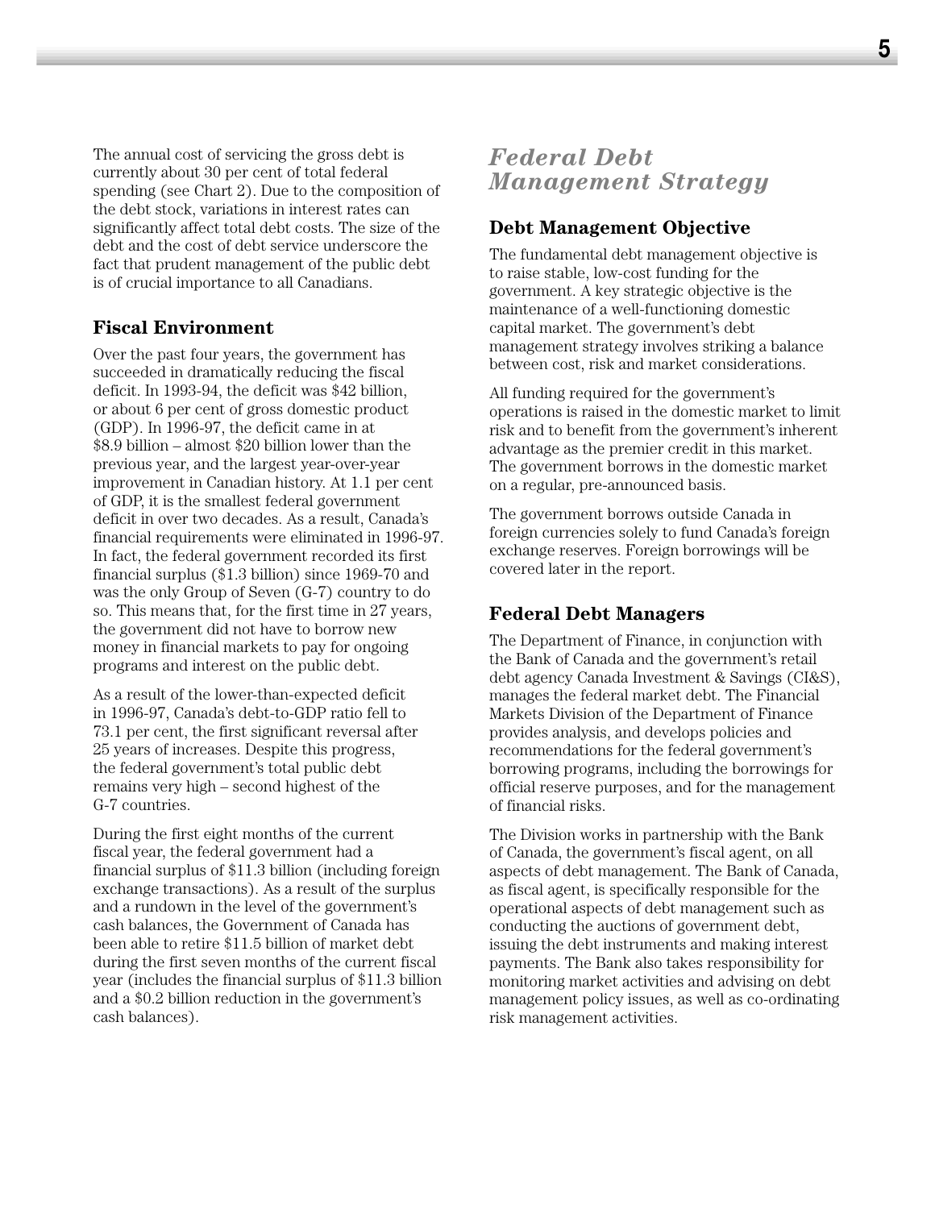The annual cost of servicing the gross debt is currently about 30 per cent of total federal spending (see Chart 2). Due to the composition of the debt stock, variations in interest rates can significantly affect total debt costs. The size of the debt and the cost of debt service underscore the fact that prudent management of the public debt is of crucial importance to all Canadians.

### Fiscal Environment

Over the past four years, the government has succeeded in dramatically reducing the fiscal deficit. In 1993-94, the deficit was $42 billion, or about 6 per cent of gross domestic product (GDP). In 1996-97, the deficit came in at $8.9 billion – almost $20 billion lower than the previous year, and the largest year-over-year improvement in Canadian history. At 1.1 per cent of GDP, it is the smallest federal government deficit in over two decades. As a result, Canada's financial requirements were eliminated in 1996-97. In fact, the federal government recorded its first financial surplus ($1.3 billion) since 1969-70 and was the only Group of Seven (G-7) country to do so. This means that, for the first time in 27 years, the government did not have to borrow new money in financial markets to pay for ongoing programs and interest on the public debt.

As a result of the lower-than-expected deficit in 1996-97, Canada's debt-to-GDP ratio fell to 73.1 per cent, the first significant reversal after 25 years of increases. Despite this progress, the federal government's total public debt remains very high – second highest of the G-7 countries.

During the first eight months of the current fiscal year, the federal government had a financial surplus of $11.3 billion (including foreign exchange transactions). As a result of the surplus and a rundown in the level of the government's cash balances, the Government of Canada has been able to retire $11.5 billion of market debt during the first seven months of the current fiscal year (includes the financial surplus of $11.3 billion and a $0.2 billion reduction in the government's cash balances).

## *Federal Debt Management Strategy*

### Debt Management Objective

The fundamental debt management objective is to raise stable, low-cost funding for the government. A key strategic objective is the maintenance of a well-functioning domestic capital market. The government's debt management strategy involves striking a balance between cost, risk and market considerations.

All funding required for the government's operations is raised in the domestic market to limit risk and to benefit from the government's inherent advantage as the premier credit in this market. The government borrows in the domestic market on a regular, pre-announced basis.

The government borrows outside Canada in foreign currencies solely to fund Canada's foreign exchange reserves. Foreign borrowings will be covered later in the report.

### Federal Debt Managers

The Department of Finance, in conjunction with the Bank of Canada and the government's retail debt agency Canada Investment & Savings (CI&S), manages the federal market debt. The Financial Markets Division of the Department of Finance provides analysis, and develops policies and recommendations for the federal government's borrowing programs, including the borrowings for official reserve purposes, and for the management of financial risks.

The Division works in partnership with the Bank of Canada, the government's fiscal agent, on all aspects of debt management. The Bank of Canada, as fiscal agent, is specifically responsible for the operational aspects of debt management such as conducting the auctions of government debt, issuing the debt instruments and making interest payments. The Bank also takes responsibility for monitoring market activities and advising on debt management policy issues, as well as co-ordinating risk management activities.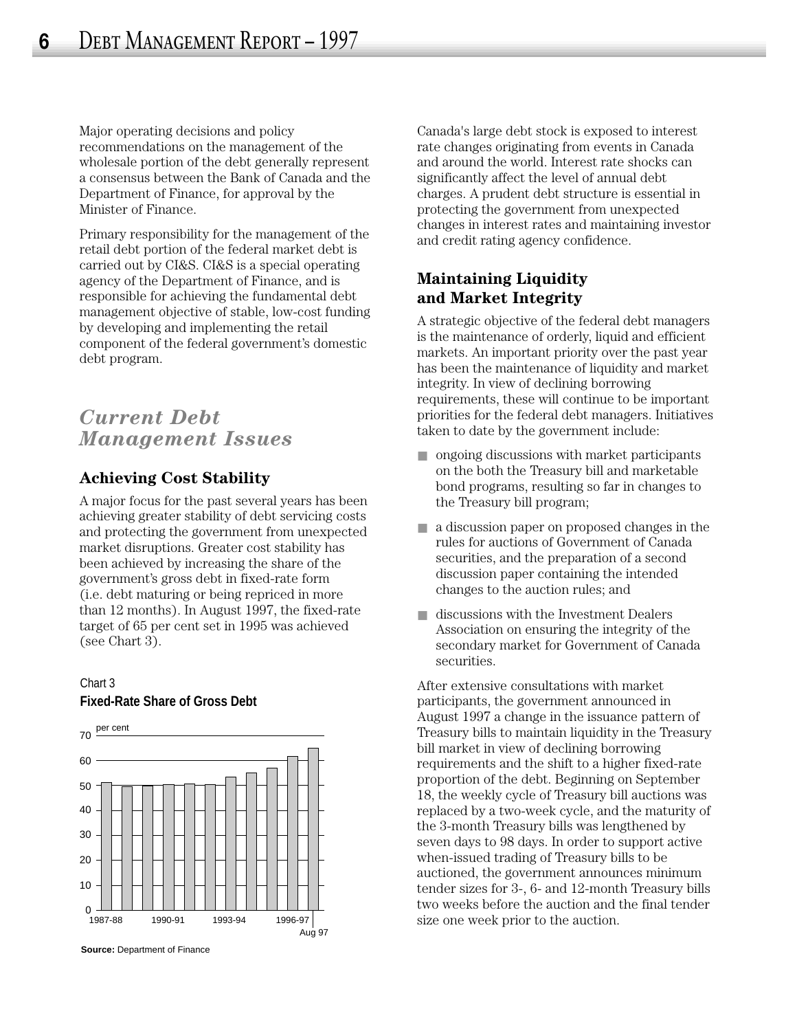Major operating decisions and policy recommendations on the management of the wholesale portion of the debt generally represent a consensus between the Bank of Canada and the Department of Finance, for approval by the Minister of Finance.

Primary responsibility for the management of the retail debt portion of the federal market debt is carried out by CI&S. CI&S is a special operating agency of the Department of Finance, and is responsible for achieving the fundamental debt management objective of stable, low-cost funding by developing and implementing the retail component of the federal government's domestic debt program.

## *Current Debt Management Issues*

### Achieving Cost Stability

A major focus for the past several years has been achieving greater stability of debt servicing costs and protecting the government from unexpected market disruptions. Greater cost stability has been achieved by increasing the share of the government's gross debt in fixed-rate form (i.e. debt maturing or being repriced in more than 12 months). In August 1997, the fixed-rate target of 65 per cent set in 1995 was achieved (see Chart 3).

Chart 3
**Fixed-Rate Share of Gross Debt**

per cent

70
60
50
40
30
20
10
0

1987-88 1990-91 1993-94 1996-97 Aug 97

**Source:** Department of Finance

Canada's large debt stock is exposed to interest rate changes originating from events in Canada and around the world. Interest rate shocks can significantly affect the level of annual debt charges. A prudent debt structure is essential in protecting the government from unexpected changes in interest rates and maintaining investor and credit rating agency confidence.

### Maintaining Liquidity and Market Integrity

A strategic objective of the federal debt managers is the maintenance of orderly, liquid and efficient markets. An important priority over the past year has been the maintenance of liquidity and market integrity. In view of declining borrowing requirements, these will continue to be important priorities for the federal debt managers. Initiatives taken to date by the government include:

- ongoing discussions with market participants on the both the Treasury bill and marketable bond programs, resulting so far in changes to the Treasury bill program;
- a discussion paper on proposed changes in the rules for auctions of Government of Canada securities, and the preparation of a second discussion paper containing the intended changes to the auction rules; and
- discussions with the Investment Dealers Association on ensuring the integrity of the secondary market for Government of Canada securities.

After extensive consultations with market participants, the government announced in August 1997 a change in the issuance pattern of Treasury bills to maintain liquidity in the Treasury bill market in view of declining borrowing requirements and the shift to a higher fixed-rate proportion of the debt. Beginning on September 18, the weekly cycle of Treasury bill auctions was replaced by a two-week cycle, and the maturity of the 3-month Treasury bills was lengthened by seven days to 98 days. In order to support active when-issued trading of Treasury bills to be auctioned, the government announces minimum tender sizes for 3-, 6- and 12-month Treasury bills two weeks before the auction and the final tender size one week prior to the auction.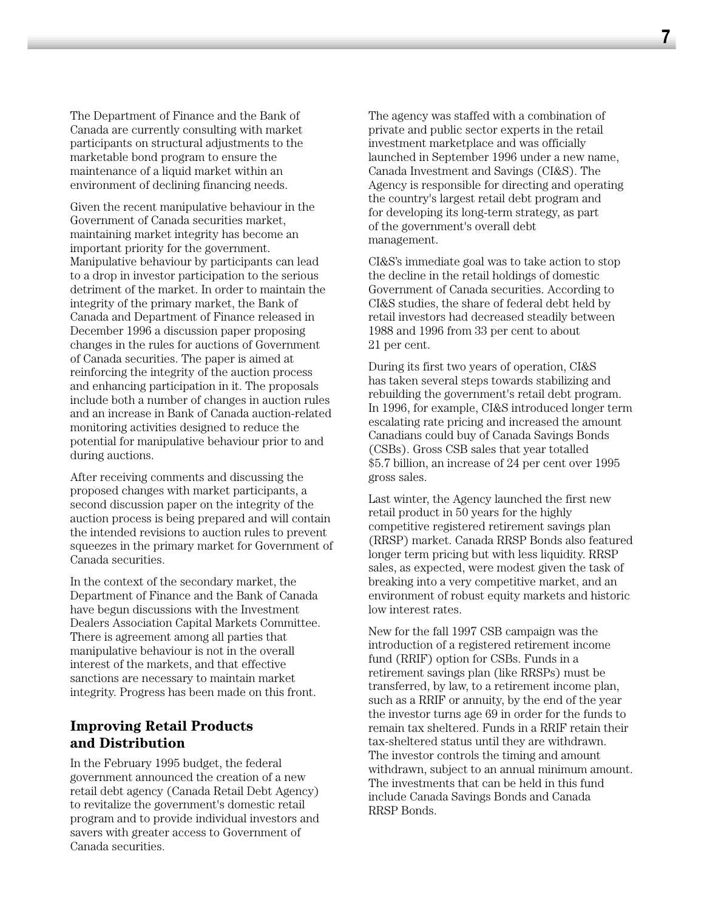The Department of Finance and the Bank of Canada are currently consulting with market participants on structural adjustments to the marketable bond program to ensure the maintenance of a liquid market within an environment of declining financing needs.

Given the recent manipulative behaviour in the Government of Canada securities market, maintaining market integrity has become an important priority for the government. Manipulative behaviour by participants can lead to a drop in investor participation to the serious detriment of the market. In order to maintain the integrity of the primary market, the Bank of Canada and Department of Finance released in December 1996 a discussion paper proposing changes in the rules for auctions of Government of Canada securities. The paper is aimed at reinforcing the integrity of the auction process and enhancing participation in it. The proposals include both a number of changes in auction rules and an increase in Bank of Canada auction-related monitoring activities designed to reduce the potential for manipulative behaviour prior to and during auctions.

After receiving comments and discussing the proposed changes with market participants, a second discussion paper on the integrity of the auction process is being prepared and will contain the intended revisions to auction rules to prevent squeezes in the primary market for Government of Canada securities.

In the context of the secondary market, the Department of Finance and the Bank of Canada have begun discussions with the Investment Dealers Association Capital Markets Committee. There is agreement among all parties that manipulative behaviour is not in the overall interest of the markets, and that effective sanctions are necessary to maintain market integrity. Progress has been made on this front.

## Improving Retail Products and Distribution

In the February 1995 budget, the federal government announced the creation of a new retail debt agency (Canada Retail Debt Agency) to revitalize the government's domestic retail program and to provide individual investors and savers with greater access to Government of Canada securities.

The agency was staffed with a combination of private and public sector experts in the retail investment marketplace and was officially launched in September 1996 under a new name, Canada Investment and Savings (CI&S). The Agency is responsible for directing and operating the country's largest retail debt program and for developing its long-term strategy, as part of the government's overall debt management.

CI&S's immediate goal was to take action to stop the decline in the retail holdings of domestic Government of Canada securities. According to CI&S studies, the share of federal debt held by retail investors had decreased steadily between 1988 and 1996 from 33 per cent to about 21 per cent.

During its first two years of operation, CI&S has taken several steps towards stabilizing and rebuilding the government's retail debt program. In 1996, for example, CI&S introduced longer term escalating rate pricing and increased the amount Canadians could buy of Canada Savings Bonds (CSBs). Gross CSB sales that year totalled $5.7 billion, an increase of 24 per cent over 1995 gross sales.

Last winter, the Agency launched the first new retail product in 50 years for the highly competitive registered retirement savings plan (RRSP) market. Canada RRSP Bonds also featured longer term pricing but with less liquidity. RRSP sales, as expected, were modest given the task of breaking into a very competitive market, and an environment of robust equity markets and historic low interest rates.

New for the fall 1997 CSB campaign was the introduction of a registered retirement income fund (RRIF) option for CSBs. Funds in a retirement savings plan (like RRSPs) must be transferred, by law, to a retirement income plan, such as a RRIF or annuity, by the end of the year the investor turns age 69 in order for the funds to remain tax sheltered. Funds in a RRIF retain their tax-sheltered status until they are withdrawn. The investor controls the timing and amount withdrawn, subject to an annual minimum amount. The investments that can be held in this fund include Canada Savings Bonds and Canada RRSP Bonds.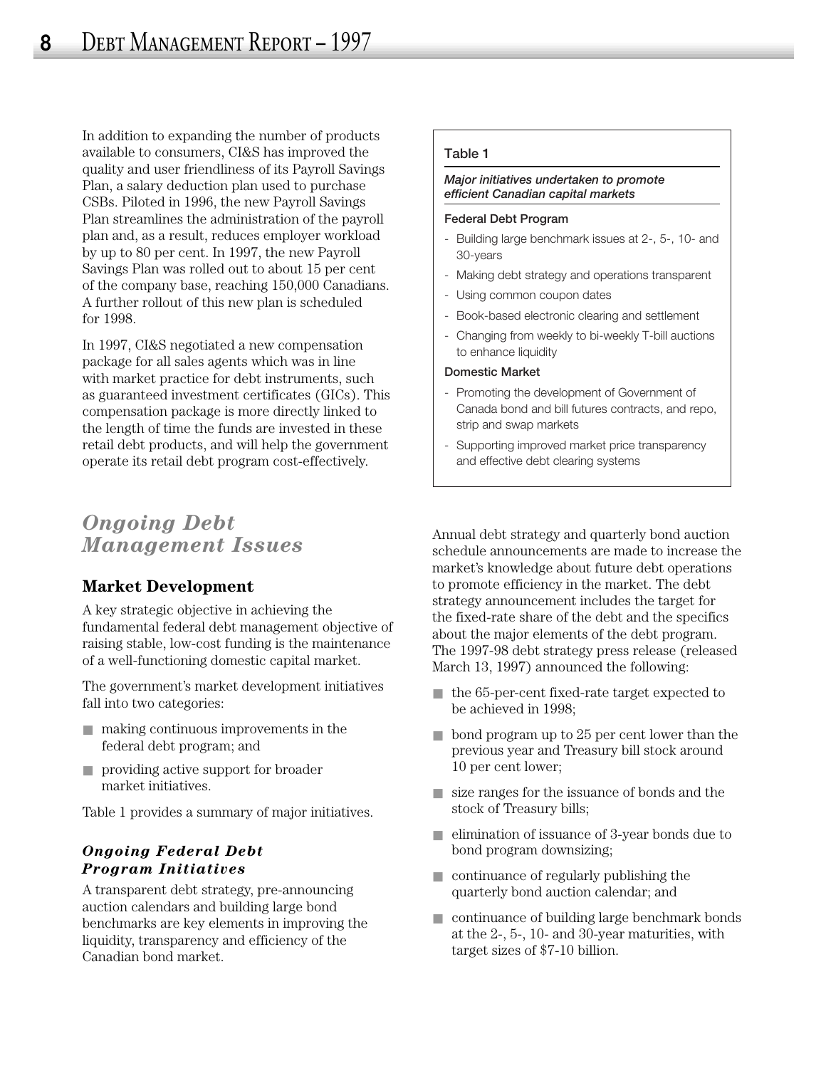In addition to expanding the number of products available to consumers, CI&S has improved the quality and user friendliness of its Payroll Savings Plan, a salary deduction plan used to purchase CSBs. Piloted in 1996, the new Payroll Savings Plan streamlines the administration of the payroll plan and, as a result, reduces employer workload by up to 80 per cent. In 1997, the new Payroll Savings Plan was rolled out to about 15 per cent of the company base, reaching 150,000 Canadians. A further rollout of this new plan is scheduled for 1998.

In 1997, CI&S negotiated a new compensation package for all sales agents which was in line with market practice for debt instruments, such as guaranteed investment certificates (GICs). This compensation package is more directly linked to the length of time the funds are invested in these retail debt products, and will help the government operate its retail debt program cost-effectively.

## *Ongoing Debt Management Issues*

### Market Development

A key strategic objective in achieving the fundamental federal debt management objective of raising stable, low-cost funding is the maintenance of a well-functioning domestic capital market.

The government's market development initiatives fall into two categories:

- making continuous improvements in the federal debt program; and
- providing active support for broader market initiatives.

Table 1 provides a summary of major initiatives.

**Table 1**

***Major initiatives undertaken to promote efficient Canadian capital markets***

**Federal Debt Program**

- Building large benchmark issues at 2-, 5-, 10- and 30-years
- Making debt strategy and operations transparent
- Using common coupon dates
- Book-based electronic clearing and settlement
- Changing from weekly to bi-weekly T-bill auctions to enhance liquidity

**Domestic Market**

- Promoting the development of Government of Canada bond and bill futures contracts, and repo, strip and swap markets
- Supporting improved market price transparency and effective debt clearing systems

#### *Ongoing Federal Debt Program Initiatives*

A transparent debt strategy, pre-announcing auction calendars and building large bond benchmarks are key elements in improving the liquidity, transparency and efficiency of the Canadian bond market.

Annual debt strategy and quarterly bond auction schedule announcements are made to increase the market's knowledge about future debt operations to promote efficiency in the market. The debt strategy announcement includes the target for the fixed-rate share of the debt and the specifics about the major elements of the debt program. The 1997-98 debt strategy press release (released March 13, 1997) announced the following:

- the 65-per-cent fixed-rate target expected to be achieved in 1998;
- bond program up to 25 per cent lower than the previous year and Treasury bill stock around 10 per cent lower;
- size ranges for the issuance of bonds and the stock of Treasury bills;
- elimination of issuance of 3-year bonds due to bond program downsizing;
- continuance of regularly publishing the quarterly bond auction calendar; and
- continuance of building large benchmark bonds at the 2-, 5-, 10- and 30-year maturities, with target sizes of $7-10 billion.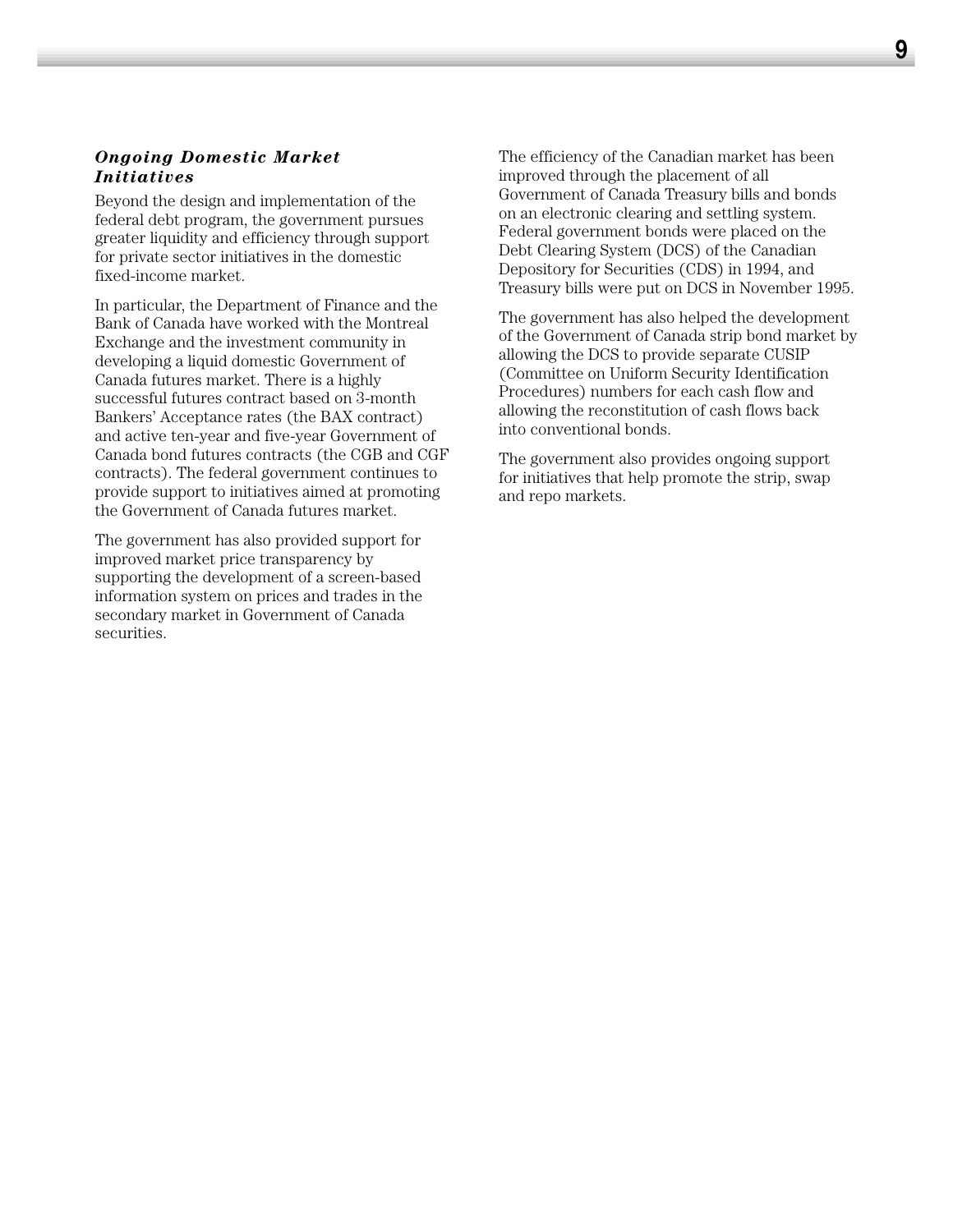### *Ongoing Domestic Market Initiatives*

Beyond the design and implementation of the federal debt program, the government pursues greater liquidity and efficiency through support for private sector initiatives in the domestic fixed-income market.

In particular, the Department of Finance and the Bank of Canada have worked with the Montreal Exchange and the investment community in developing a liquid domestic Government of Canada futures market. There is a highly successful futures contract based on 3-month Bankers' Acceptance rates (the BAX contract) and active ten-year and five-year Government of Canada bond futures contracts (the CGB and CGF contracts). The federal government continues to provide support to initiatives aimed at promoting the Government of Canada futures market.

The government has also provided support for improved market price transparency by supporting the development of a screen-based information system on prices and trades in the secondary market in Government of Canada securities.

The efficiency of the Canadian market has been improved through the placement of all Government of Canada Treasury bills and bonds on an electronic clearing and settling system. Federal government bonds were placed on the Debt Clearing System (DCS) of the Canadian Depository for Securities (CDS) in 1994, and Treasury bills were put on DCS in November 1995.

The government has also helped the development of the Government of Canada strip bond market by allowing the DCS to provide separate CUSIP (Committee on Uniform Security Identification Procedures) numbers for each cash flow and allowing the reconstitution of cash flows back into conventional bonds.

The government also provides ongoing support for initiatives that help promote the strip, swap and repo markets.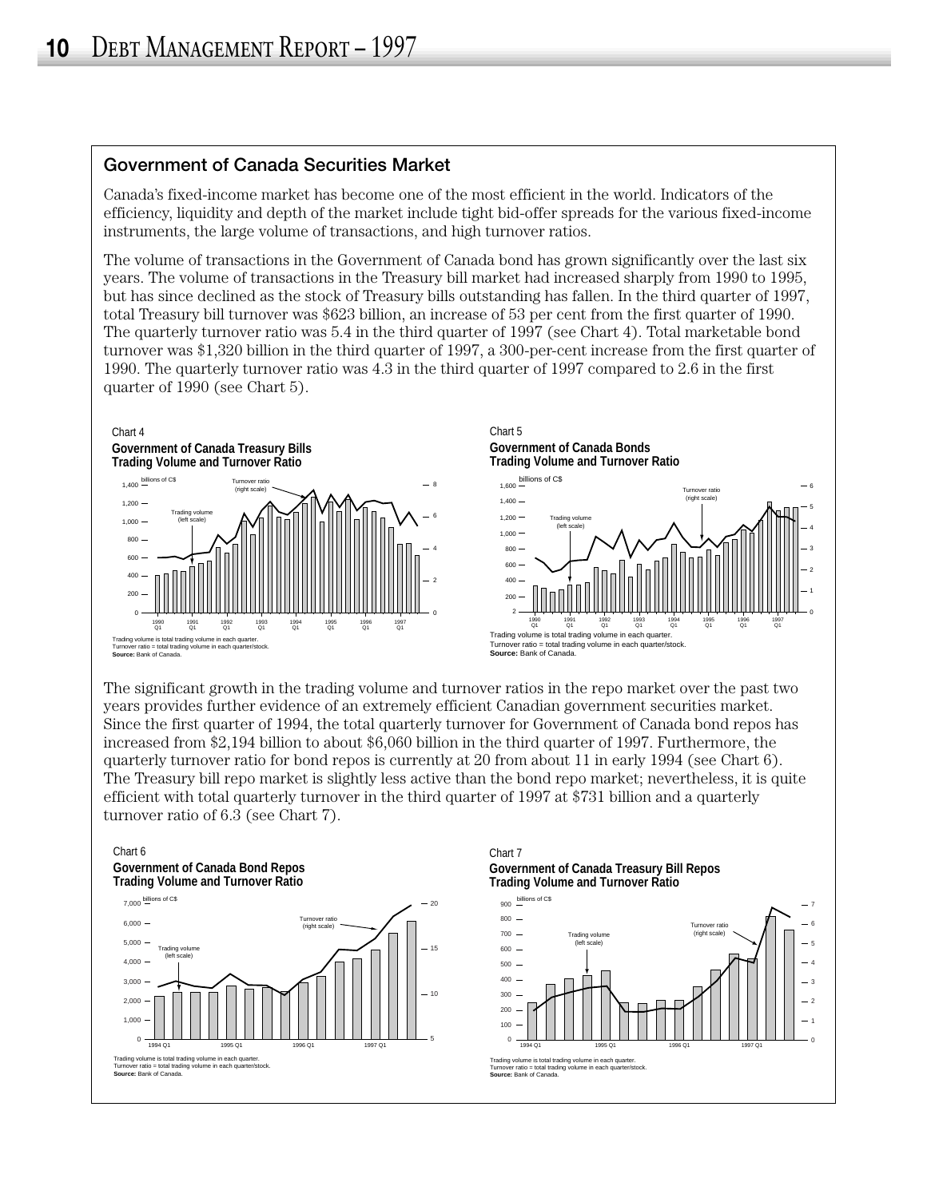## Government of Canada Securities Market

Canada's fixed-income market has become one of the most efficient in the world. Indicators of the efficiency, liquidity and depth of the market include tight bid-offer spreads for the various fixed-income instruments, the large volume of transactions, and high turnover ratios.

The volume of transactions in the Government of Canada bond has grown significantly over the last six years. The volume of transactions in the Treasury bill market had increased sharply from 1990 to 1995, but has since declined as the stock of Treasury bills outstanding has fallen. In the third quarter of 1997, total Treasury bill turnover was $623 billion, an increase of 53 per cent from the first quarter of 1990. The quarterly turnover ratio was 5.4 in the third quarter of 1997 (see Chart 4). Total marketable bond turnover was $1,320 billion in the third quarter of 1997, a 300-per-cent increase from the first quarter of 1990. The quarterly turnover ratio was 4.3 in the third quarter of 1997 compared to 2.6 in the first quarter of 1990 (see Chart 5).

Chart 4
**Government of Canada Treasury Bills Trading Volume and Turnover Ratio**

Trading volume is total trading volume in each quarter.
Turnover ratio = total trading volume in each quarter/stock.
**Source:** Bank of Canada.

Chart 5
**Government of Canada Bonds Trading Volume and Turnover Ratio**

Trading volume is total trading volume in each quarter.
Turnover ratio = total trading volume in each quarter/stock.
**Source:** Bank of Canada.

The significant growth in the trading volume and turnover ratios in the repo market over the past two years provides further evidence of an extremely efficient Canadian government securities market. Since the first quarter of 1994, the total quarterly turnover for Government of Canada bond repos has increased from $2,194 billion to about $6,060 billion in the third quarter of 1997. Furthermore, the quarterly turnover ratio for bond repos is currently at 20 from about 11 in early 1994 (see Chart 6). The Treasury bill repo market is slightly less active than the bond repo market; nevertheless, it is quite efficient with total quarterly turnover in the third quarter of 1997 at $731 billion and a quarterly turnover ratio of 6.3 (see Chart 7).

Chart 6
**Government of Canada Bond Repos Trading Volume and Turnover Ratio**

Trading volume is total trading volume in each quarter.
Turnover ratio = total trading volume in each quarter/stock.
**Source:** Bank of Canada.

Chart 7
**Government of Canada Treasury Bill Repos Trading Volume and Turnover Ratio**

Trading volume is total trading volume in each quarter.
Turnover ratio = total trading volume in each quarter/stock.
**Source:** Bank of Canada.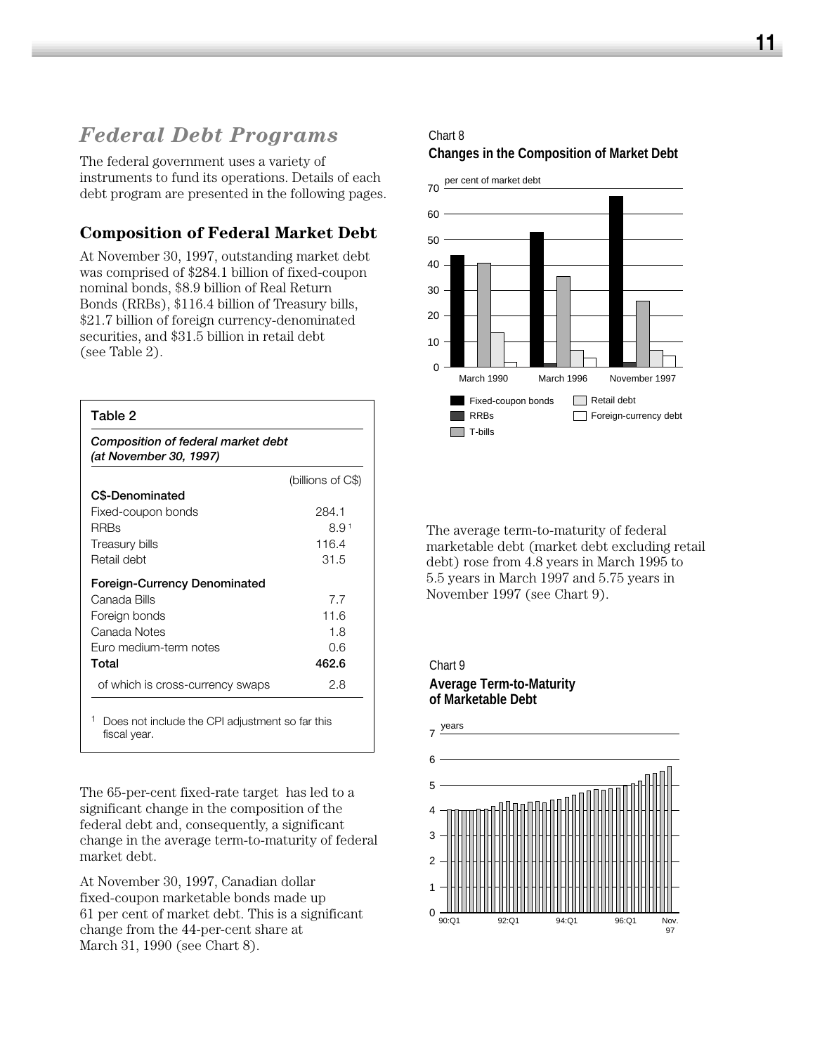# *Federal Debt Programs*

The federal government uses a variety of instruments to fund its operations. Details of each debt program are presented in the following pages.

## Composition of Federal Market Debt

At November 30, 1997, outstanding market debt was comprised of $284.1 billion of fixed-coupon nominal bonds, $8.9 billion of Real Return Bonds (RRBs), $116.4 billion of Treasury bills, $21.7 billion of foreign currency-denominated securities, and $31.5 billion in retail debt (see Table 2).

**Table 2**

***Composition of federal market debt (at November 30, 1997)***

| | (billions of C$) |
|---|---|
| **C$-Denominated** | |
| Fixed-coupon bonds | 284.1 |
| RRBs | 8.9 [1] |
| Treasury bills | 116.4 |
| Retail debt | 31.5 |
| **Foreign-Currency Denominated** | |
| Canada Bills | 7.7 |
| Foreign bonds | 11.6 |
| Canada Notes | 1.8 |
| Euro medium-term notes | 0.6 |
| **Total** | **462.6** |
| of which is cross-currency swaps | 2.8 |

[1] Does not include the CPI adjustment so far this fiscal year.

The 65-per-cent fixed-rate target has led to a significant change in the composition of the federal debt and, consequently, a significant change in the average term-to-maturity of federal market debt.

At November 30, 1997, Canadian dollar fixed-coupon marketable bonds made up 61 per cent of market debt. This is a significant change from the 44-per-cent share at March 31, 1990 (see Chart 8).

Chart 8

**Changes in the Composition of Market Debt**

The average term-to-maturity of federal marketable debt (market debt excluding retail debt) rose from 4.8 years in March 1995 to 5.5 years in March 1997 and 5.75 years in November 1997 (see Chart 9).

Chart 9

**Average Term-to-Maturity of Marketable Debt**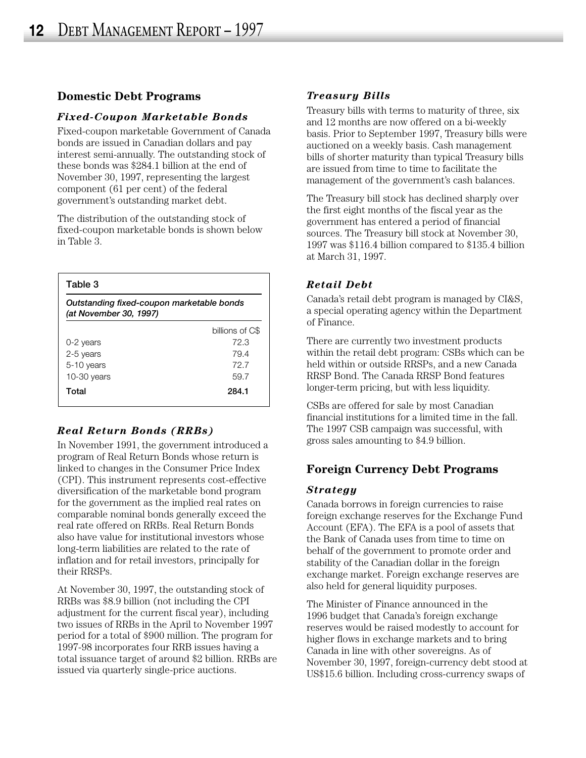## Domestic Debt Programs

### *Fixed-Coupon Marketable Bonds*

Fixed-coupon marketable Government of Canada bonds are issued in Canadian dollars and pay interest semi-annually. The outstanding stock of these bonds was $284.1 billion at the end of November 30, 1997, representing the largest component (61 per cent) of the federal government's outstanding market debt.

The distribution of the outstanding stock of fixed-coupon marketable bonds is shown below in Table 3.

**Table 3**

*Outstanding fixed-coupon marketable bonds (at November 30, 1997)*

| | billions of C$ |
|---|---|
| 0-2 years | 72.3 |
| 2-5 years | 79.4 |
| 5-10 years | 72.7 |
| 10-30 years | 59.7 |
| **Total** | **284.1** |

### *Real Return Bonds (RRBs)*

In November 1991, the government introduced a program of Real Return Bonds whose return is linked to changes in the Consumer Price Index (CPI). This instrument represents cost-effective diversification of the marketable bond program for the government as the implied real rates on comparable nominal bonds generally exceed the real rate offered on RRBs. Real Return Bonds also have value for institutional investors whose long-term liabilities are related to the rate of inflation and for retail investors, principally for their RRSPs.

At November 30, 1997, the outstanding stock of RRBs was $8.9 billion (not including the CPI adjustment for the current fiscal year), including two issues of RRBs in the April to November 1997 period for a total of $900 million. The program for 1997-98 incorporates four RRB issues having a total issuance target of around $2 billion. RRBs are issued via quarterly single-price auctions.

### *Treasury Bills*

Treasury bills with terms to maturity of three, six and 12 months are now offered on a bi-weekly basis. Prior to September 1997, Treasury bills were auctioned on a weekly basis. Cash management bills of shorter maturity than typical Treasury bills are issued from time to time to facilitate the management of the government's cash balances.

The Treasury bill stock has declined sharply over the first eight months of the fiscal year as the government has entered a period of financial sources. The Treasury bill stock at November 30, 1997 was $116.4 billion compared to $135.4 billion at March 31, 1997.

### *Retail Debt*

Canada's retail debt program is managed by CI&S, a special operating agency within the Department of Finance.

There are currently two investment products within the retail debt program: CSBs which can be held within or outside RRSPs, and a new Canada RRSP Bond. The Canada RRSP Bond features longer-term pricing, but with less liquidity.

CSBs are offered for sale by most Canadian financial institutions for a limited time in the fall. The 1997 CSB campaign was successful, with gross sales amounting to $4.9 billion.

## Foreign Currency Debt Programs

### *Strategy*

Canada borrows in foreign currencies to raise foreign exchange reserves for the Exchange Fund Account (EFA). The EFA is a pool of assets that the Bank of Canada uses from time to time on behalf of the government to promote order and stability of the Canadian dollar in the foreign exchange market. Foreign exchange reserves are also held for general liquidity purposes.

The Minister of Finance announced in the 1996 budget that Canada's foreign exchange reserves would be raised modestly to account for higher flows in exchange markets and to bring Canada in line with other sovereigns. As of November 30, 1997, foreign-currency debt stood at US$15.6 billion. Including cross-currency swaps of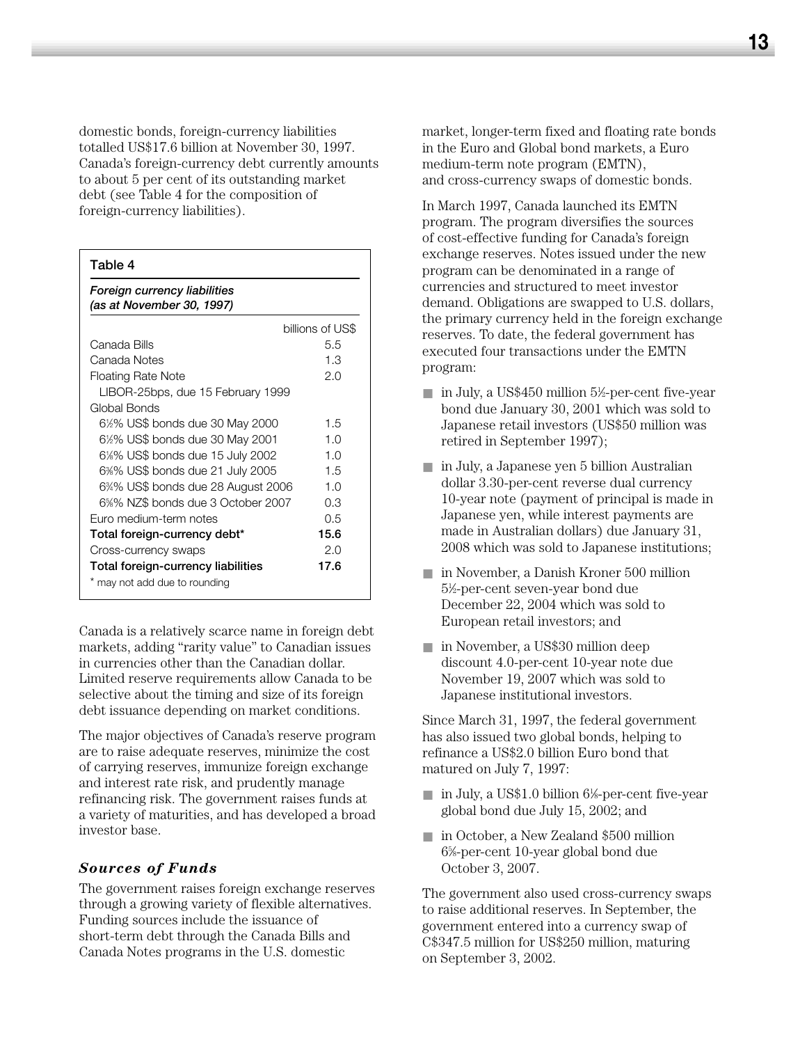domestic bonds, foreign-currency liabilities totalled US$17.6 billion at November 30, 1997. Canada's foreign-currency debt currently amounts to about 5 per cent of its outstanding market debt (see Table 4 for the composition of foreign-currency liabilities).

**Table 4**

***Foreign currency liabilities (as at November 30, 1997)***

| | billions of US$ |
|---|---|
| Canada Bills | 5.5 |
| Canada Notes | 1.3 |
| Floating Rate Note | 2.0 |
| LIBOR-25bps, due 15 February 1999 | |
| Global Bonds | |
| 6½% US$ bonds due 30 May 2000 | 1.5 |
| 6½% US$ bonds due 30 May 2001 | 1.0 |
| 6⅛% US$ bonds due 15 July 2002 | 1.0 |
| 6⅜% US$ bonds due 21 July 2005 | 1.5 |
| 6¾% US$ bonds due 28 August 2006 | 1.0 |
| 6⅝% NZ$ bonds due 3 October 2007 | 0.3 |
| Euro medium-term notes | 0.5 |
| **Total foreign-currency debt*** | **15.6** |
| Cross-currency swaps | 2.0 |
| **Total foreign-currency liabilities** | **17.6** |

\* may not add due to rounding

Canada is a relatively scarce name in foreign debt markets, adding "rarity value" to Canadian issues in currencies other than the Canadian dollar. Limited reserve requirements allow Canada to be selective about the timing and size of its foreign debt issuance depending on market conditions.

The major objectives of Canada's reserve program are to raise adequate reserves, minimize the cost of carrying reserves, immunize foreign exchange and interest rate risk, and prudently manage refinancing risk. The government raises funds at a variety of maturities, and has developed a broad investor base.

### *Sources of Funds*

The government raises foreign exchange reserves through a growing variety of flexible alternatives. Funding sources include the issuance of short-term debt through the Canada Bills and Canada Notes programs in the U.S. domestic market, longer-term fixed and floating rate bonds in the Euro and Global bond markets, a Euro medium-term note program (EMTN), and cross-currency swaps of domestic bonds.

In March 1997, Canada launched its EMTN program. The program diversifies the sources of cost-effective funding for Canada's foreign exchange reserves. Notes issued under the new program can be denominated in a range of currencies and structured to meet investor demand. Obligations are swapped to U.S. dollars, the primary currency held in the foreign exchange reserves. To date, the federal government has executed four transactions under the EMTN program:

- in July, a US$450 million 5½-per-cent five-year bond due January 30, 2001 which was sold to Japanese retail investors (US$50 million was retired in September 1997);
- in July, a Japanese yen 5 billion Australian dollar 3.30-per-cent reverse dual currency 10-year note (payment of principal is made in Japanese yen, while interest payments are made in Australian dollars) due January 31, 2008 which was sold to Japanese institutions;
- in November, a Danish Kroner 500 million 5½-per-cent seven-year bond due December 22, 2004 which was sold to European retail investors; and
- in November, a US$30 million deep discount 4.0-per-cent 10-year note due November 19, 2007 which was sold to Japanese institutional investors.

Since March 31, 1997, the federal government has also issued two global bonds, helping to refinance a US$2.0 billion Euro bond that matured on July 7, 1997:

- in July, a US$1.0 billion 6⅛-per-cent five-year global bond due July 15, 2002; and
- in October, a New Zealand $500 million 6⅝-per-cent 10-year global bond due October 3, 2007.

The government also used cross-currency swaps to raise additional reserves. In September, the government entered into a currency swap of C$347.5 million for US$250 million, maturing on September 3, 2002.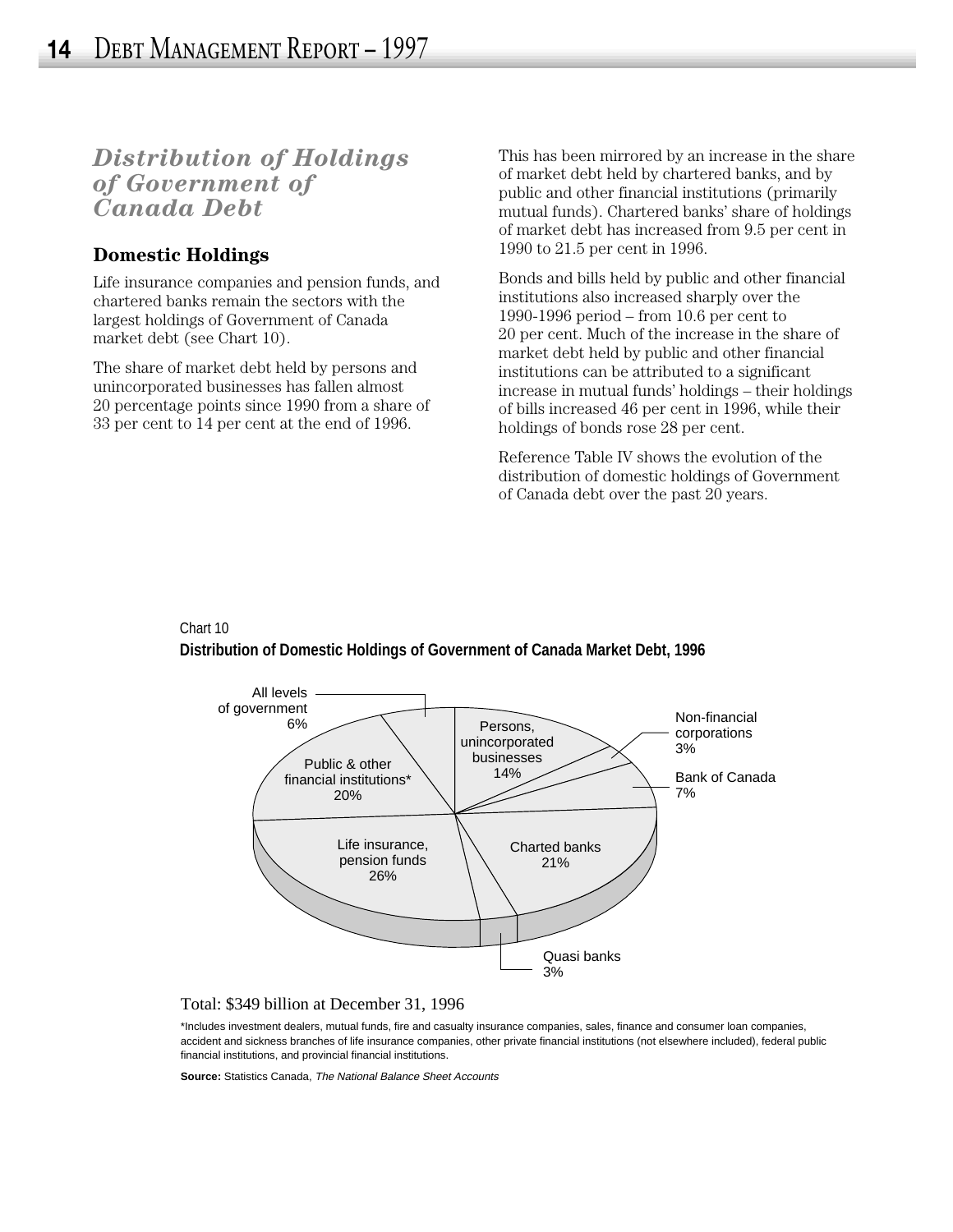## *Distribution of Holdings of Government of Canada Debt*

### Domestic Holdings

Life insurance companies and pension funds, and chartered banks remain the sectors with the largest holdings of Government of Canada market debt (see Chart 10).

The share of market debt held by persons and unincorporated businesses has fallen almost 20 percentage points since 1990 from a share of 33 per cent to 14 per cent at the end of 1996.

This has been mirrored by an increase in the share of market debt held by chartered banks, and by public and other financial institutions (primarily mutual funds). Chartered banks' share of holdings of market debt has increased from 9.5 per cent in 1990 to 21.5 per cent in 1996.

Bonds and bills held by public and other financial institutions also increased sharply over the 1990-1996 period – from 10.6 per cent to 20 per cent. Much of the increase in the share of market debt held by public and other financial institutions can be attributed to a significant increase in mutual funds' holdings – their holdings of bills increased 46 per cent in 1996, while their holdings of bonds rose 28 per cent.

Reference Table IV shows the evolution of the distribution of domestic holdings of Government of Canada debt over the past 20 years.

Chart 10

**Distribution of Domestic Holdings of Government of Canada Market Debt, 1996**

| Sector | Share |
|---|---|
| Persons, unincorporated businesses | 14% |
| Non-financial corporations | 3% |
| Bank of Canada | 7% |
| Charted banks | 21% |
| Quasi banks | 3% |
| Life insurance, pension funds | 26% |
| Public & other financial institutions* | 20% |
| All levels of government | 6% |

Total: $349 billion at December 31, 1996

*Includes investment dealers, mutual funds, fire and casualty insurance companies, sales, finance and consumer loan companies, accident and sickness branches of life insurance companies, other private financial institutions (not elsewhere included), federal public financial institutions, and provincial financial institutions.

**Source:** Statistics Canada, *The National Balance Sheet Accounts*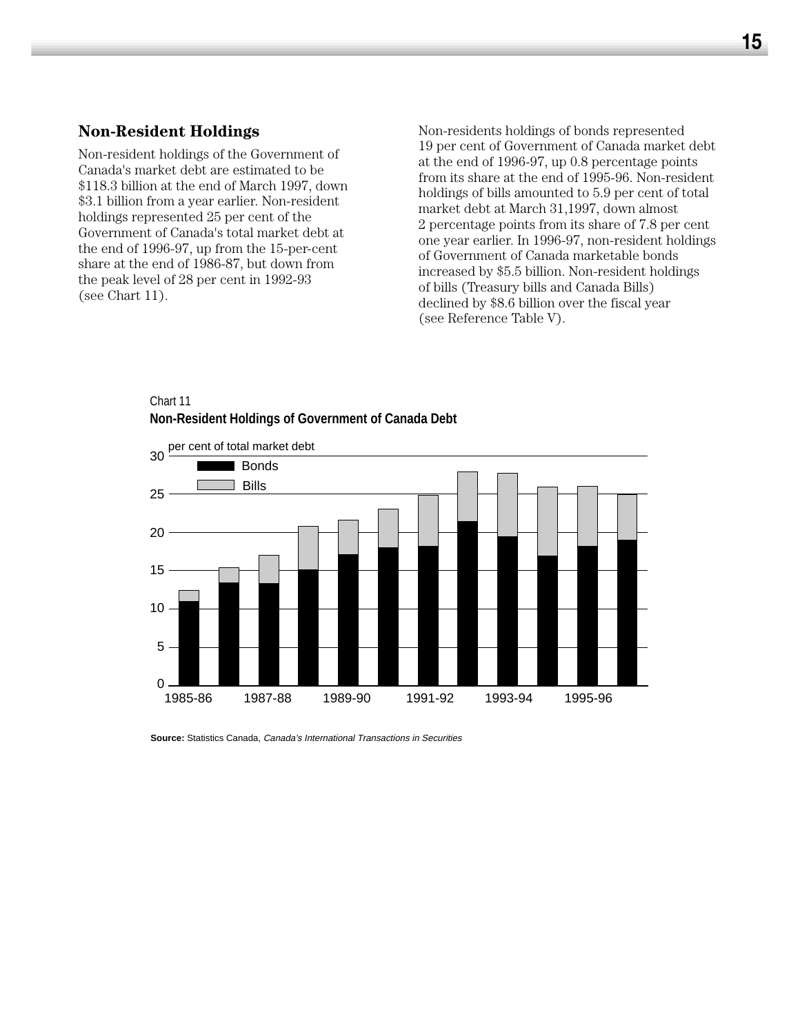## Non-Resident Holdings

Non-resident holdings of the Government of Canada's market debt are estimated to be $118.3 billion at the end of March 1997, down $3.1 billion from a year earlier. Non-resident holdings represented 25 per cent of the Government of Canada's total market debt at the end of 1996-97, up from the 15-per-cent share at the end of 1986-87, but down from the peak level of 28 per cent in 1992-93 (see Chart 11).

Non-residents holdings of bonds represented 19 per cent of Government of Canada market debt at the end of 1996-97, up 0.8 percentage points from its share at the end of 1995-96. Non-resident holdings of bills amounted to 5.9 per cent of total market debt at March 31,1997, down almost 2 percentage points from its share of 7.8 per cent one year earlier. In 1996-97, non-resident holdings of Government of Canada marketable bonds increased by $5.5 billion. Non-resident holdings of bills (Treasury bills and Canada Bills) declined by $8.6 billion over the fiscal year (see Reference Table V).

Chart 11

**Non-Resident Holdings of Government of Canada Debt**

per cent of total market debt

Bonds

Bills

30, 25, 20, 15, 10, 5, 0

1985-86, 1987-88, 1989-90, 1991-92, 1993-94, 1995-96

**Source:** Statistics Canada, *Canada's International Transactions in Securities*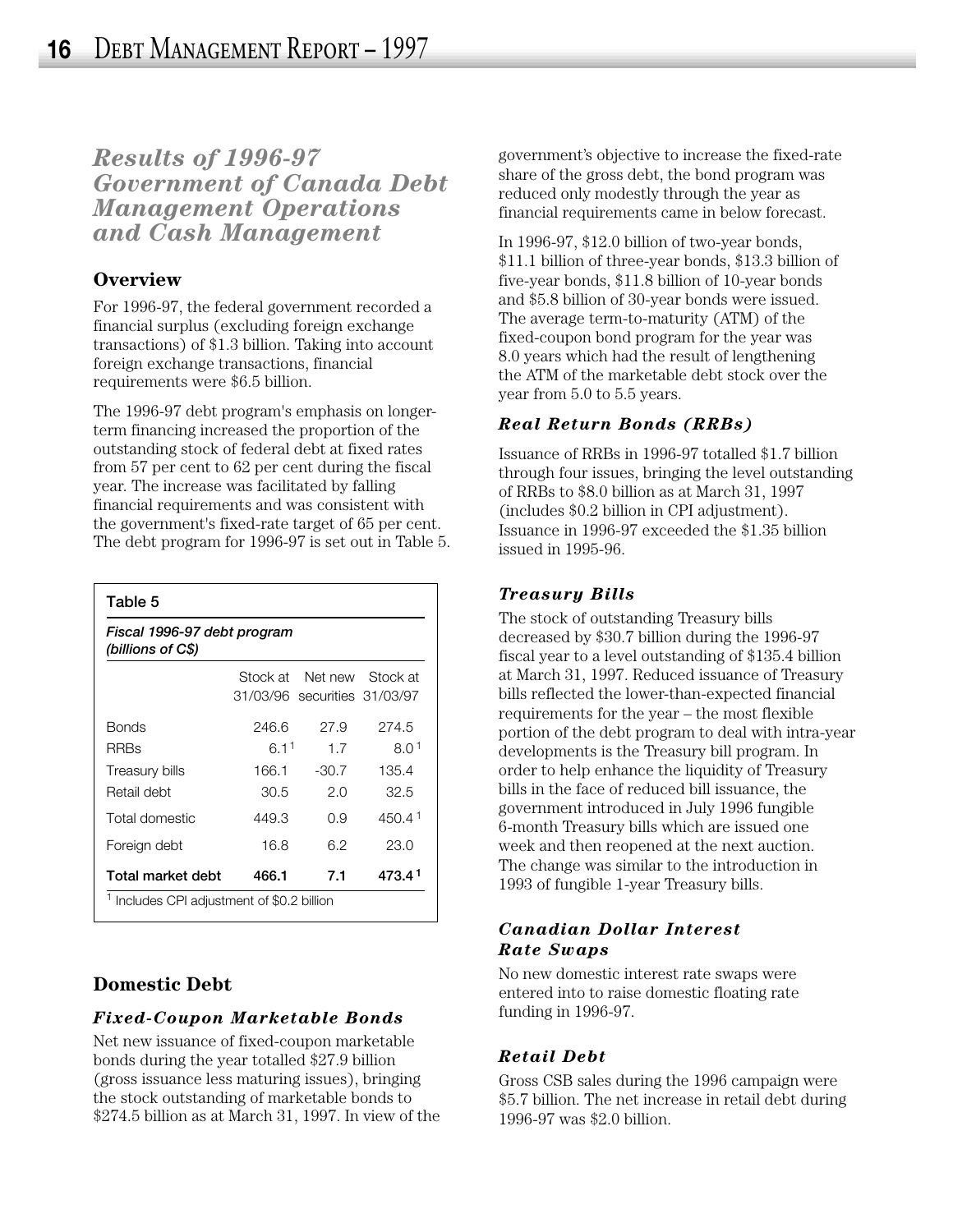## Results of 1996-97 Government of Canada Debt Management Operations and Cash Management

### Overview

For 1996-97, the federal government recorded a financial surplus (excluding foreign exchange transactions) of $1.3 billion. Taking into account foreign exchange transactions, financial requirements were $6.5 billion.

The 1996-97 debt program's emphasis on longer-term financing increased the proportion of the outstanding stock of federal debt at fixed rates from 57 per cent to 62 per cent during the fiscal year. The increase was facilitated by falling financial requirements and was consistent with the government's fixed-rate target of 65 per cent. The debt program for 1996-97 is set out in Table 5.

**Table 5**

*Fiscal 1996-97 debt program (billions of C$)*

| | Stock at 31/03/96 | Net new securities | Stock at 31/03/97 |
|---|---|---|---|
| Bonds | 246.6 | 27.9 | 274.5 |
| RRBs | 6.1[1] | 1.7 | 8.0[1] |
| Treasury bills | 166.1 | -30.7 | 135.4 |
| Retail debt | 30.5 | 2.0 | 32.5 |
| Total domestic | 449.3 | 0.9 | 450.4[1] |
| Foreign debt | 16.8 | 6.2 | 23.0 |
| **Total market debt** | **466.1** | **7.1** | **473.4[1]** |

[1] Includes CPI adjustment of $0.2 billion

### Domestic Debt

#### *Fixed-Coupon Marketable Bonds*

Net new issuance of fixed-coupon marketable bonds during the year totalled $27.9 billion (gross issuance less maturing issues), bringing the stock outstanding of marketable bonds to $274.5 billion as at March 31, 1997. In view of the government's objective to increase the fixed-rate share of the gross debt, the bond program was reduced only modestly through the year as financial requirements came in below forecast.

In 1996-97, $12.0 billion of two-year bonds, $11.1 billion of three-year bonds, $13.3 billion of five-year bonds, $11.8 billion of 10-year bonds and $5.8 billion of 30-year bonds were issued. The average term-to-maturity (ATM) of the fixed-coupon bond program for the year was 8.0 years which had the result of lengthening the ATM of the marketable debt stock over the year from 5.0 to 5.5 years.

#### *Real Return Bonds (RRBs)*

Issuance of RRBs in 1996-97 totalled $1.7 billion through four issues, bringing the level outstanding of RRBs to $8.0 billion as at March 31, 1997 (includes $0.2 billion in CPI adjustment). Issuance in 1996-97 exceeded the $1.35 billion issued in 1995-96.

#### *Treasury Bills*

The stock of outstanding Treasury bills decreased by $30.7 billion during the 1996-97 fiscal year to a level outstanding of $135.4 billion at March 31, 1997. Reduced issuance of Treasury bills reflected the lower-than-expected financial requirements for the year – the most flexible portion of the debt program to deal with intra-year developments is the Treasury bill program. In order to help enhance the liquidity of Treasury bills in the face of reduced bill issuance, the government introduced in July 1996 fungible 6-month Treasury bills which are issued one week and then reopened at the next auction. The change was similar to the introduction in 1993 of fungible 1-year Treasury bills.

#### *Canadian Dollar Interest Rate Swaps*

No new domestic interest rate swaps were entered into to raise domestic floating rate funding in 1996-97.

#### *Retail Debt*

Gross CSB sales during the 1996 campaign were $5.7 billion. The net increase in retail debt during 1996-97 was $2.0 billion.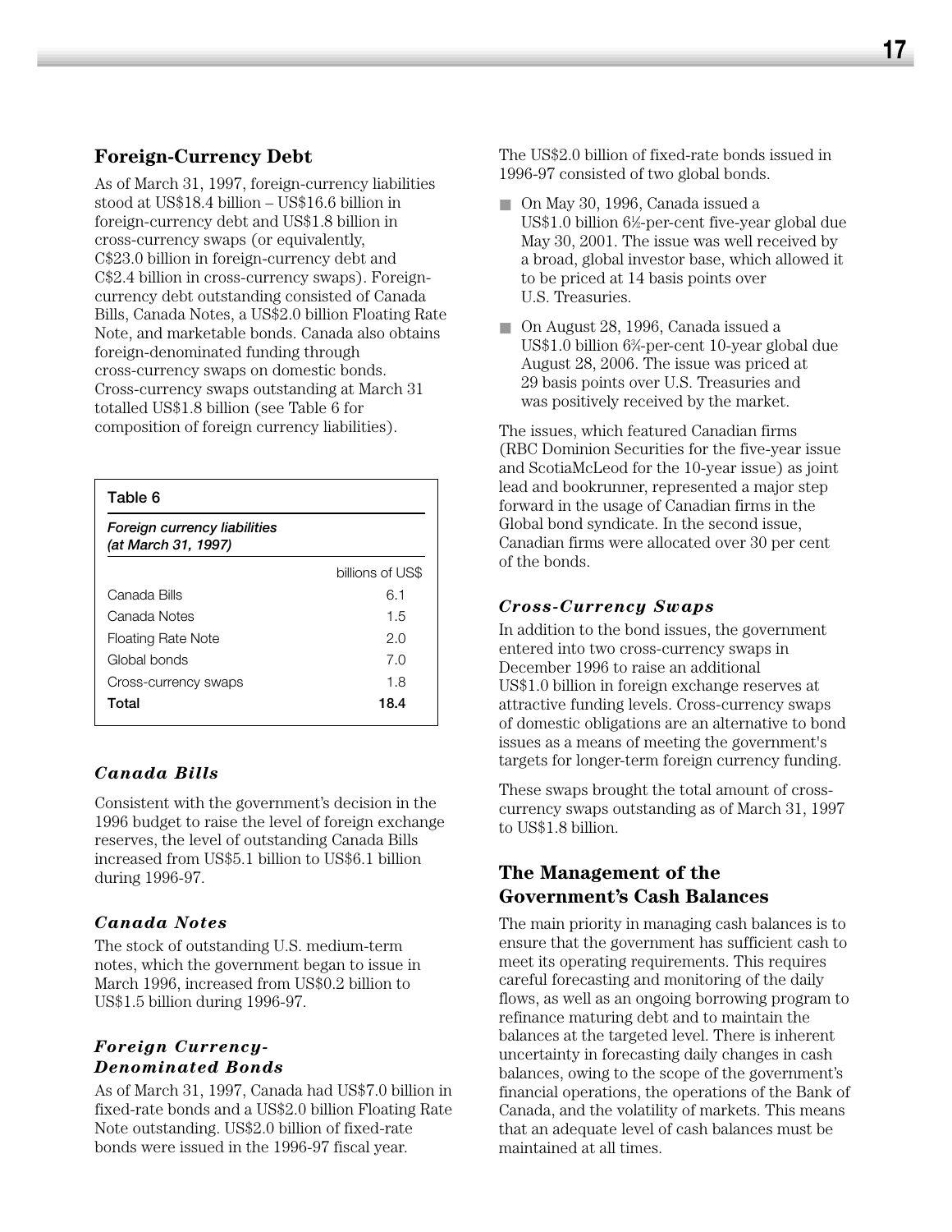## Foreign-Currency Debt

As of March 31, 1997, foreign-currency liabilities stood at US$18.4 billion – US$16.6 billion in foreign-currency debt and US$1.8 billion in cross-currency swaps (or equivalently, C$23.0 billion in foreign-currency debt and C$2.4 billion in cross-currency swaps). Foreign-currency debt outstanding consisted of Canada Bills, Canada Notes, a US$2.0 billion Floating Rate Note, and marketable bonds. Canada also obtains foreign-denominated funding through cross-currency swaps on domestic bonds. Cross-currency swaps outstanding at March 31 totalled US$1.8 billion (see Table 6 for composition of foreign currency liabilities).

**Table 6**

*Foreign currency liabilities (at March 31, 1997)*

| | billions of US$ |
|---|---|
| Canada Bills | 6.1 |
| Canada Notes | 1.5 |
| Floating Rate Note | 2.0 |
| Global bonds | 7.0 |
| Cross-currency swaps | 1.8 |
| **Total** | **18.4** |

### *Canada Bills*

Consistent with the government's decision in the 1996 budget to raise the level of foreign exchange reserves, the level of outstanding Canada Bills increased from US$5.1 billion to US$6.1 billion during 1996-97.

### *Canada Notes*

The stock of outstanding U.S. medium-term notes, which the government began to issue in March 1996, increased from US$0.2 billion to US$1.5 billion during 1996-97.

### *Foreign Currency-Denominated Bonds*

As of March 31, 1997, Canada had US$7.0 billion in fixed-rate bonds and a US$2.0 billion Floating Rate Note outstanding. US$2.0 billion of fixed-rate bonds were issued in the 1996-97 fiscal year.

The US$2.0 billion of fixed-rate bonds issued in 1996-97 consisted of two global bonds.

- On May 30, 1996, Canada issued a US$1.0 billion 6½-per-cent five-year global due May 30, 2001. The issue was well received by a broad, global investor base, which allowed it to be priced at 14 basis points over U.S. Treasuries.
- On August 28, 1996, Canada issued a US$1.0 billion 6¾-per-cent 10-year global due August 28, 2006. The issue was priced at 29 basis points over U.S. Treasuries and was positively received by the market.

The issues, which featured Canadian firms (RBC Dominion Securities for the five-year issue and ScotiaMcLeod for the 10-year issue) as joint lead and bookrunner, represented a major step forward in the usage of Canadian firms in the Global bond syndicate. In the second issue, Canadian firms were allocated over 30 per cent of the bonds.

### *Cross-Currency Swaps*

In addition to the bond issues, the government entered into two cross-currency swaps in December 1996 to raise an additional US$1.0 billion in foreign exchange reserves at attractive funding levels. Cross-currency swaps of domestic obligations are an alternative to bond issues as a means of meeting the government's targets for longer-term foreign currency funding.

These swaps brought the total amount of cross-currency swaps outstanding as of March 31, 1997 to US$1.8 billion.

## The Management of the Government's Cash Balances

The main priority in managing cash balances is to ensure that the government has sufficient cash to meet its operating requirements. This requires careful forecasting and monitoring of the daily flows, as well as an ongoing borrowing program to refinance maturing debt and to maintain the balances at the targeted level. There is inherent uncertainty in forecasting daily changes in cash balances, owing to the scope of the government's financial operations, the operations of the Bank of Canada, and the volatility of markets. This means that an adequate level of cash balances must be maintained at all times.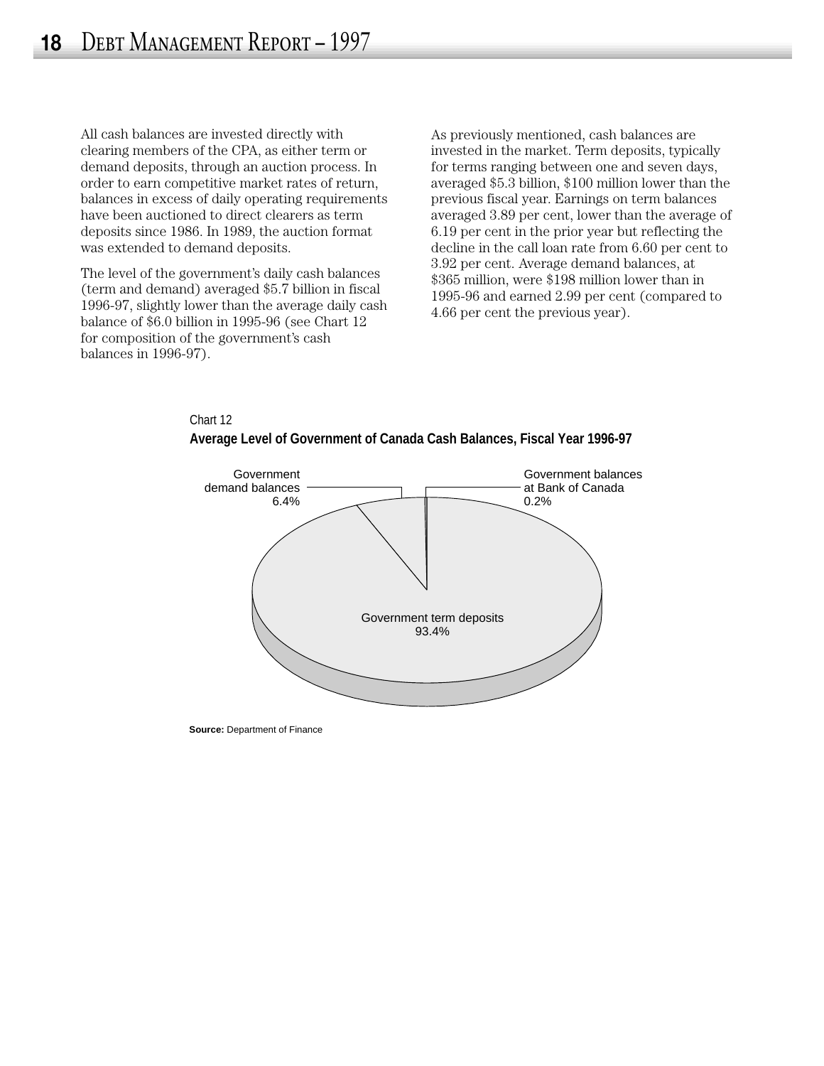All cash balances are invested directly with clearing members of the CPA, as either term or demand deposits, through an auction process. In order to earn competitive market rates of return, balances in excess of daily operating requirements have been auctioned to direct clearers as term deposits since 1986. In 1989, the auction format was extended to demand deposits.

The level of the government's daily cash balances (term and demand) averaged $5.7 billion in fiscal 1996-97, slightly lower than the average daily cash balance of $6.0 billion in 1995-96 (see Chart 12 for composition of the government's cash balances in 1996-97).

As previously mentioned, cash balances are invested in the market. Term deposits, typically for terms ranging between one and seven days, averaged $5.3 billion, $100 million lower than the previous fiscal year. Earnings on term balances averaged 3.89 per cent, lower than the average of 6.19 per cent in the prior year but reflecting the decline in the call loan rate from 6.60 per cent to 3.92 per cent. Average demand balances, at $365 million, were $198 million lower than in 1995-96 and earned 2.99 per cent (compared to 4.66 per cent the previous year).

Chart 12

**Average Level of Government of Canada Cash Balances, Fiscal Year 1996-97**

Government demand balances 6.4%

Government balances at Bank of Canada 0.2%

Government term deposits 93.4%

**Source:** Department of Finance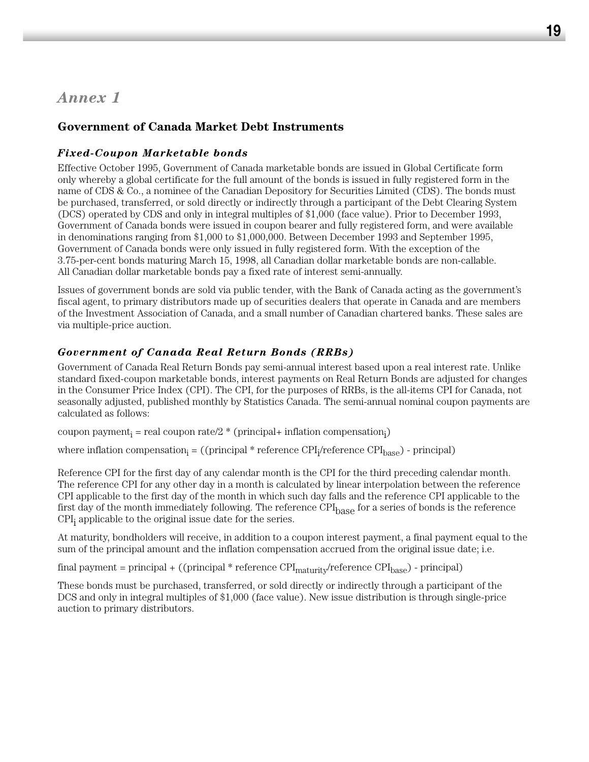# *Annex 1*

## Government of Canada Market Debt Instruments

### *Fixed-Coupon Marketable bonds*

Effective October 1995, Government of Canada marketable bonds are issued in Global Certificate form only whereby a global certificate for the full amount of the bonds is issued in fully registered form in the name of CDS & Co., a nominee of the Canadian Depository for Securities Limited (CDS). The bonds must be purchased, transferred, or sold directly or indirectly through a participant of the Debt Clearing System (DCS) operated by CDS and only in integral multiples of $1,000 (face value). Prior to December 1993, Government of Canada bonds were issued in coupon bearer and fully registered form, and were available in denominations ranging from $1,000 to $1,000,000. Between December 1993 and September 1995, Government of Canada bonds were only issued in fully registered form. With the exception of the 3.75-per-cent bonds maturing March 15, 1998, all Canadian dollar marketable bonds are non-callable. All Canadian dollar marketable bonds pay a fixed rate of interest semi-annually.

Issues of government bonds are sold via public tender, with the Bank of Canada acting as the government's fiscal agent, to primary distributors made up of securities dealers that operate in Canada and are members of the Investment Association of Canada, and a small number of Canadian chartered banks. These sales are via multiple-price auction.

### *Government of Canada Real Return Bonds (RRBs)*

Government of Canada Real Return Bonds pay semi-annual interest based upon a real interest rate. Unlike standard fixed-coupon marketable bonds, interest payments on Real Return Bonds are adjusted for changes in the Consumer Price Index (CPI). The CPI, for the purposes of RRBs, is the all-items CPI for Canada, not seasonally adjusted, published monthly by Statistics Canada. The semi-annual nominal coupon payments are calculated as follows:

$\text{coupon payment}_i = \text{real coupon rate}/2 * (\text{principal} + \text{inflation compensation}_i)$

where $\text{inflation compensation}_i = ((\text{principal} * \text{reference CPI}_i/\text{reference CPI}_{base}) - \text{principal})$

Reference CPI for the first day of any calendar month is the CPI for the third preceding calendar month. The reference CPI for any other day in a month is calculated by linear interpolation between the reference CPI applicable to the first day of the month in which such day falls and the reference CPI applicable to the first day of the month immediately following. The reference $\text{CPI}_{base}$ for a series of bonds is the reference $\text{CPI}_i$ applicable to the original issue date for the series.

At maturity, bondholders will receive, in addition to a coupon interest payment, a final payment equal to the sum of the principal amount and the inflation compensation accrued from the original issue date; i.e.

$\text{final payment} = \text{principal} + ((\text{principal} * \text{reference CPI}_{maturity}/\text{reference CPI}_{base}) - \text{principal})$

These bonds must be purchased, transferred, or sold directly or indirectly through a participant of the DCS and only in integral multiples of $1,000 (face value). New issue distribution is through single-price auction to primary distributors.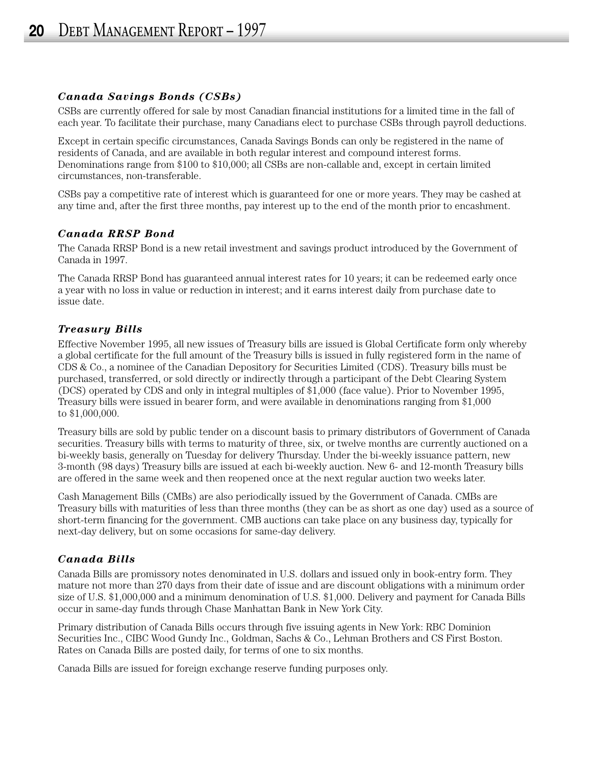### *Canada Savings Bonds (CSBs)*

CSBs are currently offered for sale by most Canadian financial institutions for a limited time in the fall of each year. To facilitate their purchase, many Canadians elect to purchase CSBs through payroll deductions.

Except in certain specific circumstances, Canada Savings Bonds can only be registered in the name of residents of Canada, and are available in both regular interest and compound interest forms. Denominations range from $100 to $10,000; all CSBs are non-callable and, except in certain limited circumstances, non-transferable.

CSBs pay a competitive rate of interest which is guaranteed for one or more years. They may be cashed at any time and, after the first three months, pay interest up to the end of the month prior to encashment.

### *Canada RRSP Bond*

The Canada RRSP Bond is a new retail investment and savings product introduced by the Government of Canada in 1997.

The Canada RRSP Bond has guaranteed annual interest rates for 10 years; it can be redeemed early once a year with no loss in value or reduction in interest; and it earns interest daily from purchase date to issue date.

### *Treasury Bills*

Effective November 1995, all new issues of Treasury bills are issued is Global Certificate form only whereby a global certificate for the full amount of the Treasury bills is issued in fully registered form in the name of CDS & Co., a nominee of the Canadian Depository for Securities Limited (CDS). Treasury bills must be purchased, transferred, or sold directly or indirectly through a participant of the Debt Clearing System (DCS) operated by CDS and only in integral multiples of $1,000 (face value). Prior to November 1995, Treasury bills were issued in bearer form, and were available in denominations ranging from $1,000 to $1,000,000.

Treasury bills are sold by public tender on a discount basis to primary distributors of Government of Canada securities. Treasury bills with terms to maturity of three, six, or twelve months are currently auctioned on a bi-weekly basis, generally on Tuesday for delivery Thursday. Under the bi-weekly issuance pattern, new 3-month (98 days) Treasury bills are issued at each bi-weekly auction. New 6- and 12-month Treasury bills are offered in the same week and then reopened once at the next regular auction two weeks later.

Cash Management Bills (CMBs) are also periodically issued by the Government of Canada. CMBs are Treasury bills with maturities of less than three months (they can be as short as one day) used as a source of short-term financing for the government. CMB auctions can take place on any business day, typically for next-day delivery, but on some occasions for same-day delivery.

### *Canada Bills*

Canada Bills are promissory notes denominated in U.S. dollars and issued only in book-entry form. They mature not more than 270 days from their date of issue and are discount obligations with a minimum order size of U.S. $1,000,000 and a minimum denomination of U.S. $1,000. Delivery and payment for Canada Bills occur in same-day funds through Chase Manhattan Bank in New York City.

Primary distribution of Canada Bills occurs through five issuing agents in New York: RBC Dominion Securities Inc., CIBC Wood Gundy Inc., Goldman, Sachs & Co., Lehman Brothers and CS First Boston. Rates on Canada Bills are posted daily, for terms of one to six months.

Canada Bills are issued for foreign exchange reserve funding purposes only.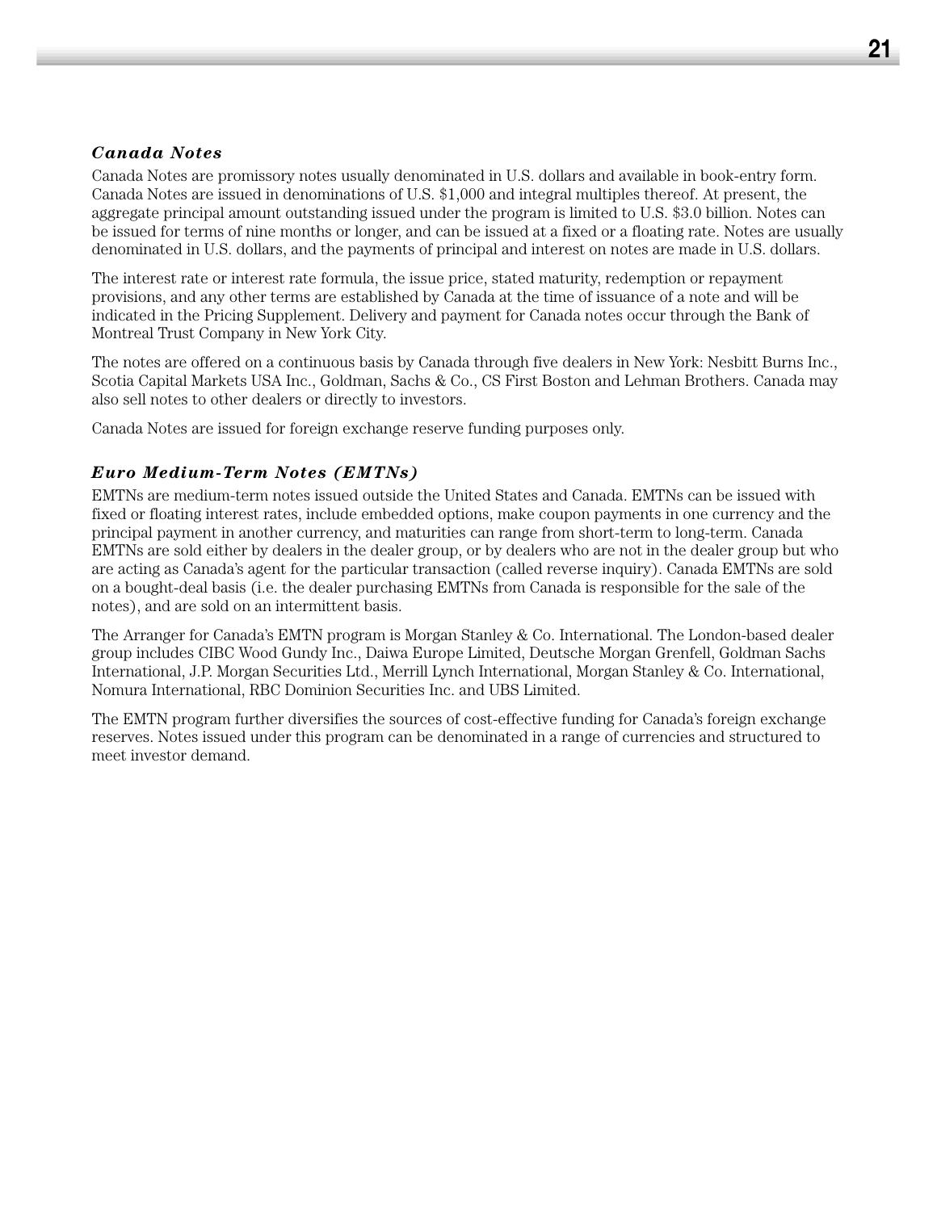### *Canada Notes*

Canada Notes are promissory notes usually denominated in U.S. dollars and available in book-entry form. Canada Notes are issued in denominations of U.S. $1,000 and integral multiples thereof. At present, the aggregate principal amount outstanding issued under the program is limited to U.S. $3.0 billion. Notes can be issued for terms of nine months or longer, and can be issued at a fixed or a floating rate. Notes are usually denominated in U.S. dollars, and the payments of principal and interest on notes are made in U.S. dollars.

The interest rate or interest rate formula, the issue price, stated maturity, redemption or repayment provisions, and any other terms are established by Canada at the time of issuance of a note and will be indicated in the Pricing Supplement. Delivery and payment for Canada notes occur through the Bank of Montreal Trust Company in New York City.

The notes are offered on a continuous basis by Canada through five dealers in New York: Nesbitt Burns Inc., Scotia Capital Markets USA Inc., Goldman, Sachs & Co., CS First Boston and Lehman Brothers. Canada may also sell notes to other dealers or directly to investors.

Canada Notes are issued for foreign exchange reserve funding purposes only.

### *Euro Medium-Term Notes (EMTNs)*

EMTNs are medium-term notes issued outside the United States and Canada. EMTNs can be issued with fixed or floating interest rates, include embedded options, make coupon payments in one currency and the principal payment in another currency, and maturities can range from short-term to long-term. Canada EMTNs are sold either by dealers in the dealer group, or by dealers who are not in the dealer group but who are acting as Canada's agent for the particular transaction (called reverse inquiry). Canada EMTNs are sold on a bought-deal basis (i.e. the dealer purchasing EMTNs from Canada is responsible for the sale of the notes), and are sold on an intermittent basis.

The Arranger for Canada's EMTN program is Morgan Stanley & Co. International. The London-based dealer group includes CIBC Wood Gundy Inc., Daiwa Europe Limited, Deutsche Morgan Grenfell, Goldman Sachs International, J.P. Morgan Securities Ltd., Merrill Lynch International, Morgan Stanley & Co. International, Nomura International, RBC Dominion Securities Inc. and UBS Limited.

The EMTN program further diversifies the sources of cost-effective funding for Canada's foreign exchange reserves. Notes issued under this program can be denominated in a range of currencies and structured to meet investor demand.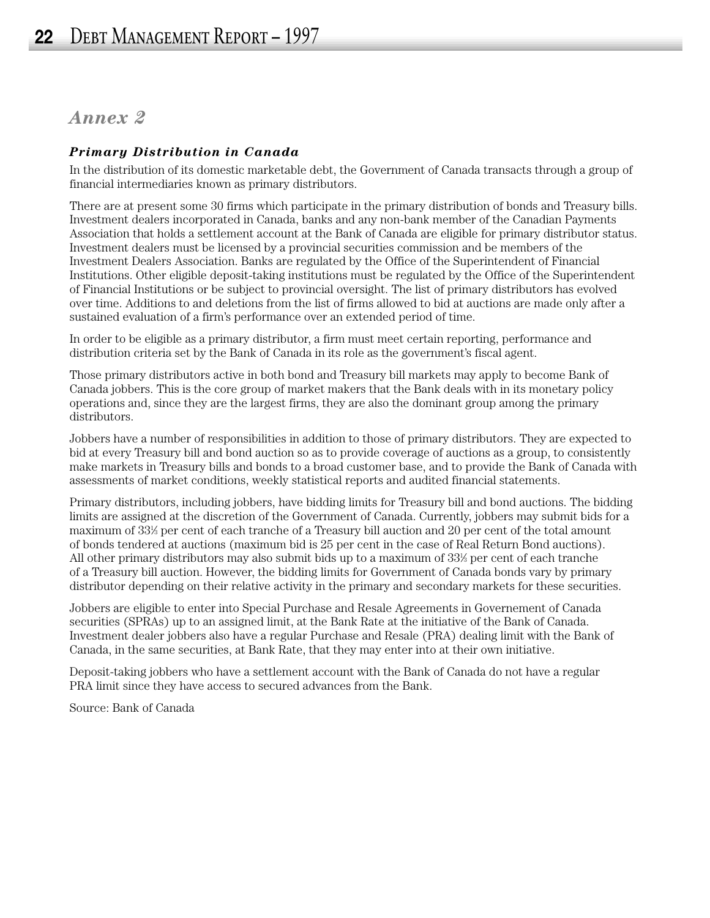## *Annex 2*

### ***Primary Distribution in Canada***

In the distribution of its domestic marketable debt, the Government of Canada transacts through a group of financial intermediaries known as primary distributors.

There are at present some 30 firms which participate in the primary distribution of bonds and Treasury bills. Investment dealers incorporated in Canada, banks and any non-bank member of the Canadian Payments Association that holds a settlement account at the Bank of Canada are eligible for primary distributor status. Investment dealers must be licensed by a provincial securities commission and be members of the Investment Dealers Association. Banks are regulated by the Office of the Superintendent of Financial Institutions. Other eligible deposit-taking institutions must be regulated by the Office of the Superintendent of Financial Institutions or be subject to provincial oversight. The list of primary distributors has evolved over time. Additions to and deletions from the list of firms allowed to bid at auctions are made only after a sustained evaluation of a firm's performance over an extended period of time.

In order to be eligible as a primary distributor, a firm must meet certain reporting, performance and distribution criteria set by the Bank of Canada in its role as the government's fiscal agent.

Those primary distributors active in both bond and Treasury bill markets may apply to become Bank of Canada jobbers. This is the core group of market makers that the Bank deals with in its monetary policy operations and, since they are the largest firms, they are also the dominant group among the primary distributors.

Jobbers have a number of responsibilities in addition to those of primary distributors. They are expected to bid at every Treasury bill and bond auction so as to provide coverage of auctions as a group, to consistently make markets in Treasury bills and bonds to a broad customer base, and to provide the Bank of Canada with assessments of market conditions, weekly statistical reports and audited financial statements.

Primary distributors, including jobbers, have bidding limits for Treasury bill and bond auctions. The bidding limits are assigned at the discretion of the Government of Canada. Currently, jobbers may submit bids for a maximum of 33⅓ per cent of each tranche of a Treasury bill auction and 20 per cent of the total amount of bonds tendered at auctions (maximum bid is 25 per cent in the case of Real Return Bond auctions). All other primary distributors may also submit bids up to a maximum of 33⅓ per cent of each tranche of a Treasury bill auction. However, the bidding limits for Government of Canada bonds vary by primary distributor depending on their relative activity in the primary and secondary markets for these securities.

Jobbers are eligible to enter into Special Purchase and Resale Agreements in Governement of Canada securities (SPRAs) up to an assigned limit, at the Bank Rate at the initiative of the Bank of Canada. Investment dealer jobbers also have a regular Purchase and Resale (PRA) dealing limit with the Bank of Canada, in the same securities, at Bank Rate, that they may enter into at their own initiative.

Deposit-taking jobbers who have a settlement account with the Bank of Canada do not have a regular PRA limit since they have access to secured advances from the Bank.

Source: Bank of Canada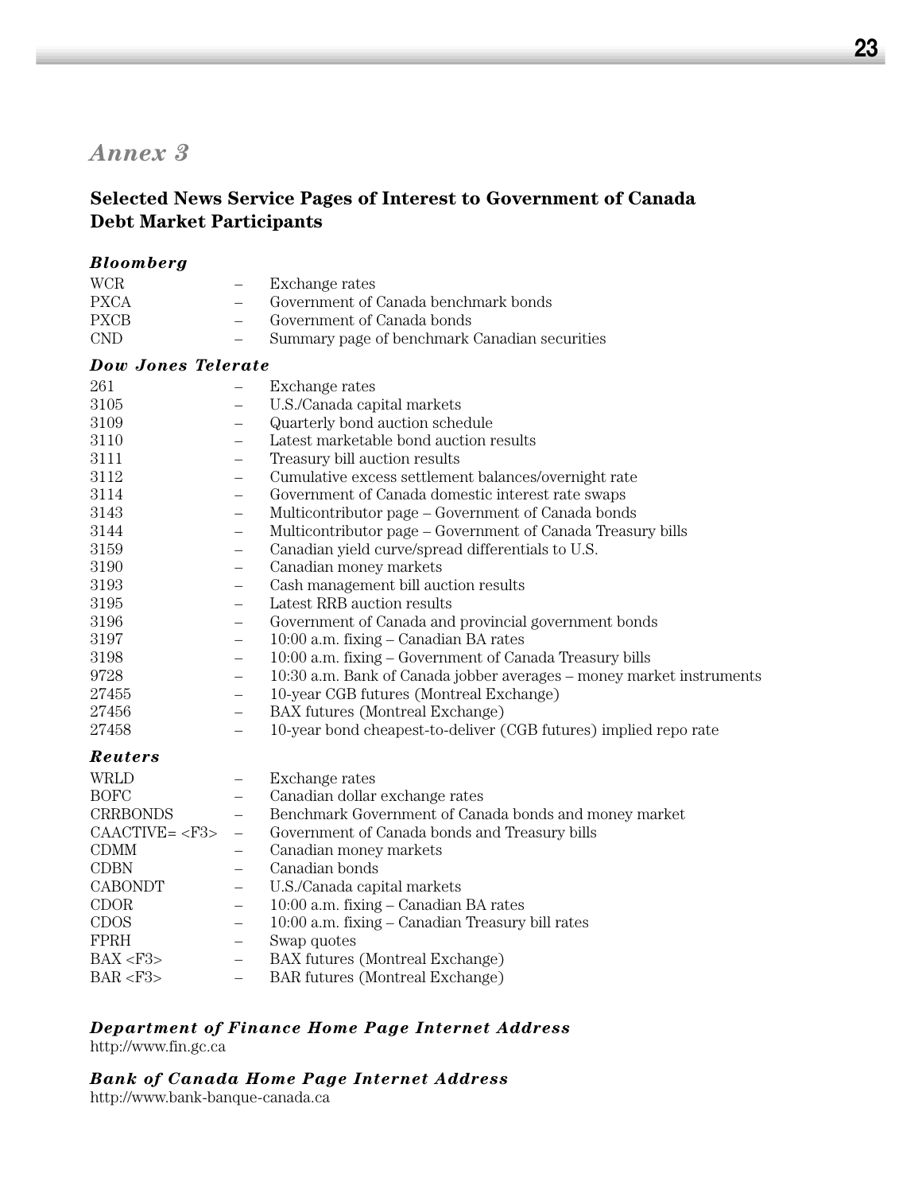## Annex 3

### Selected News Service Pages of Interest to Government of Canada Debt Market Participants

***Bloomberg***

| | | |
|---|---|---|
| WCR | – | Exchange rates |
| PXCA | – | Government of Canada benchmark bonds |
| PXCB | – | Government of Canada bonds |
| CND | – | Summary page of benchmark Canadian securities |

***Dow Jones Telerate***

| | | |
|---|---|---|
| 261 | – | Exchange rates |
| 3105 | – | U.S./Canada capital markets |
| 3109 | – | Quarterly bond auction schedule |
| 3110 | – | Latest marketable bond auction results |
| 3111 | – | Treasury bill auction results |
| 3112 | – | Cumulative excess settlement balances/overnight rate |
| 3114 | – | Government of Canada domestic interest rate swaps |
| 3143 | – | Multicontributor page – Government of Canada bonds |
| 3144 | – | Multicontributor page – Government of Canada Treasury bills |
| 3159 | – | Canadian yield curve/spread differentials to U.S. |
| 3190 | – | Canadian money markets |
| 3193 | – | Cash management bill auction results |
| 3195 | – | Latest RRB auction results |
| 3196 | – | Government of Canada and provincial government bonds |
| 3197 | – | 10:00 a.m. fixing – Canadian BA rates |
| 3198 | – | 10:00 a.m. fixing – Government of Canada Treasury bills |
| 9728 | – | 10:30 a.m. Bank of Canada jobber averages – money market instruments |
| 27455 | – | 10-year CGB futures (Montreal Exchange) |
| 27456 | – | BAX futures (Montreal Exchange) |
| 27458 | – | 10-year bond cheapest-to-deliver (CGB futures) implied repo rate |

***Reuters***

| | | |
|---|---|---|
| WRLD | – | Exchange rates |
| BOFC | – | Canadian dollar exchange rates |
| CRRBONDS | – | Benchmark Government of Canada bonds and money market |
| CAACTIVE= <F3> | – | Government of Canada bonds and Treasury bills |
| CDMM | – | Canadian money markets |
| CDBN | – | Canadian bonds |
| CABONDT | – | U.S./Canada capital markets |
| CDOR | – | 10:00 a.m. fixing – Canadian BA rates |
| CDOS | – | 10:00 a.m. fixing – Canadian Treasury bill rates |
| FPRH | – | Swap quotes |
| BAX <F3> | – | BAX futures (Montreal Exchange) |
| BAR <F3> | – | BAR futures (Montreal Exchange) |

***Department of Finance Home Page Internet Address***

http://www.fin.gc.ca

***Bank of Canada Home Page Internet Address***

http://www.bank-banque-canada.ca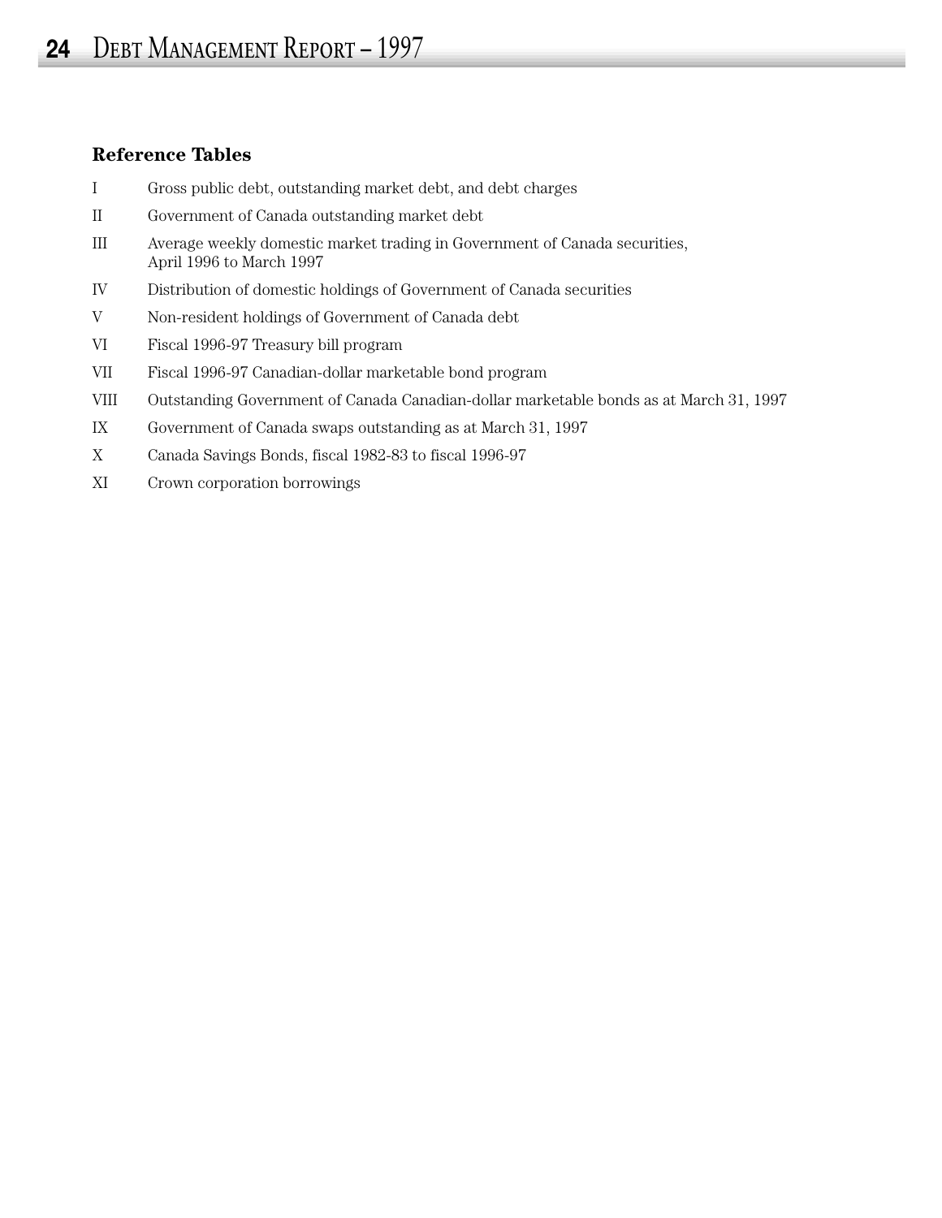### Reference Tables

| | |
|---|---|
| I | Gross public debt, outstanding market debt, and debt charges |
| II | Government of Canada outstanding market debt |
| III | Average weekly domestic market trading in Government of Canada securities, April 1996 to March 1997 |
| IV | Distribution of domestic holdings of Government of Canada securities |
| V | Non-resident holdings of Government of Canada debt |
| VI | Fiscal 1996-97 Treasury bill program |
| VII | Fiscal 1996-97 Canadian-dollar marketable bond program |
| VIII | Outstanding Government of Canada Canadian-dollar marketable bonds as at March 31, 1997 |
| IX | Government of Canada swaps outstanding as at March 31, 1997 |
| X | Canada Savings Bonds, fiscal 1982-83 to fiscal 1996-97 |
| XI | Crown corporation borrowings |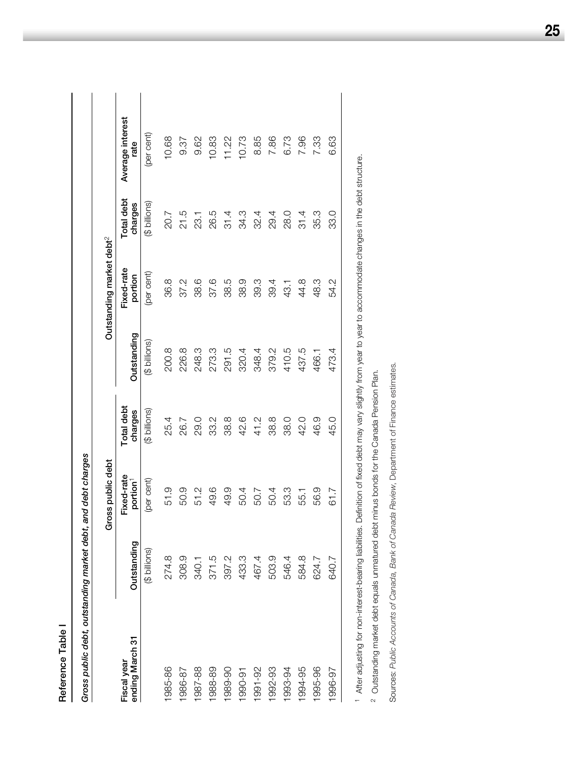## Reference Table I

*Gross public debt, outstanding market debt, and debt charges*

| Fiscal year ending March 31 | Gross public debt | | | Outstanding market debt[2] | | | |
|---|---|---|---|---|---|---|---|
| | Outstanding | Fixed-rate portion[1] | Total debt charges | Outstanding | Fixed-rate portion | Total debt charges | Average interest rate |
| | ($ billions) | (per cent) | ($ billions) | ($ billions) | (per cent) | ($ billions) | (per cent) |
| 1985-86 | 274.8 | 51.9 | 25.4 | 200.8 | 36.8 | 20.7 | 10.68 |
| 1986-87 | 308.9 | 50.9 | 26.7 | 226.8 | 37.2 | 21.5 | 9.37 |
| 1987-88 | 340.1 | 51.2 | 29.0 | 248.3 | 38.6 | 23.1 | 9.62 |
| 1988-89 | 371.5 | 49.6 | 33.2 | 273.3 | 37.6 | 26.5 | 10.83 |
| 1989-90 | 397.2 | 49.9 | 38.8 | 291.5 | 38.5 | 31.4 | 11.22 |
| 1990-91 | 433.3 | 50.4 | 42.6 | 320.4 | 38.9 | 34.3 | 10.73 |
| 1991-92 | 467.4 | 50.7 | 41.2 | 348.4 | 39.3 | 32.4 | 8.85 |
| 1992-93 | 503.9 | 50.4 | 38.8 | 379.2 | 39.4 | 29.4 | 7.86 |
| 1993-94 | 546.4 | 53.3 | 38.0 | 410.5 | 43.1 | 28.0 | 6.73 |
| 1994-95 | 584.8 | 55.1 | 42.0 | 437.5 | 44.8 | 31.4 | 7.96 |
| 1995-96 | 624.7 | 56.9 | 46.9 | 466.1 | 48.3 | 35.3 | 7.33 |
| 1996-97 | 640.7 | 61.7 | 45.0 | 473.4 | 54.2 | 33.0 | 6.63 |

[1] After adjusting for non-interest-bearing liabilities. Definition of fixed debt may vary slightly from year to year to accommodate changes in the debt structure.

[2] Outstanding market debt equals unmatured debt minus bonds for the Canada Pension Plan.

Sources: *Public Accounts of Canada*, *Bank of Canada Review*, Department of Finance estimates.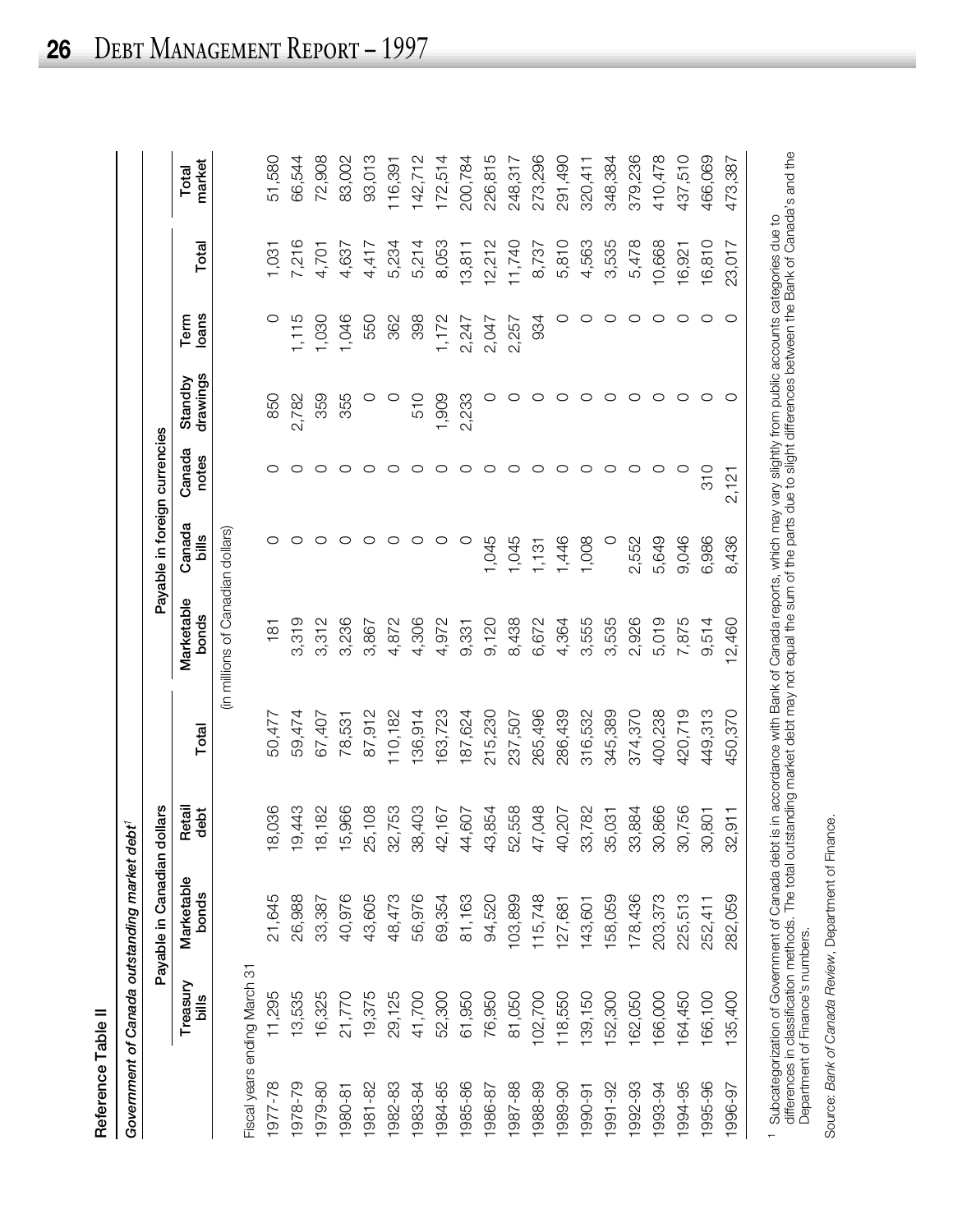**Reference Table II**

*Government of Canada outstanding market debt*[1]

| | Payable in Canadian dollars | | | | Payable in foreign currencies | | | | | | | |
|---|---|---|---|---|---|---|---|---|---|---|---|---|
| | Treasury bills | Marketable bonds | Retail debt | Total | Marketable bonds | Canada bills | Canada notes | Standby drawings | Term loans | Total | Total market |
| | (in millions of Canadian dollars) | | | | | | | | | | |
| Fiscal years ending March 31 | | | | | | | | | | | |
| 1977-78 | 11,295 | 21,645 | 18,036 | 50,477 | 181 | 0 | 0 | 850 | 0 | 1,031 | 51,580 |
| 1978-79 | 13,535 | 26,988 | 19,443 | 59,474 | 3,319 | 0 | 0 | 2,782 | 1,115 | 7,216 | 66,544 |
| 1979-80 | 16,325 | 33,387 | 18,182 | 67,407 | 3,312 | 0 | 0 | 359 | 1,030 | 4,701 | 72,908 |
| 1980-81 | 21,770 | 40,976 | 15,966 | 78,531 | 3,236 | 0 | 0 | 355 | 1,046 | 4,637 | 83,002 |
| 1981-82 | 19,375 | 43,605 | 25,108 | 87,912 | 3,867 | 0 | 0 | 0 | 550 | 4,417 | 93,013 |
| 1982-83 | 29,125 | 48,473 | 32,753 | 110,182 | 4,872 | 0 | 0 | 0 | 362 | 5,234 | 116,391 |
| 1983-84 | 41,700 | 56,976 | 38,403 | 136,914 | 4,306 | 0 | 0 | 510 | 398 | 5,214 | 142,712 |
| 1984-85 | 52,300 | 69,354 | 42,167 | 163,723 | 4,972 | 0 | 0 | 1,909 | 1,172 | 8,053 | 172,514 |
| 1985-86 | 61,950 | 81,163 | 44,607 | 187,624 | 9,331 | 0 | 0 | 2,233 | 2,247 | 13,811 | 200,784 |
| 1986-87 | 76,950 | 94,520 | 43,854 | 215,230 | 9,120 | 1,045 | 0 | 0 | 2,047 | 12,212 | 226,815 |
| 1987-88 | 81,050 | 103,899 | 52,558 | 237,507 | 8,438 | 1,045 | 0 | 0 | 2,257 | 11,740 | 248,317 |
| 1988-89 | 102,700 | 115,748 | 47,048 | 265,496 | 6,672 | 1,131 | 0 | 0 | 934 | 8,737 | 273,296 |
| 1989-90 | 118,550 | 127,681 | 40,207 | 286,439 | 4,364 | 1,446 | 0 | 0 | 0 | 5,810 | 291,490 |
| 1990-91 | 139,150 | 143,601 | 33,782 | 316,532 | 3,555 | 1,008 | 0 | 0 | 0 | 4,563 | 320,411 |
| 1991-92 | 152,300 | 158,059 | 35,031 | 345,389 | 3,535 | 0 | 0 | 0 | 0 | 3,535 | 348,384 |
| 1992-93 | 162,050 | 178,436 | 33,884 | 374,370 | 2,926 | 2,552 | 0 | 0 | 0 | 5,478 | 379,236 |
| 1993-94 | 166,000 | 203,373 | 30,866 | 400,238 | 5,019 | 5,649 | 0 | 0 | 0 | 10,668 | 410,478 |
| 1994-95 | 164,450 | 225,513 | 30,756 | 420,719 | 7,875 | 9,046 | 0 | 0 | 0 | 16,921 | 437,510 |
| 1995-96 | 166,100 | 252,411 | 30,801 | 449,313 | 9,514 | 6,986 | 310 | 0 | 0 | 16,810 | 466,069 |
| 1996-97 | 135,400 | 282,059 | 32,911 | 450,370 | 12,460 | 8,436 | 2,121 | 0 | 0 | 23,017 | 473,387 |

[1] Subcategorization of Government of Canada debt is in accordance with Bank of Canada reports, which may vary slightly from public accounts categories due to differences in classification methods. The total outstanding market debt may not equal the sum of the parts due to slight differences between the Bank of Canada's and the Department of Finance's numbers.

Source: *Bank of Canada Review*, Department of Finance.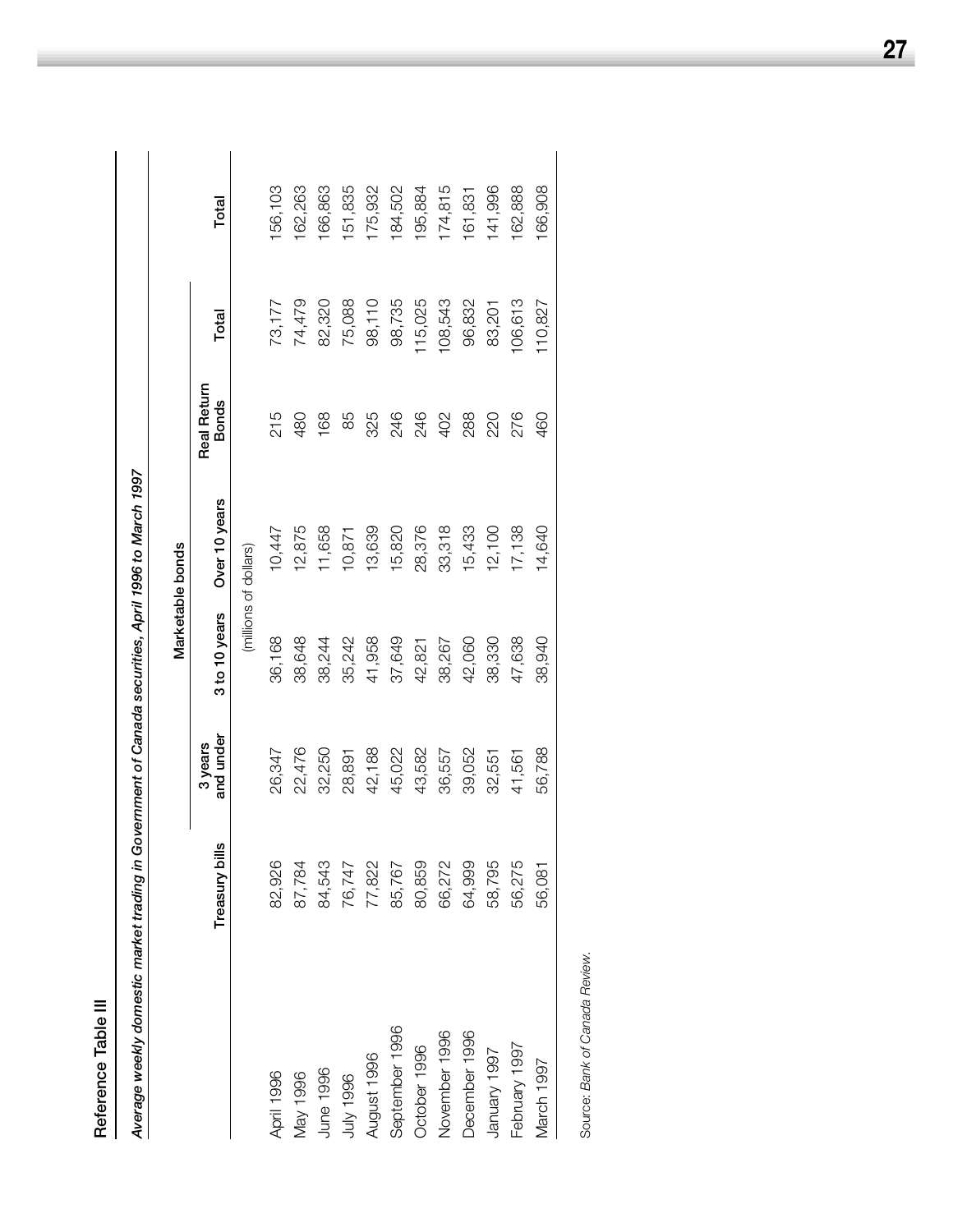## Reference Table III

*Average weekly domestic market trading in Government of Canada securities, April 1996 to March 1997*

| | Treasury bills | Marketable bonds | | | | | Total |
|---|---|---|---|---|---|---|---|
| | | 3 years and under | 3 to 10 years | Over 10 years | Real Return Bonds | Total | |
| | (millions of dollars) | | | | | | |
| April 1996 | 82,926 | 26,347 | 36,168 | 10,447 | 215 | 73,177 | 156,103 |
| May 1996 | 87,784 | 22,476 | 38,648 | 12,875 | 480 | 74,479 | 162,263 |
| June 1996 | 84,543 | 32,250 | 38,244 | 11,658 | 168 | 82,320 | 166,863 |
| July 1996 | 76,747 | 28,891 | 35,242 | 10,871 | 85 | 75,088 | 151,835 |
| August 1996 | 77,822 | 42,188 | 41,958 | 13,639 | 325 | 98,110 | 175,932 |
| September 1996 | 85,767 | 45,022 | 37,649 | 15,820 | 246 | 98,735 | 184,502 |
| October 1996 | 80,859 | 43,582 | 42,821 | 28,376 | 246 | 115,025 | 195,884 |
| November 1996 | 66,272 | 36,557 | 38,267 | 33,318 | 402 | 108,543 | 174,815 |
| December 1996 | 64,999 | 39,052 | 42,060 | 15,433 | 288 | 96,832 | 161,831 |
| January 1997 | 58,795 | 32,551 | 38,330 | 12,100 | 220 | 83,201 | 141,996 |
| February 1997 | 56,275 | 41,561 | 47,638 | 17,138 | 276 | 106,613 | 162,888 |
| March 1997 | 56,081 | 56,788 | 38,940 | 14,640 | 460 | 110,827 | 166,908 |

Source: *Bank of Canada Review.*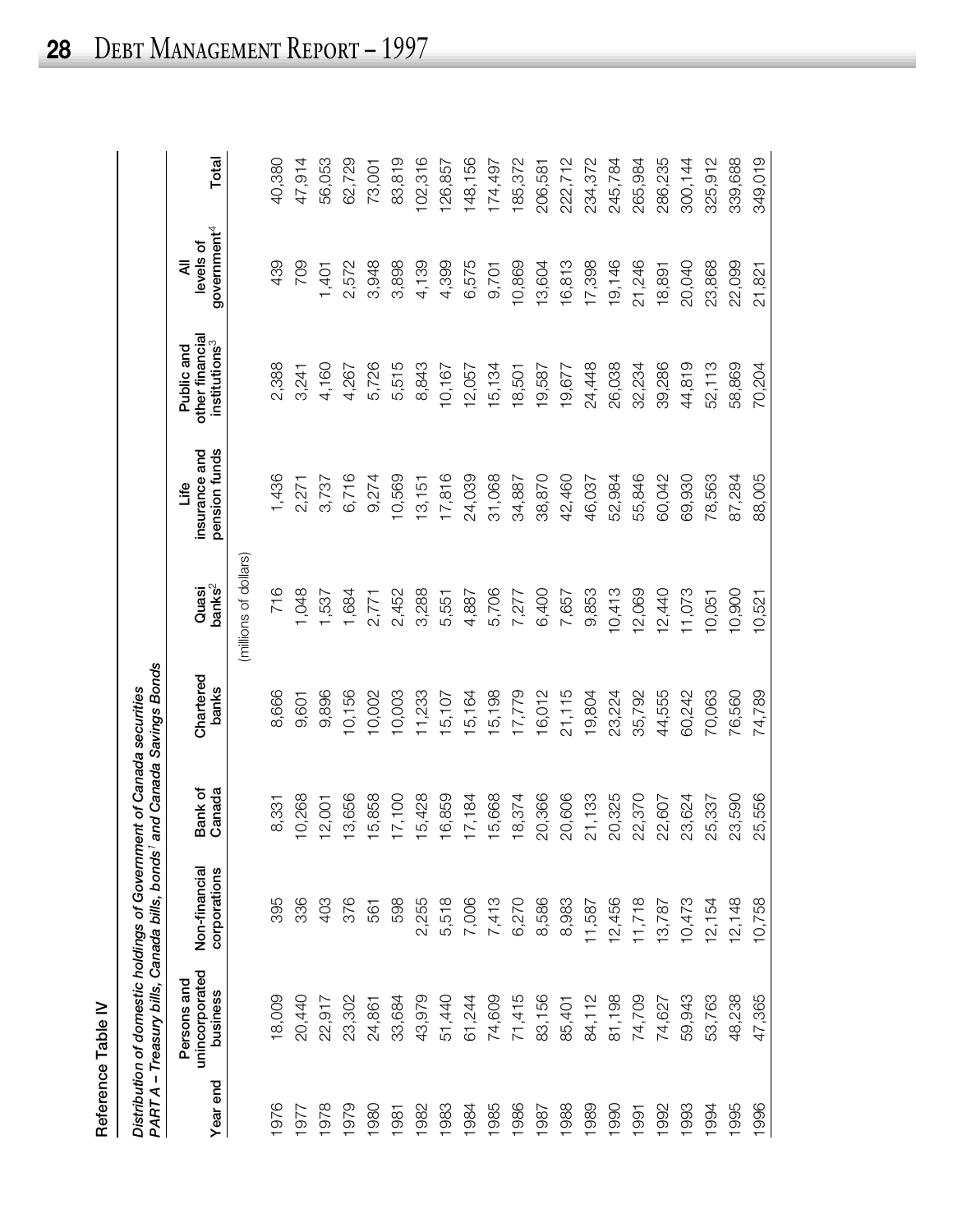Reference Table IV

*Distribution of domestic holdings of Government of Canada securities*
*PART A – Treasury bills, Canada bills, bonds[1] and Canada Savings Bonds*

| Year end | Persons and unincorporated business | Non-financial corporations | Bank of Canada | Chartered banks | Quasi banks[2] | Life insurance and pension funds | Public and other financial institutions[3] | All levels of government[4] | Total |
|---|---|---|---|---|---|---|---|---|---|
| | | | | | (millions of dollars) | | | | |
| 1976 | 18,009 | 395 | 8,331 | 8,666 | 716 | 1,436 | 2,388 | 439 | 40,380 |
| 1977 | 20,440 | 336 | 10,268 | 9,601 | 1,048 | 2,271 | 3,241 | 709 | 47,914 |
| 1978 | 22,917 | 403 | 12,001 | 9,896 | 1,537 | 3,737 | 4,160 | 1,401 | 56,053 |
| 1979 | 23,302 | 376 | 13,656 | 10,156 | 1,684 | 6,716 | 4,267 | 2,572 | 62,729 |
| 1980 | 24,861 | 561 | 15,858 | 10,002 | 2,771 | 9,274 | 5,726 | 3,948 | 73,001 |
| 1981 | 33,684 | 598 | 17,100 | 10,003 | 2,452 | 10,569 | 5,515 | 3,898 | 83,819 |
| 1982 | 43,979 | 2,255 | 15,428 | 11,233 | 3,288 | 13,151 | 8,843 | 4,139 | 102,316 |
| 1983 | 51,440 | 5,518 | 16,859 | 15,107 | 5,551 | 17,816 | 10,167 | 4,399 | 126,857 |
| 1984 | 61,244 | 7,006 | 17,184 | 15,164 | 4,887 | 24,039 | 12,057 | 6,575 | 148,156 |
| 1985 | 74,609 | 7,413 | 15,668 | 15,198 | 5,706 | 31,068 | 15,134 | 9,701 | 174,497 |
| 1986 | 71,415 | 6,270 | 18,374 | 17,779 | 7,277 | 34,887 | 18,501 | 10,869 | 185,372 |
| 1987 | 83,156 | 8,586 | 20,366 | 16,012 | 6,400 | 38,870 | 19,587 | 13,604 | 206,581 |
| 1988 | 85,401 | 8,983 | 20,606 | 21,115 | 7,657 | 42,460 | 19,677 | 16,813 | 222,712 |
| 1989 | 84,112 | 11,587 | 21,133 | 19,804 | 9,853 | 46,037 | 24,448 | 17,398 | 234,372 |
| 1990 | 81,198 | 12,456 | 20,325 | 23,224 | 10,413 | 52,984 | 26,038 | 19,146 | 245,784 |
| 1991 | 74,709 | 11,718 | 22,370 | 35,792 | 12,069 | 55,846 | 32,234 | 21,246 | 265,984 |
| 1992 | 74,627 | 13,787 | 22,607 | 44,555 | 12,440 | 60,042 | 39,286 | 18,891 | 286,235 |
| 1993 | 59,943 | 10,473 | 23,624 | 60,242 | 11,073 | 69,930 | 44,819 | 20,040 | 300,144 |
| 1994 | 53,763 | 12,154 | 25,337 | 70,063 | 10,051 | 78,563 | 52,113 | 23,868 | 325,912 |
| 1995 | 48,238 | 12,148 | 23,590 | 76,560 | 10,900 | 87,284 | 58,869 | 22,099 | 339,688 |
| 1996 | 47,365 | 10,758 | 25,556 | 74,789 | 10,521 | 88,005 | 70,204 | 21,821 | 349,019 |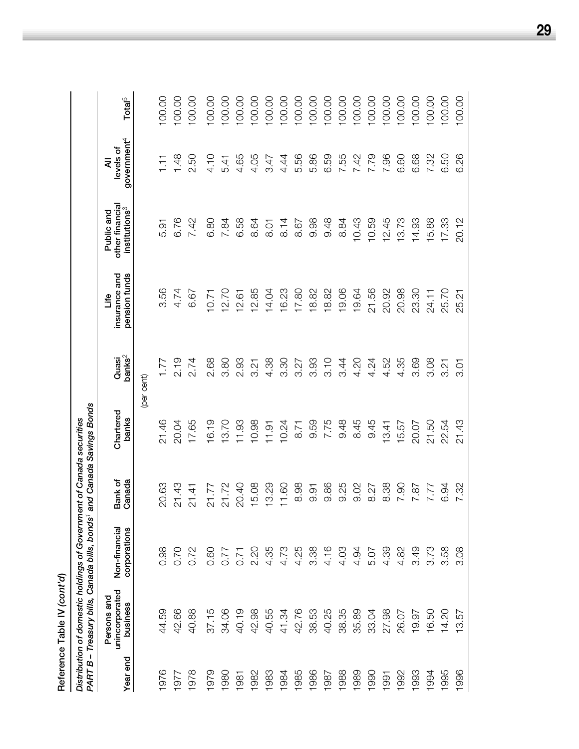Reference Table IV *(cont'd)*

*Distribution of domestic holdings of Government of Canada securities*
*PART B – Treasury bills, Canada bills, bonds[1] and Canada Savings Bonds*

| Year end | Persons and unincorporated business | Non-financial corporations | Bank of Canada | Chartered banks | Quasi banks[2] | Life insurance and pension funds | Public and other financial institutions[3] | All levels of government[4] | Total[5] |
|---|---|---|---|---|---|---|---|---|---|
| | | | | (per cent) | | | | | |
| 1976 | 44.59 | 0.98 | 20.63 | 21.46 | 1.77 | 3.56 | 5.91 | 1.11 | 100.00 |
| 1977 | 42.66 | 0.70 | 21.43 | 20.04 | 2.19 | 4.74 | 6.76 | 1.48 | 100.00 |
| 1978 | 40.88 | 0.72 | 21.41 | 17.65 | 2.74 | 6.67 | 7.42 | 2.50 | 100.00 |
| 1979 | 37.15 | 0.60 | 21.77 | 16.19 | 2.68 | 10.71 | 6.80 | 4.10 | 100.00 |
| 1980 | 34.06 | 0.77 | 21.72 | 13.70 | 3.80 | 12.70 | 7.84 | 5.41 | 100.00 |
| 1981 | 40.19 | 0.71 | 20.40 | 11.93 | 2.93 | 12.61 | 6.58 | 4.65 | 100.00 |
| 1982 | 42.98 | 2.20 | 15.08 | 10.98 | 3.21 | 12.85 | 8.64 | 4.05 | 100.00 |
| 1983 | 40.55 | 4.35 | 13.29 | 11.91 | 4.38 | 14.04 | 8.01 | 3.47 | 100.00 |
| 1984 | 41.34 | 4.73 | 11.60 | 10.24 | 3.30 | 16.23 | 8.14 | 4.44 | 100.00 |
| 1985 | 42.76 | 4.25 | 8.98 | 8.71 | 3.27 | 17.80 | 8.67 | 5.56 | 100.00 |
| 1986 | 38.53 | 3.38 | 9.91 | 9.59 | 3.93 | 18.82 | 9.98 | 5.86 | 100.00 |
| 1987 | 40.25 | 4.16 | 9.86 | 7.75 | 3.10 | 18.82 | 9.48 | 6.59 | 100.00 |
| 1988 | 38.35 | 4.03 | 9.25 | 9.48 | 3.44 | 19.06 | 8.84 | 7.55 | 100.00 |
| 1989 | 35.89 | 4.94 | 9.02 | 8.45 | 4.20 | 19.64 | 10.43 | 7.42 | 100.00 |
| 1990 | 33.04 | 5.07 | 8.27 | 9.45 | 4.24 | 21.56 | 10.59 | 7.79 | 100.00 |
| 1991 | 27.98 | 4.39 | 8.38 | 13.41 | 4.52 | 20.92 | 12.45 | 7.96 | 100.00 |
| 1992 | 26.07 | 4.82 | 7.90 | 15.57 | 4.35 | 20.98 | 13.73 | 6.60 | 100.00 |
| 1993 | 19.97 | 3.49 | 7.87 | 20.07 | 3.69 | 23.30 | 14.93 | 6.68 | 100.00 |
| 1994 | 16.50 | 3.73 | 7.77 | 21.50 | 3.08 | 24.11 | 15.88 | 7.32 | 100.00 |
| 1995 | 14.20 | 3.58 | 6.94 | 22.54 | 3.21 | 25.70 | 17.33 | 6.50 | 100.00 |
| 1996 | 13.57 | 3.08 | 7.32 | 21.43 | 3.01 | 25.21 | 20.12 | 6.26 | 100.00 |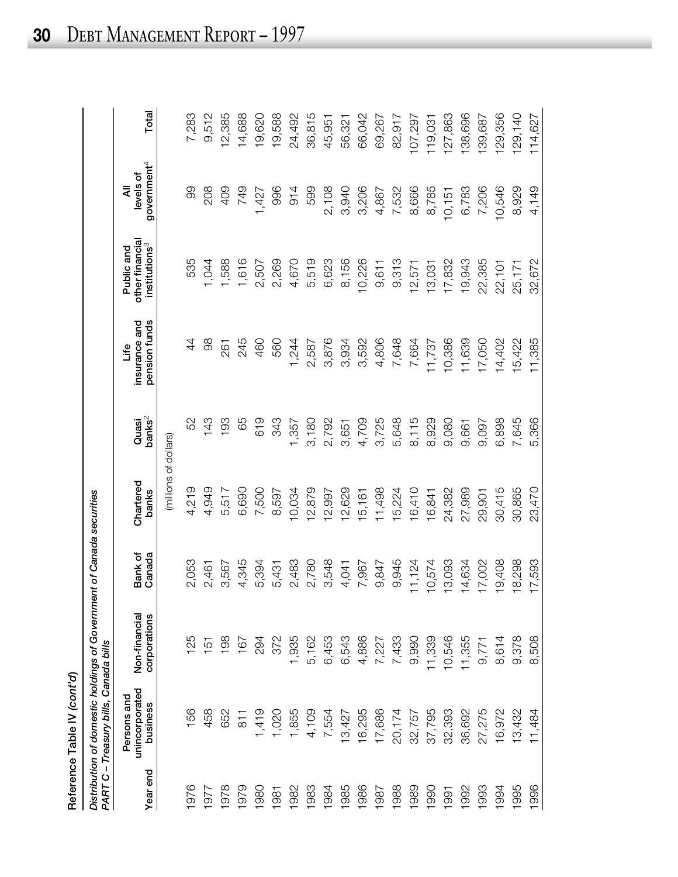Reference Table IV *(cont'd)*

*Distribution of domestic holdings of Government of Canada securities*
*PART C – Treasury bills, Canada bills*

| Year end | Persons and unincorporated business | Non-financial corporations | Bank of Canada | Chartered banks | Quasi banks[2] | Life insurance and pension funds | Public and other financial institutions[3] | All levels of government[4] | Total |
|---|---|---|---|---|---|---|---|---|---|
| | | | | (millions of dollars) | | | | | |
| 1976 | 156 | 125 | 2,053 | 4,219 | 52 | 44 | 535 | 99 | 7,283 |
| 1977 | 458 | 151 | 2,461 | 4,949 | 143 | 98 | 1,044 | 208 | 9,512 |
| 1978 | 652 | 198 | 3,567 | 5,517 | 193 | 261 | 1,588 | 409 | 12,385 |
| 1979 | 811 | 167 | 4,345 | 6,690 | 65 | 245 | 1,616 | 749 | 14,688 |
| 1980 | 1,419 | 294 | 5,394 | 7,500 | 619 | 460 | 2,507 | 1,427 | 19,620 |
| 1981 | 1,020 | 372 | 5,431 | 8,597 | 343 | 560 | 2,269 | 996 | 19,588 |
| 1982 | 1,855 | 1,935 | 2,483 | 10,034 | 1,357 | 1,244 | 4,670 | 914 | 24,492 |
| 1983 | 4,109 | 5,162 | 2,780 | 12,879 | 3,180 | 2,587 | 5,519 | 599 | 36,815 |
| 1984 | 7,554 | 6,453 | 3,548 | 12,997 | 2,792 | 3,876 | 6,623 | 2,108 | 45,951 |
| 1985 | 13,427 | 6,543 | 4,041 | 12,629 | 3,651 | 3,934 | 8,156 | 3,940 | 56,321 |
| 1986 | 16,295 | 4,886 | 7,967 | 15,161 | 4,709 | 3,592 | 10,226 | 3,206 | 66,042 |
| 1987 | 17,686 | 7,227 | 9,847 | 11,498 | 3,725 | 4,806 | 9,611 | 4,867 | 69,267 |
| 1988 | 20,174 | 7,433 | 9,945 | 15,224 | 5,648 | 7,648 | 9,313 | 7,532 | 82,917 |
| 1989 | 32,757 | 9,990 | 11,124 | 16,410 | 8,115 | 7,664 | 12,571 | 8,666 | 107,297 |
| 1990 | 37,795 | 11,339 | 10,574 | 16,841 | 8,929 | 11,737 | 13,031 | 8,785 | 119,031 |
| 1991 | 32,393 | 10,546 | 13,093 | 24,382 | 9,080 | 10,386 | 17,832 | 10,151 | 127,863 |
| 1992 | 36,692 | 11,355 | 14,634 | 27,989 | 9,661 | 11,639 | 19,943 | 6,783 | 138,696 |
| 1993 | 27,275 | 9,771 | 17,002 | 29,901 | 9,097 | 17,050 | 22,385 | 7,206 | 139,687 |
| 1994 | 16,972 | 8,614 | 19,408 | 30,415 | 6,898 | 14,402 | 22,101 | 10,546 | 129,356 |
| 1995 | 13,432 | 9,378 | 18,298 | 30,865 | 7,645 | 15,422 | 25,171 | 8,929 | 129,140 |
| 1996 | 11,484 | 8,508 | 17,593 | 23,470 | 5,366 | 11,385 | 32,672 | 4,149 | 114,627 |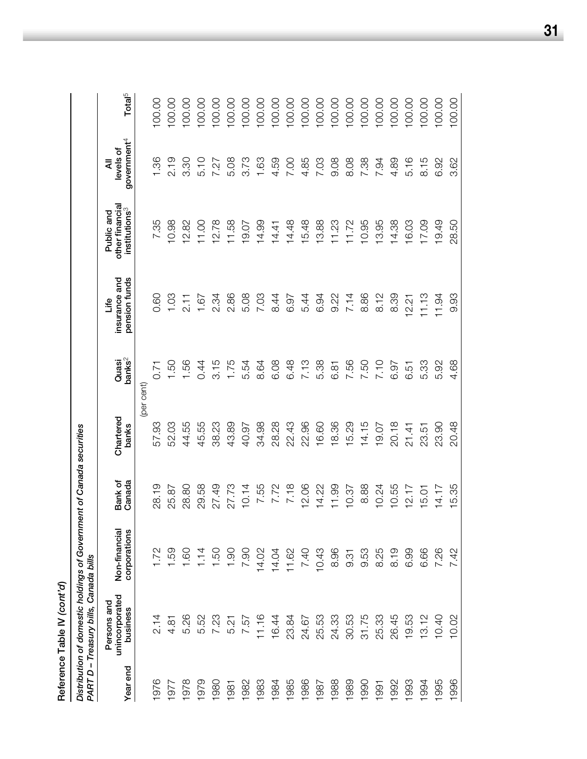Reference Table IV *(cont'd)*

*Distribution of domestic holdings of Government of Canada securities*
*PART D – Treasury bills, Canada bills*

| Year end | Persons and unincorporated business | Non-financial corporations | Bank of Canada | Chartered banks | Quasi banks[2] | Life insurance and pension funds | Public and other financial institutions[3] | All levels of government[4] | Total[5] |
|---|---|---|---|---|---|---|---|---|---|
| | | | | (per cent) | | | | | |
| 1976 | 2.14 | 1.72 | 28.19 | 57.93 | 0.71 | 0.60 | 7.35 | 1.36 | 100.00 |
| 1977 | 4.81 | 1.59 | 25.87 | 52.03 | 1.50 | 1.03 | 10.98 | 2.19 | 100.00 |
| 1978 | 5.26 | 1.60 | 28.80 | 44.55 | 1.56 | 2.11 | 12.82 | 3.30 | 100.00 |
| 1979 | 5.52 | 1.14 | 29.58 | 45.55 | 0.44 | 1.67 | 11.00 | 5.10 | 100.00 |
| 1980 | 7.23 | 1.50 | 27.49 | 38.23 | 3.15 | 2.34 | 12.78 | 7.27 | 100.00 |
| 1981 | 5.21 | 1.90 | 27.73 | 43.89 | 1.75 | 2.86 | 11.58 | 5.08 | 100.00 |
| 1982 | 7.57 | 7.90 | 10.14 | 40.97 | 5.54 | 5.08 | 19.07 | 3.73 | 100.00 |
| 1983 | 11.16 | 14.02 | 7.55 | 34.98 | 8.64 | 7.03 | 14.99 | 1.63 | 100.00 |
| 1984 | 16.44 | 14.04 | 7.72 | 28.28 | 6.08 | 8.44 | 14.41 | 4.59 | 100.00 |
| 1985 | 23.84 | 11.62 | 7.18 | 22.43 | 6.48 | 6.97 | 14.48 | 7.00 | 100.00 |
| 1986 | 24.67 | 7.40 | 12.06 | 22.96 | 7.13 | 5.44 | 15.48 | 4.85 | 100.00 |
| 1987 | 25.53 | 10.43 | 14.22 | 16.60 | 5.38 | 6.94 | 13.88 | 7.03 | 100.00 |
| 1988 | 24.33 | 8.96 | 11.99 | 18.36 | 6.81 | 9.22 | 11.23 | 9.08 | 100.00 |
| 1989 | 30.53 | 9.31 | 10.37 | 15.29 | 7.56 | 7.14 | 11.72 | 8.08 | 100.00 |
| 1990 | 31.75 | 9.53 | 8.88 | 14.15 | 7.50 | 8.86 | 10.95 | 7.38 | 100.00 |
| 1991 | 25.33 | 8.25 | 10.24 | 19.07 | 7.10 | 8.12 | 13.95 | 7.94 | 100.00 |
| 1992 | 26.45 | 8.19 | 10.55 | 20.18 | 6.97 | 8.39 | 14.38 | 4.89 | 100.00 |
| 1993 | 19.53 | 6.99 | 12.17 | 21.41 | 6.51 | 12.21 | 16.03 | 5.16 | 100.00 |
| 1994 | 13.12 | 6.66 | 15.01 | 23.51 | 5.33 | 11.13 | 17.09 | 8.15 | 100.00 |
| 1995 | 10.40 | 7.26 | 14.17 | 23.90 | 5.92 | 11.94 | 19.49 | 6.92 | 100.00 |
| 1996 | 10.02 | 7.42 | 15.35 | 20.48 | 4.68 | 9.93 | 28.50 | 3.62 | 100.00 |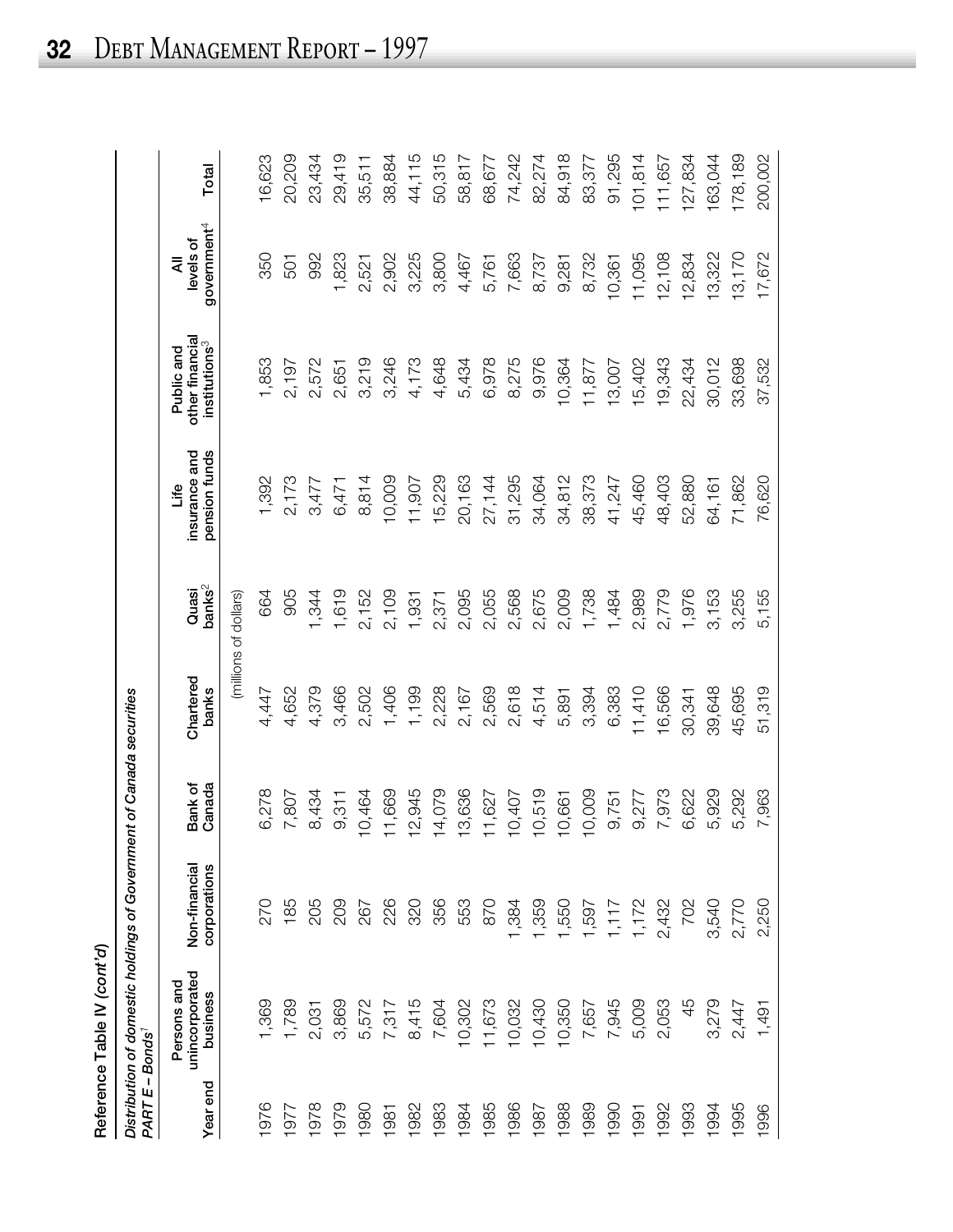Reference Table IV *(cont'd)*

*Distribution of domestic holdings of Government of Canada securities*
*PART E – Bonds*[1]

| Year end | Persons and unincorporated business | Non-financial corporations | Bank of Canada | Chartered banks | Quasi banks[2] | Life insurance and pension funds | Public and other financial institutions[3] | All levels of government[4] | Total |
|---|---|---|---|---|---|---|---|---|---|
| | | | | (millions of dollars) | | | | | |
| 1976 | 1,369 | 270 | 6,278 | 4,447 | 664 | 1,392 | 1,853 | 350 | 16,623 |
| 1977 | 1,789 | 185 | 7,807 | 4,652 | 905 | 2,173 | 2,197 | 501 | 20,209 |
| 1978 | 2,031 | 205 | 8,434 | 4,379 | 1,344 | 3,477 | 2,572 | 992 | 23,434 |
| 1979 | 3,869 | 209 | 9,311 | 3,466 | 1,619 | 6,471 | 2,651 | 1,823 | 29,419 |
| 1980 | 5,572 | 267 | 10,464 | 2,502 | 2,152 | 8,814 | 3,219 | 2,521 | 35,511 |
| 1981 | 7,317 | 226 | 11,669 | 1,406 | 2,109 | 10,009 | 3,246 | 2,902 | 38,884 |
| 1982 | 8,415 | 320 | 12,945 | 1,199 | 1,931 | 11,907 | 4,173 | 3,225 | 44,115 |
| 1983 | 7,604 | 356 | 14,079 | 2,228 | 2,371 | 15,229 | 4,648 | 3,800 | 50,315 |
| 1984 | 10,302 | 553 | 13,636 | 2,167 | 2,095 | 20,163 | 5,434 | 4,467 | 58,817 |
| 1985 | 11,673 | 870 | 11,627 | 2,569 | 2,055 | 27,144 | 6,978 | 5,761 | 68,677 |
| 1986 | 10,032 | 1,384 | 10,407 | 2,618 | 2,568 | 31,295 | 8,275 | 7,663 | 74,242 |
| 1987 | 10,430 | 1,359 | 10,519 | 4,514 | 2,675 | 34,064 | 9,976 | 8,737 | 82,274 |
| 1988 | 10,350 | 1,550 | 10,661 | 5,891 | 2,009 | 34,812 | 10,364 | 9,281 | 84,918 |
| 1989 | 7,657 | 1,597 | 10,009 | 3,394 | 1,738 | 38,373 | 11,877 | 8,732 | 83,377 |
| 1990 | 7,945 | 1,117 | 9,751 | 6,383 | 1,484 | 41,247 | 13,007 | 10,361 | 91,295 |
| 1991 | 5,009 | 1,172 | 9,277 | 11,410 | 2,989 | 45,460 | 15,402 | 11,095 | 101,814 |
| 1992 | 2,053 | 2,432 | 7,973 | 16,566 | 2,779 | 48,403 | 19,343 | 12,108 | 111,657 |
| 1993 | 45 | 702 | 6,622 | 30,341 | 1,976 | 52,880 | 22,434 | 12,834 | 127,834 |
| 1994 | 3,279 | 3,540 | 5,929 | 39,648 | 3,153 | 64,161 | 30,012 | 13,322 | 163,044 |
| 1995 | 2,447 | 2,770 | 5,292 | 45,695 | 3,255 | 71,862 | 33,698 | 13,170 | 178,189 |
| 1996 | 1,491 | 2,250 | 7,963 | 51,319 | 5,155 | 76,620 | 37,532 | 17,672 | 200,002 |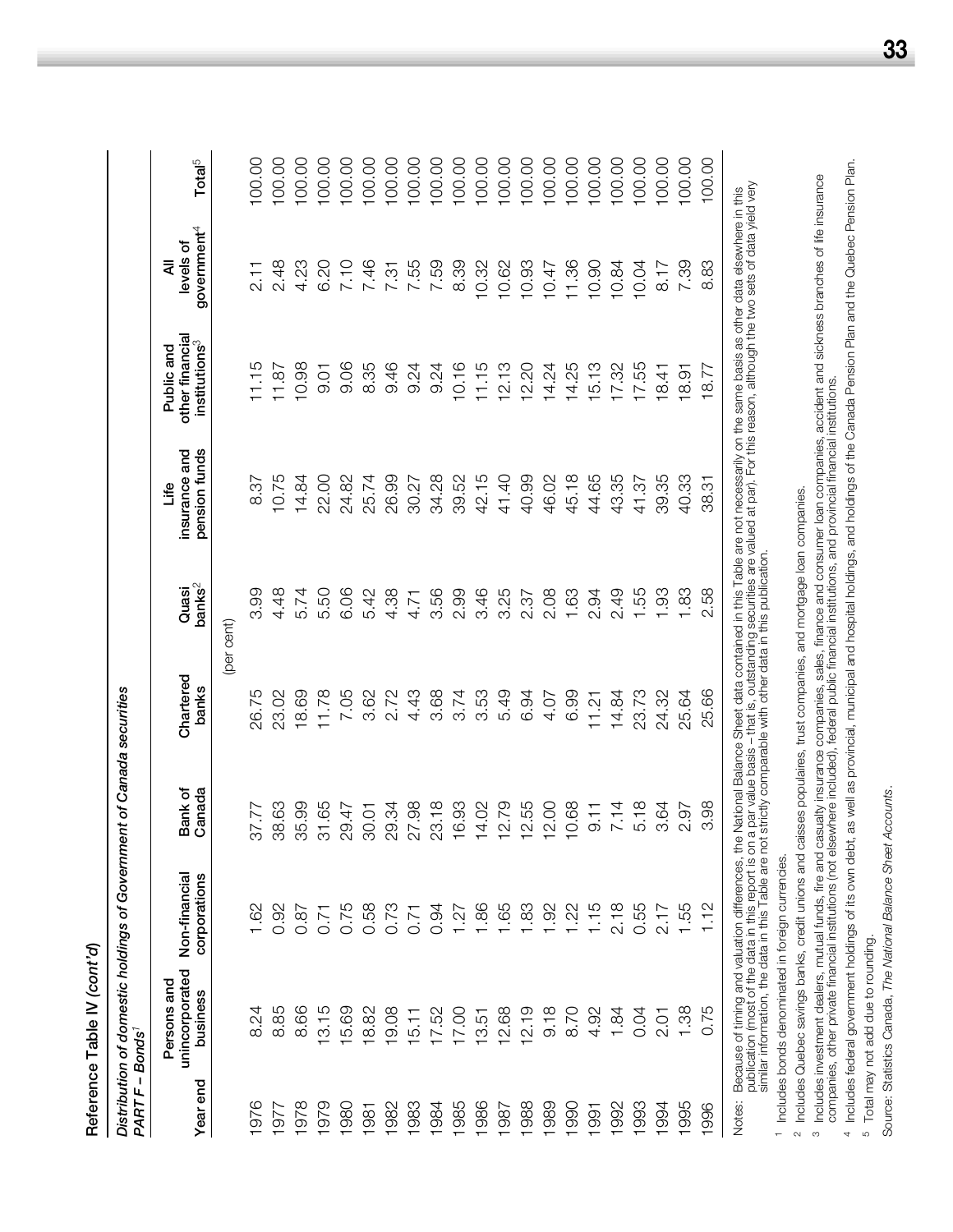## Reference Table IV *(cont'd)*

*Distribution of domestic holdings of Government of Canada securities*
*PART F – Bonds*[1]

| Year end | Persons and unincorporated business | Non-financial corporations | Bank of Canada | Chartered banks | Quasi banks[2] | Life insurance and pension funds | Public and other financial institutions[3] | All levels of government[4] | Total[5] |
|---|---|---|---|---|---|---|---|---|---|
| | | | | (per cent) | | | | | |
| 1976 | 8.24 | 1.62 | 37.77 | 26.75 | 3.99 | 8.37 | 11.15 | 2.11 | 100.00 |
| 1977 | 8.85 | 0.92 | 38.63 | 23.02 | 4.48 | 10.75 | 11.87 | 2.48 | 100.00 |
| 1978 | 8.66 | 0.87 | 35.99 | 18.69 | 5.74 | 14.84 | 10.98 | 4.23 | 100.00 |
| 1979 | 13.15 | 0.71 | 31.65 | 11.78 | 5.50 | 22.00 | 9.01 | 6.20 | 100.00 |
| 1980 | 15.69 | 0.75 | 29.47 | 7.05 | 6.06 | 24.82 | 9.06 | 7.10 | 100.00 |
| 1981 | 18.82 | 0.58 | 30.01 | 3.62 | 5.42 | 25.74 | 8.35 | 7.46 | 100.00 |
| 1982 | 19.08 | 0.73 | 29.34 | 2.72 | 4.38 | 26.99 | 9.46 | 7.31 | 100.00 |
| 1983 | 15.11 | 0.71 | 27.98 | 4.43 | 4.71 | 30.27 | 9.24 | 7.55 | 100.00 |
| 1984 | 17.52 | 0.94 | 23.18 | 3.68 | 3.56 | 34.28 | 9.24 | 7.59 | 100.00 |
| 1985 | 17.00 | 1.27 | 16.93 | 3.74 | 2.99 | 39.52 | 10.16 | 8.39 | 100.00 |
| 1986 | 13.51 | 1.86 | 14.02 | 3.53 | 3.46 | 42.15 | 11.15 | 10.32 | 100.00 |
| 1987 | 12.68 | 1.65 | 12.79 | 5.49 | 3.25 | 41.40 | 12.13 | 10.62 | 100.00 |
| 1988 | 12.19 | 1.83 | 12.55 | 6.94 | 2.37 | 40.99 | 12.20 | 10.93 | 100.00 |
| 1989 | 9.18 | 1.92 | 12.00 | 4.07 | 2.08 | 46.02 | 14.24 | 10.47 | 100.00 |
| 1990 | 8.70 | 1.22 | 10.68 | 6.99 | 1.63 | 45.18 | 14.25 | 11.36 | 100.00 |
| 1991 | 4.92 | 1.15 | 9.11 | 11.21 | 2.94 | 44.65 | 15.13 | 10.90 | 100.00 |
| 1992 | 1.84 | 2.18 | 7.14 | 14.84 | 2.49 | 43.35 | 17.32 | 10.84 | 100.00 |
| 1993 | 0.04 | 0.55 | 5.18 | 23.73 | 1.55 | 41.37 | 17.55 | 10.04 | 100.00 |
| 1994 | 2.01 | 2.17 | 3.64 | 24.32 | 1.93 | 39.35 | 18.41 | 8.17 | 100.00 |
| 1995 | 1.38 | 1.55 | 2.97 | 25.64 | 1.83 | 40.33 | 18.91 | 7.39 | 100.00 |
| 1996 | 0.75 | 1.12 | 3.98 | 25.66 | 2.58 | 38.31 | 18.77 | 8.83 | 100.00 |

Notes: Because of timing and valuation differences, the National Balance Sheet data contained in this Table are not necessarily on the same basis as other data elsewhere in this publication (most of the data in this report is on a par value basis – that is, outstanding securities are valued at par). For this reason, although the two sets of data yield very similar information, the data in this Table are not strictly comparable with other data in this publication.

1 Includes bonds denominated in foreign currencies.

2 Includes Quebec savings banks, credit unions and caisses populaires, trust companies, and mortgage loan companies.

3 Includes investment dealers, mutual funds, fire and casualty insurance companies, sales, finance and consumer loan companies, accident and sickness branches of life insurance companies, other private financial institutions (not elsewhere included), federal public financial institutions, and provincial financial institutions.

4 Includes federal government holdings of its own debt, as well as provincial, municipal and hospital holdings, and holdings of the Canada Pension Plan and the Quebec Pension Plan.

5 Total may not add due to rounding.

Source: Statistics Canada, *The National Balance Sheet Accounts*.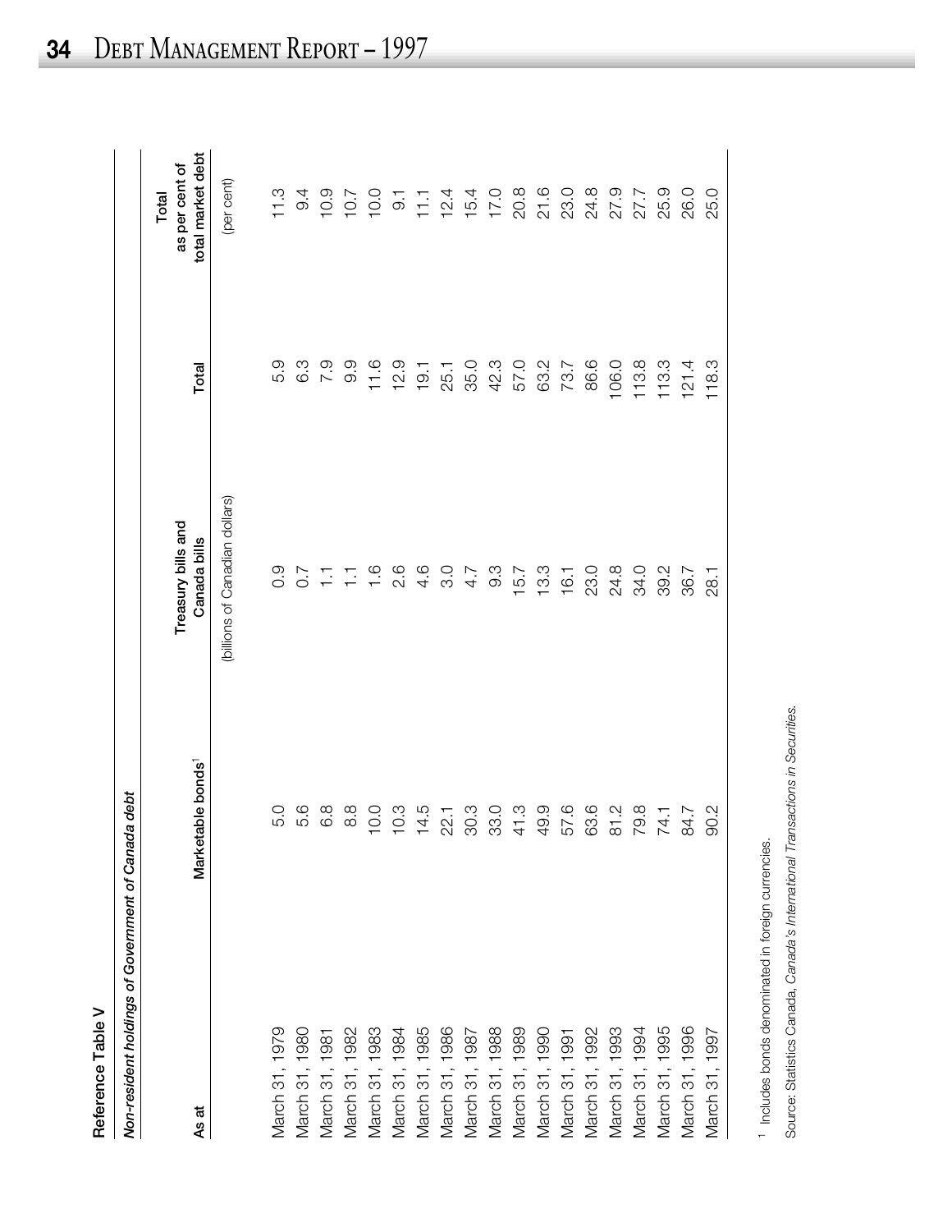**Reference Table V**

*Non-resident holdings of Government of Canada debt*

| As at | Marketable bonds[1] | Treasury bills and Canada bills | Total | Total as per cent of total market debt |
|---|---|---|---|---|
| | | (billions of Canadian dollars) | | (per cent) |
| March 31, 1979 | 5.0 | 0.9 | 5.9 | 11.3 |
| March 31, 1980 | 5.6 | 0.7 | 6.3 | 9.4 |
| March 31, 1981 | 6.8 | 1.1 | 7.9 | 10.9 |
| March 31, 1982 | 8.8 | 1.1 | 9.9 | 10.7 |
| March 31, 1983 | 10.0 | 1.6 | 11.6 | 10.0 |
| March 31, 1984 | 10.3 | 2.6 | 12.9 | 9.1 |
| March 31, 1985 | 14.5 | 4.6 | 19.1 | 11.1 |
| March 31, 1986 | 22.1 | 3.0 | 25.1 | 12.4 |
| March 31, 1987 | 30.3 | 4.7 | 35.0 | 15.4 |
| March 31, 1988 | 33.0 | 9.3 | 42.3 | 17.0 |
| March 31, 1989 | 41.3 | 15.7 | 57.0 | 20.8 |
| March 31, 1990 | 49.9 | 13.3 | 63.2 | 21.6 |
| March 31, 1991 | 57.6 | 16.1 | 73.7 | 23.0 |
| March 31, 1992 | 63.6 | 23.0 | 86.6 | 24.8 |
| March 31, 1993 | 81.2 | 24.8 | 106.0 | 27.9 |
| March 31, 1994 | 79.8 | 34.0 | 113.8 | 27.7 |
| March 31, 1995 | 74.1 | 39.2 | 113.3 | 25.9 |
| March 31, 1996 | 84.7 | 36.7 | 121.4 | 26.0 |
| March 31, 1997 | 90.2 | 28.1 | 118.3 | 25.0 |

[1] Includes bonds denominated in foreign currencies.

Source: Statistics Canada, *Canada's International Transactions in Securities.*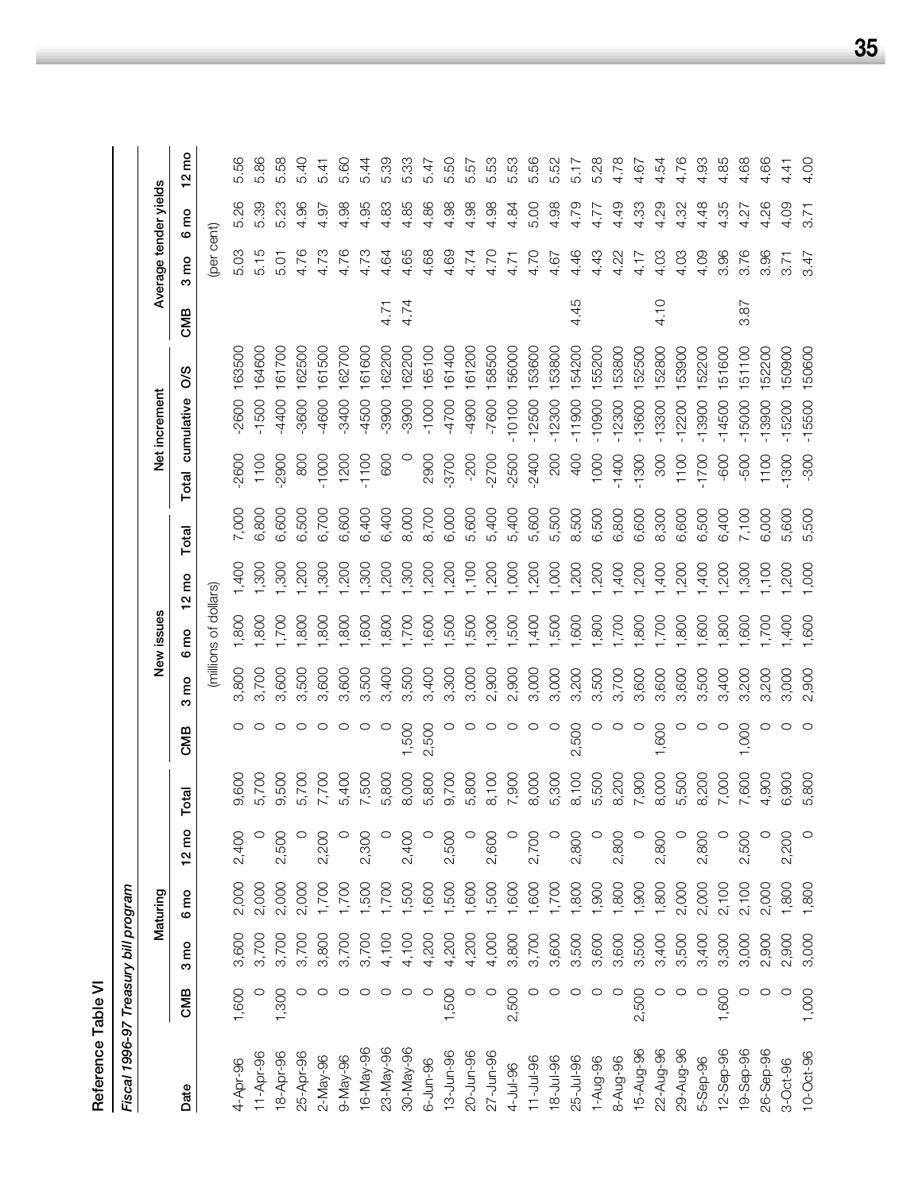## Reference Table VI

*Fiscal 1996-97 Treasury bill program*

| Date | Maturing | | | | | New issues | | | | | Net increment | | | Average tender yields | | | |
|---|---|---|---|---|---|---|---|---|---|---|---|---|---|---|---|---|---|
| | CMB | 3 mo | 6 mo | 12 mo | Total | CMB | 3 mo | 6 mo | 12 mo | Total | Total | cumulative | O/S | CMB | 3 mo | 6 mo | 12 mo |
| | | | | | | (millions of dollars) | | | | | | | | (per cent) | | | |
| 4-Apr-96 | 1,600 | 3,600 | 2,000 | 2,400 | 9,600 | 0 | 3,800 | 1,800 | 1,400 | 7,000 | -2600 | -2600 | 163500 | | 5.03 | 5.26 | 5.56 |
| 11-Apr-96 | 0 | 3,700 | 2,000 | 0 | 5,700 | 0 | 3,700 | 1,800 | 1,300 | 6,800 | 1100 | -1500 | 164600 | | 5.15 | 5.39 | 5.86 |
| 18-Apr-96 | 1,300 | 3,700 | 2,000 | 2,500 | 9,500 | 0 | 3,600 | 1,700 | 1,300 | 6,600 | -2900 | -4400 | 161700 | | 5.01 | 5.23 | 5.58 |
| 25-Apr-96 | 0 | 3,700 | 2,000 | 0 | 5,700 | 0 | 3,500 | 1,800 | 1,200 | 6,500 | 800 | -3600 | 162500 | | 4.76 | 4.96 | 5.40 |
| 2-May-96 | 0 | 3,800 | 1,700 | 2,200 | 7,700 | 0 | 3,600 | 1,800 | 1,300 | 6,700 | -1000 | -4600 | 161500 | | 4.73 | 4.97 | 5.41 |
| 9-May-96 | 0 | 3,700 | 1,700 | 0 | 5,400 | 0 | 3,600 | 1,800 | 1,200 | 6,600 | 1200 | -3400 | 162700 | | 4.76 | 4.98 | 5.60 |
| 16-May-96 | 0 | 3,700 | 1,500 | 2,300 | 7,500 | 0 | 3,500 | 1,600 | 1,300 | 6,400 | -1100 | -4500 | 161600 | | 4.73 | 4.95 | 5.44 |
| 23-May-96 | 0 | 4,100 | 1,700 | 0 | 5,800 | 0 | 3,400 | 1,800 | 1,200 | 6,400 | 600 | -3900 | 162200 | 4.71 | 4.64 | 4.83 | 5.39 |
| 30-May-96 | 0 | 4,100 | 1,500 | 2,400 | 8,000 | 1,500 | 3,500 | 1,700 | 1,300 | 8,000 | 0 | -3900 | 162200 | 4.74 | 4.65 | 4.85 | 5.33 |
| 6-Jun-96 | 0 | 4,200 | 1,600 | 0 | 5,800 | 2,500 | 3,400 | 1,600 | 1,200 | 8,700 | 2900 | -1000 | 165100 | | 4.68 | 4.86 | 5.47 |
| 13-Jun-96 | 1,500 | 4,200 | 1,500 | 2,500 | 9,700 | 0 | 3,300 | 1,500 | 1,200 | 6,000 | -3700 | -4700 | 161400 | | 4.69 | 4.98 | 5.50 |
| 20-Jun-96 | 0 | 4,200 | 1,600 | 0 | 5,800 | 0 | 3,000 | 1,500 | 1,100 | 5,600 | -200 | -4900 | 161200 | | 4.74 | 4.98 | 5.57 |
| 27-Jun-96 | 0 | 4,000 | 1,500 | 2,600 | 8,100 | 0 | 2,900 | 1,300 | 1,200 | 5,400 | -2700 | -7600 | 158500 | | 4.70 | 4.98 | 5.53 |
| 4-Jul-96 | 2,500 | 3,800 | 1,600 | 0 | 7,900 | 0 | 2,900 | 1,500 | 1,000 | 5,400 | -2500 | -10100 | 156000 | | 4.71 | 4.84 | 5.53 |
| 11-Jul-96 | 0 | 3,700 | 1,600 | 2,700 | 8,000 | 0 | 3,000 | 1,400 | 1,200 | 5,600 | -2400 | -12500 | 153600 | | 4.70 | 5.00 | 5.56 |
| 18-Jul-96 | 0 | 3,600 | 1,700 | 0 | 5,300 | 0 | 3,000 | 1,500 | 1,000 | 5,500 | 200 | -12300 | 153800 | | 4.67 | 4.98 | 5.52 |
| 25-Jul-96 | 0 | 3,500 | 1,800 | 2,800 | 8,100 | 2,500 | 3,200 | 1,600 | 1,200 | 8,500 | 400 | -11900 | 154200 | 4.45 | 4.46 | 4.79 | 5.17 |
| 1-Aug-96 | 0 | 3,600 | 1,900 | 0 | 5,500 | 0 | 3,500 | 1,800 | 1,200 | 6,500 | 1000 | -10900 | 155200 | | 4.43 | 4.77 | 5.28 |
| 8-Aug-96 | 0 | 3,600 | 1,800 | 2,800 | 8,200 | 0 | 3,700 | 1,700 | 1,400 | 6,800 | -1400 | -12300 | 153800 | | 4.22 | 4.49 | 4.78 |
| 15-Aug-96 | 2,500 | 3,500 | 1,900 | 0 | 7,900 | 0 | 3,600 | 1,800 | 1,200 | 6,600 | -1300 | -13600 | 152500 | | 4.17 | 4.33 | 4.67 |
| 22-Aug-96 | 0 | 3,400 | 1,800 | 2,800 | 8,000 | 1,600 | 3,600 | 1,700 | 1,400 | 8,300 | 300 | -13300 | 152800 | 4.10 | 4.03 | 4.29 | 4.54 |
| 29-Aug-96 | 0 | 3,500 | 2,000 | 0 | 5,500 | 0 | 3,600 | 1,800 | 1,200 | 6,600 | 1100 | -12200 | 153900 | | 4.03 | 4.32 | 4.76 |
| 5-Sep-96 | 0 | 3,400 | 2,000 | 2,800 | 8,200 | 0 | 3,500 | 1,600 | 1,400 | 6,500 | -1700 | -13900 | 152200 | | 4.09 | 4.48 | 4.93 |
| 12-Sep-96 | 1,600 | 3,300 | 2,100 | 0 | 7,000 | 0 | 3,400 | 1,800 | 1,200 | 6,400 | -600 | -14500 | 151600 | | 3.96 | 4.35 | 4.85 |
| 19-Sep-96 | 0 | 3,000 | 2,100 | 2,500 | 7,600 | 1,000 | 3,200 | 1,600 | 1,300 | 7,100 | -500 | -15000 | 151100 | 3.87 | 3.76 | 4.27 | 4.68 |
| 26-Sep-96 | 0 | 2,900 | 2,000 | 0 | 4,900 | 0 | 3,200 | 1,700 | 1,100 | 6,000 | 1100 | -13900 | 152200 | | 3.96 | 4.26 | 4.66 |
| 3-Oct-96 | 0 | 2,900 | 1,800 | 2,200 | 6,900 | 0 | 3,000 | 1,400 | 1,200 | 5,600 | -1300 | -15200 | 150900 | | 3.71 | 4.09 | 4.41 |
| 10-Oct-96 | 1,000 | 3,000 | 1,800 | 0 | 5,800 | 0 | 2,900 | 1,600 | 1,000 | 5,500 | -300 | -15500 | 150600 | | 3.47 | 3.71 | 4.00 |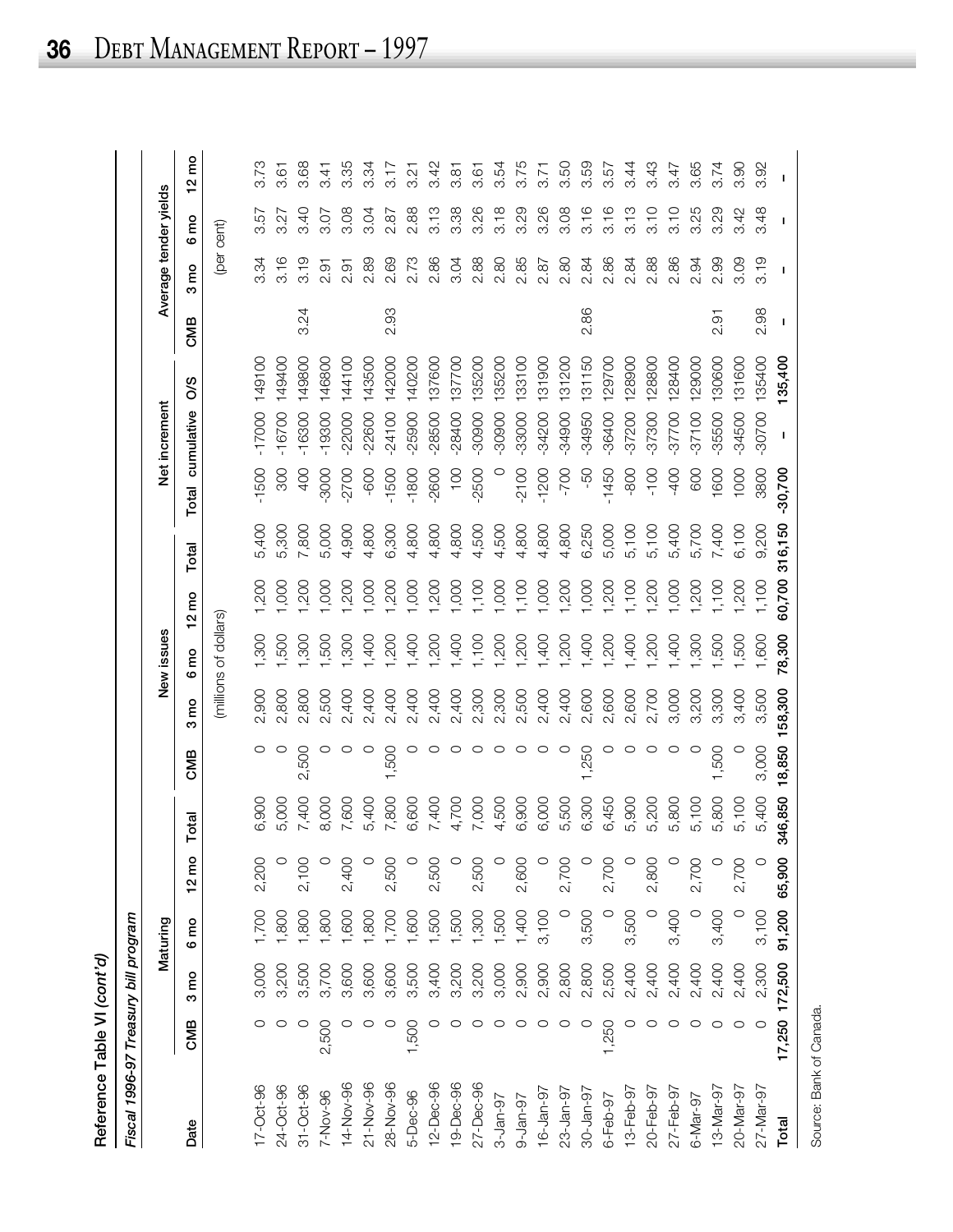Reference Table VI *(cont'd)*

*Fiscal 1996-97 Treasury bill program*

| Date | Maturing | | | | | New issues | | | | | Net increment | | | Average tender yields | | | |
|---|---|---|---|---|---|---|---|---|---|---|---|---|---|---|---|---|---|
| | CMB | 3 mo | 6 mo | 12 mo | Total | CMB | 3 mo | 6 mo | 12 mo | Total | Total | cumulative | O/S | CMB | 3 mo | 6 mo | 12 mo |
| | | | | | | (millions of dollars) | | | | | | | | (per cent) | | | |
| 17-Oct-96 | 0 | 3,000 | 1,700 | 2,200 | 6,900 | 0 | 2,900 | 1,300 | 1,200 | 5,400 | -1500 | -17000 | 149100 | | 3.34 | 3.57 | 3.73 |
| 24-Oct-96 | 0 | 3,200 | 1,800 | 0 | 5,000 | 0 | 2,800 | 1,500 | 1,000 | 5,300 | 300 | -16700 | 149400 | | 3.16 | 3.27 | 3.61 |
| 31-Oct-96 | 0 | 3,500 | 1,800 | 2,100 | 7,400 | 2,500 | 2,800 | 1,300 | 1,200 | 7,800 | 400 | -16300 | 149800 | 3.24 | 3.19 | 3.40 | 3.68 |
| 7-Nov-96 | 2,500 | 3,700 | 1,800 | 0 | 8,000 | 0 | 2,500 | 1,500 | 1,000 | 5,000 | -3000 | -19300 | 146800 | | 2.91 | 3.07 | 3.41 |
| 14-Nov-96 | 0 | 3,600 | 1,600 | 2,400 | 7,600 | 0 | 2,400 | 1,300 | 1,200 | 4,900 | -2700 | -22000 | 144100 | | 2.91 | 3.08 | 3.35 |
| 21-Nov-96 | 0 | 3,600 | 1,800 | 0 | 5,400 | 0 | 2,400 | 1,400 | 1,000 | 4,800 | -600 | -22600 | 143500 | | 2.89 | 3.04 | 3.34 |
| 28-Nov-96 | 0 | 3,600 | 1,700 | 2,500 | 7,800 | 1,500 | 2,400 | 1,200 | 1,200 | 6,300 | -1500 | -24100 | 142000 | 2.93 | 2.69 | 2.87 | 3.17 |
| 5-Dec-96 | 1,500 | 3,500 | 1,600 | 0 | 6,600 | 0 | 2,400 | 1,400 | 1,000 | 4,800 | -1800 | -25900 | 140200 | | 2.73 | 2.88 | 3.21 |
| 12-Dec-96 | 0 | 3,400 | 1,500 | 2,500 | 7,400 | 0 | 2,400 | 1,200 | 1,200 | 4,800 | -2600 | -28500 | 137600 | | 2.86 | 3.13 | 3.42 |
| 19-Dec-96 | 0 | 3,200 | 1,500 | 0 | 4,700 | 0 | 2,400 | 1,400 | 1,000 | 4,800 | 100 | -28400 | 137700 | | 3.04 | 3.38 | 3.81 |
| 27-Dec-96 | 0 | 3,200 | 1,300 | 2,500 | 7,000 | 0 | 2,300 | 1,100 | 1,100 | 4,500 | -2500 | -30900 | 135200 | | 2.88 | 3.26 | 3.61 |
| 3-Jan-97 | 0 | 3,000 | 1,500 | 0 | 4,500 | 0 | 2,300 | 1,200 | 1,000 | 4,500 | 0 | -30900 | 135200 | | 2.80 | 3.18 | 3.54 |
| 9-Jan-97 | 0 | 2,900 | 1,400 | 2,600 | 6,900 | 0 | 2,500 | 1,200 | 1,100 | 4,800 | -2100 | -33000 | 133100 | | 2.85 | 3.29 | 3.75 |
| 16-Jan-97 | 0 | 2,900 | 3,100 | 0 | 6,000 | 0 | 2,400 | 1,400 | 1,000 | 4,800 | -1200 | -34200 | 131900 | | 2.87 | 3.26 | 3.71 |
| 23-Jan-97 | 0 | 2,800 | 0 | 2,700 | 5,500 | 0 | 2,400 | 1,200 | 1,200 | 4,800 | -700 | -34900 | 131200 | | 2.80 | 3.08 | 3.50 |
| 30-Jan-97 | 0 | 2,800 | 3,500 | 0 | 6,300 | 1,250 | 2,600 | 1,400 | 1,000 | 6,250 | -50 | -34950 | 131150 | 2.86 | 2.84 | 3.16 | 3.59 |
| 6-Feb-97 | 1,250 | 2,500 | 0 | 2,700 | 6,450 | 0 | 2,600 | 1,200 | 1,200 | 5,000 | -1450 | -36400 | 129700 | | 2.86 | 3.16 | 3.57 |
| 13-Feb-97 | 0 | 2,400 | 3,500 | 0 | 5,900 | 0 | 2,600 | 1,400 | 1,100 | 5,100 | -800 | -37200 | 128900 | | 2.84 | 3.13 | 3.44 |
| 20-Feb-97 | 0 | 2,400 | 0 | 2,800 | 5,200 | 0 | 2,700 | 1,200 | 1,200 | 5,100 | -100 | -37300 | 128800 | | 2.88 | 3.10 | 3.43 |
| 27-Feb-97 | 0 | 2,400 | 3,400 | 0 | 5,800 | 0 | 3,000 | 1,400 | 1,000 | 5,400 | -400 | -37700 | 128400 | | 2.86 | 3.10 | 3.47 |
| 6-Mar-97 | 0 | 2,400 | 0 | 2,700 | 5,100 | 0 | 3,200 | 1,300 | 1,200 | 5,700 | 600 | -37100 | 129000 | | 2.94 | 3.25 | 3.65 |
| 13-Mar-97 | 0 | 2,400 | 3,400 | 0 | 5,800 | 1,500 | 3,300 | 1,500 | 1,100 | 7,400 | 1600 | -35500 | 130600 | 2.91 | 2.99 | 3.29 | 3.74 |
| 20-Mar-97 | 0 | 2,400 | 0 | 2,700 | 5,100 | 0 | 3,400 | 1,500 | 1,200 | 6,100 | 1000 | -34500 | 131600 | | 3.09 | 3.42 | 3.90 |
| 27-Mar-97 | 0 | 2,300 | 3,100 | 0 | 5,400 | 3,000 | 3,500 | 1,600 | 1,100 | 9,200 | 3800 | -30700 | 135400 | 2.98 | 3.19 | 3.48 | 3.92 |
| **Total** | **17,250** | **172,500** | **91,200** | **65,900** | **346,850** | **18,850** | **158,300** | **78,300** | **60,700** | **316,150** | **-30,700** | **–** | **135,400** | **–** | **–** | **–** | **–** |

Source: Bank of Canada.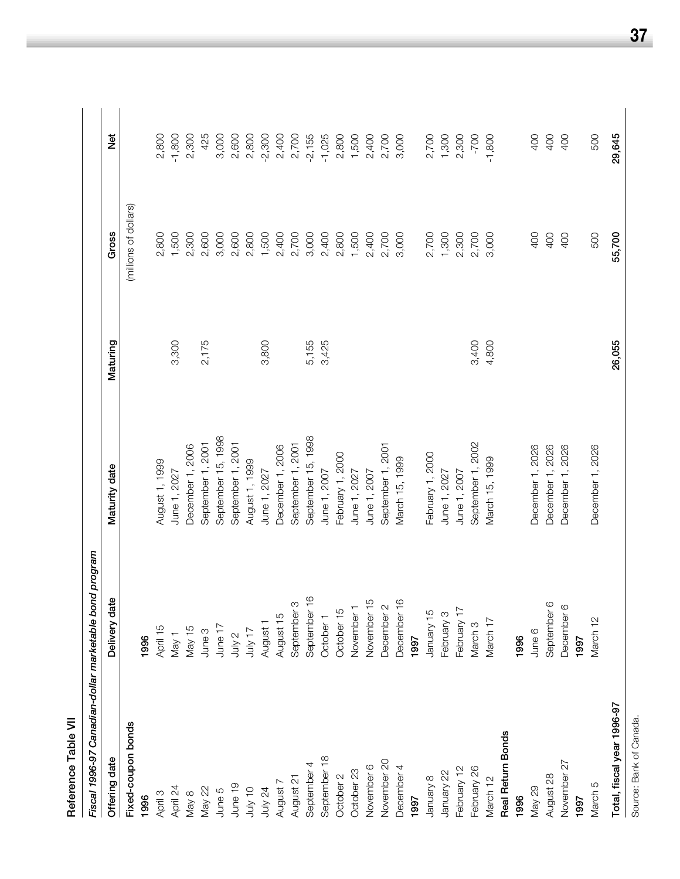## Reference Table VII

*Fiscal 1996-97 Canadian-dollar marketable bond program*

| Offering date | Delivery date | Maturity date | Maturing | Gross | Net |
|---|---|---|---|---|---|
| | | | | (millions of dollars) | |
| **Fixed-coupon bonds** | | | | | |
| **1996** | **1996** | | | | |
| April 3 | April 15 | August 1, 1999 | | 2,800 | 2,800 |
| April 24 | May 1 | June 1, 2027 | 3,300 | 1,500 | -1,800 |
| May 8 | May 15 | December 1, 2006 | | 2,300 | 2,300 |
| May 22 | June 3 | September 1, 2001 | 2,175 | 2,600 | 425 |
| June 5 | June 17 | September 15, 1998 | | 3,000 | 3,000 |
| June 19 | July 2 | September 1, 2001 | | 2,600 | 2,600 |
| July 10 | July 17 | August 1, 1999 | | 2,800 | 2,800 |
| July 24 | August 1 | June 1, 2027 | 3,800 | 1,500 | -2,300 |
| August 7 | August 15 | December 1, 2006 | | 2,400 | 2,400 |
| August 21 | September 3 | September 1, 2001 | | 2,700 | 2,700 |
| September 4 | September 16 | September 15, 1998 | 5,155 | 3,000 | -2,155 |
| September 18 | October 1 | June 1, 2007 | 3,425 | 2,400 | -1,025 |
| October 2 | October 15 | February 1, 2000 | | 2,800 | 2,800 |
| October 23 | November 1 | June 1, 2027 | | 1,500 | 1,500 |
| November 6 | November 15 | June 1, 2007 | | 2,400 | 2,400 |
| November 20 | December 2 | September 1, 2001 | | 2,700 | 2,700 |
| December 4 | December 16 | March 15, 1999 | | 3,000 | 3,000 |
| **1997** | **1997** | | | | |
| January 8 | January 15 | February 1, 2000 | | 2,700 | 2,700 |
| January 22 | February 3 | June 1, 2027 | | 1,300 | 1,300 |
| February 12 | February 17 | June 1, 2007 | | 2,300 | 2,300 |
| February 26 | March 3 | September 1, 2002 | 3,400 | 2,700 | -700 |
| March 12 | March 17 | March 15, 1999 | 4,800 | 3,000 | -1,800 |
| **Real Return Bonds** | | | | | |
| **1996** | **1996** | | | | |
| May 29 | June 6 | December 1, 2026 | | 400 | 400 |
| August 28 | September 6 | December 1, 2026 | | 400 | 400 |
| November 27 | December 6 | December 1, 2026 | | 400 | 400 |
| **1997** | **1997** | | | | |
| March 5 | March 12 | December 1, 2026 | | 500 | 500 |
| **Total, fiscal year 1996-97** | | | **26,055** | **55,700** | **29,645** |

Source: Bank of Canada.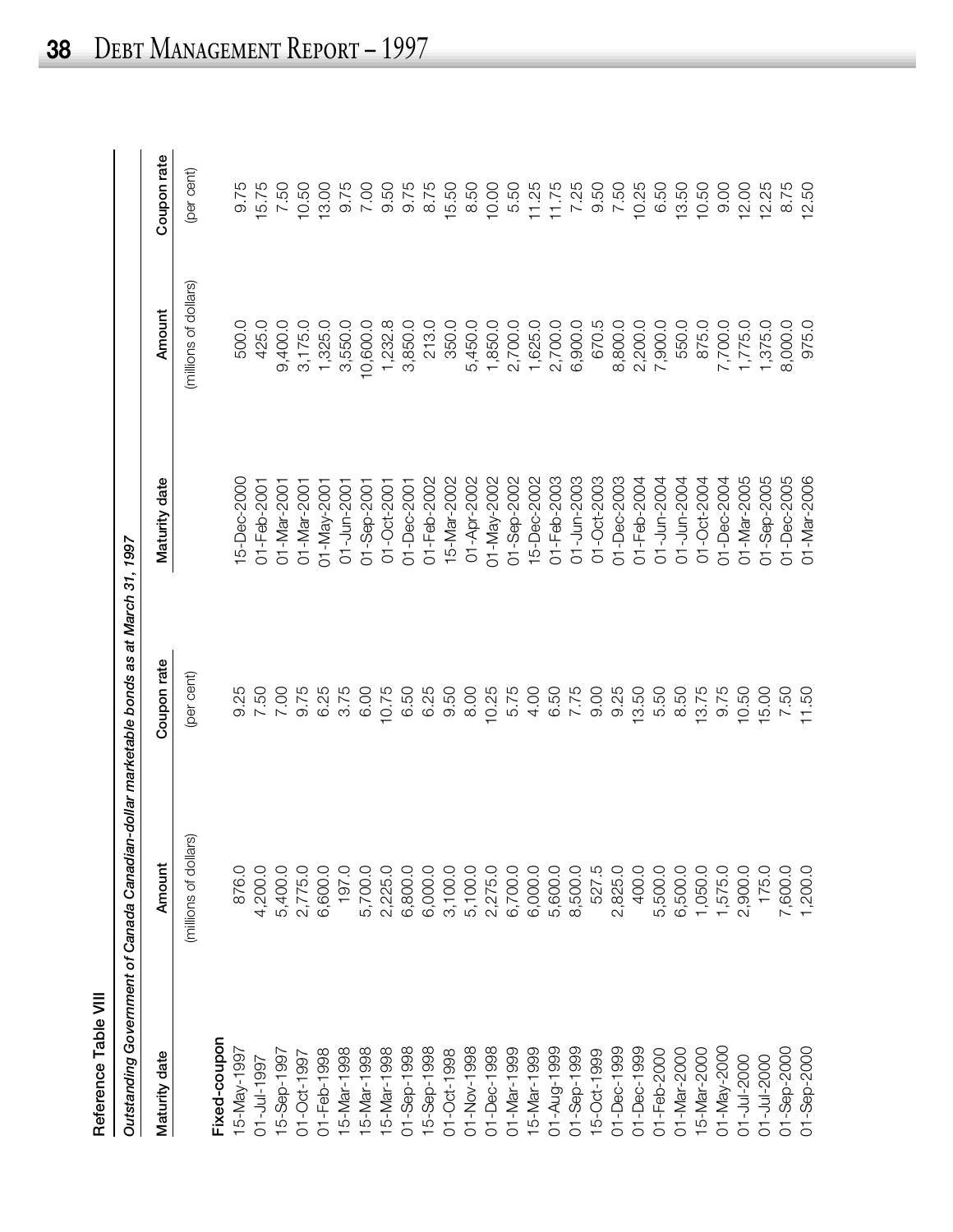Reference Table VIII

*Outstanding Government of Canada Canadian-dollar marketable bonds as at March 31, 1997*

| Maturity date | Amount | Coupon rate | Maturity date | Amount | Coupon rate |
|---|---|---|---|---|---|
| | (millions of dollars) | (per cent) | | (millions of dollars) | (per cent) |
| **Fixed-coupon** | | | | | |
| 15-May-1997 | 876.0 | 9.25 | 15-Dec-2000 | 500.0 | 9.75 |
| 01-Jul-1997 | 4,200.0 | 7.50 | 01-Feb-2001 | 425.0 | 15.75 |
| 15-Sep-1997 | 5,400.0 | 7.00 | 01-Mar-2001 | 9,400.0 | 7.50 |
| 01-Oct-1997 | 2,775.0 | 9.75 | 01-Mar-2001 | 3,175.0 | 10.50 |
| 01-Feb-1998 | 6,600.0 | 6.25 | 01-May-2001 | 1,325.0 | 13.00 |
| 15-Mar-1998 | 197.0 | 3.75 | 01-Jun-2001 | 3,550.0 | 9.75 |
| 15-Mar-1998 | 5,700.0 | 6.00 | 01-Sep-2001 | 10,600.0 | 7.00 |
| 15-Mar-1998 | 2,225.0 | 10.75 | 01-Oct-2001 | 1,232.8 | 9.50 |
| 01-Sep-1998 | 6,800.0 | 6.50 | 01-Dec-2001 | 3,850.0 | 9.75 |
| 15-Sep-1998 | 6,000.0 | 6.25 | 01-Feb-2002 | 213.0 | 8.75 |
| 01-Oct-1998 | 3,100.0 | 9.50 | 15-Mar-2002 | 350.0 | 15.50 |
| 01-Nov-1998 | 5,100.0 | 8.00 | 01-Apr-2002 | 5,450.0 | 8.50 |
| 01-Dec-1998 | 2,275.0 | 10.25 | 01-May-2002 | 1,850.0 | 10.00 |
| 01-Mar-1999 | 6,700.0 | 5.75 | 01-Sep-2002 | 2,700.0 | 5.50 |
| 15-Mar-1999 | 6,000.0 | 4.00 | 15-Dec-2002 | 1,625.0 | 11.25 |
| 01-Aug-1999 | 5,600.0 | 6.50 | 01-Feb-2003 | 2,700.0 | 11.75 |
| 01-Sep-1999 | 8,500.0 | 7.75 | 01-Jun-2003 | 6,900.0 | 7.25 |
| 15-Oct-1999 | 527.5 | 9.00 | 01-Oct-2003 | 670.5 | 9.50 |
| 01-Dec-1999 | 2,825.0 | 9.25 | 01-Dec-2003 | 8,800.0 | 7.50 |
| 01-Dec-1999 | 400.0 | 13.50 | 01-Feb-2004 | 2,200.0 | 10.25 |
| 01-Feb-2000 | 5,500.0 | 5.50 | 01-Jun-2004 | 7,900.0 | 6.50 |
| 01-Mar-2000 | 6,500.0 | 8.50 | 01-Jun-2004 | 550.0 | 13.50 |
| 15-Mar-2000 | 1,050.0 | 13.75 | 01-Oct-2004 | 875.0 | 10.50 |
| 01-May-2000 | 1,575.0 | 9.75 | 01-Dec-2004 | 7,700.0 | 9.00 |
| 01-Jul-2000 | 2,900.0 | 10.50 | 01-Mar-2005 | 1,775.0 | 12.00 |
| 01-Jul-2000 | 175.0 | 15.00 | 01-Sep-2005 | 1,375.0 | 12.25 |
| 01-Sep-2000 | 7,600.0 | 7.50 | 01-Dec-2005 | 8,000.0 | 8.75 |
| 01-Sep-2000 | 1,200.0 | 11.50 | 01-Mar-2006 | 975.0 | 12.50 |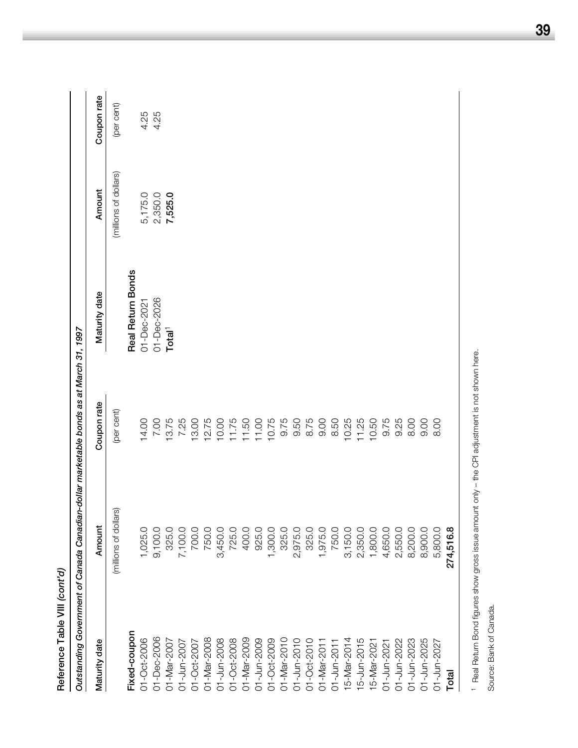**Reference Table VIII** *(cont'd)*

*Outstanding Government of Canada Canadian-dollar marketable bonds as at March 31, 1997*

| Maturity date | Amount | Coupon rate | Maturity date | Amount | Coupon rate |
|---|---|---|---|---|---|
| | (millions of dollars) | (per cent) | | (millions of dollars) | (per cent) |
| **Fixed-coupon** | | | **Real Return Bonds** | | |
| 01-Oct-2006 | 1,025.0 | 14.00 | 01-Dec-2021 | 5,175.0 | 4.25 |
| 01-Dec-2006 | 9,100.0 | 7.00 | 01-Dec-2026 | 2,350.0 | 4.25 |
| 01-Mar-2007 | 325.0 | 13.75 | **Total**[1] | **7,525.0** | |
| 01-Jun-2007 | 7,100.0 | 7.25 | | | |
| 01-Oct-2007 | 700.0 | 13.00 | | | |
| 01-Mar-2008 | 750.0 | 12.75 | | | |
| 01-Jun-2008 | 3,450.0 | 10.00 | | | |
| 01-Oct-2008 | 725.0 | 11.75 | | | |
| 01-Mar-2009 | 400.0 | 11.50 | | | |
| 01-Jun-2009 | 925.0 | 11.00 | | | |
| 01-Oct-2009 | 1,300.0 | 10.75 | | | |
| 01-Mar-2010 | 325.0 | 9.75 | | | |
| 01-Jun-2010 | 2,975.0 | 9.50 | | | |
| 01-Oct-2010 | 325.0 | 8.75 | | | |
| 01-Mar-2011 | 1,975.0 | 9.00 | | | |
| 01-Jun-2011 | 750.0 | 8.50 | | | |
| 15-Mar-2014 | 3,150.0 | 10.25 | | | |
| 15-Jun-2015 | 2,350.0 | 11.25 | | | |
| 15-Mar-2021 | 1,800.0 | 10.50 | | | |
| 01-Jun-2021 | 4,650.0 | 9.75 | | | |
| 01-Jun-2022 | 2,550.0 | 9.25 | | | |
| 01-Jun-2023 | 8,200.0 | 8.00 | | | |
| 01-Jun-2025 | 8,900.0 | 9.00 | | | |
| 01-Jun-2027 | 5,800.0 | 8.00 | | | |
| **Total** | **274,516.8** | | | | |

[1] Real Return Bond figures show gross issue amount only – the CPI adjustment is not shown here.

Source: Bank of Canada.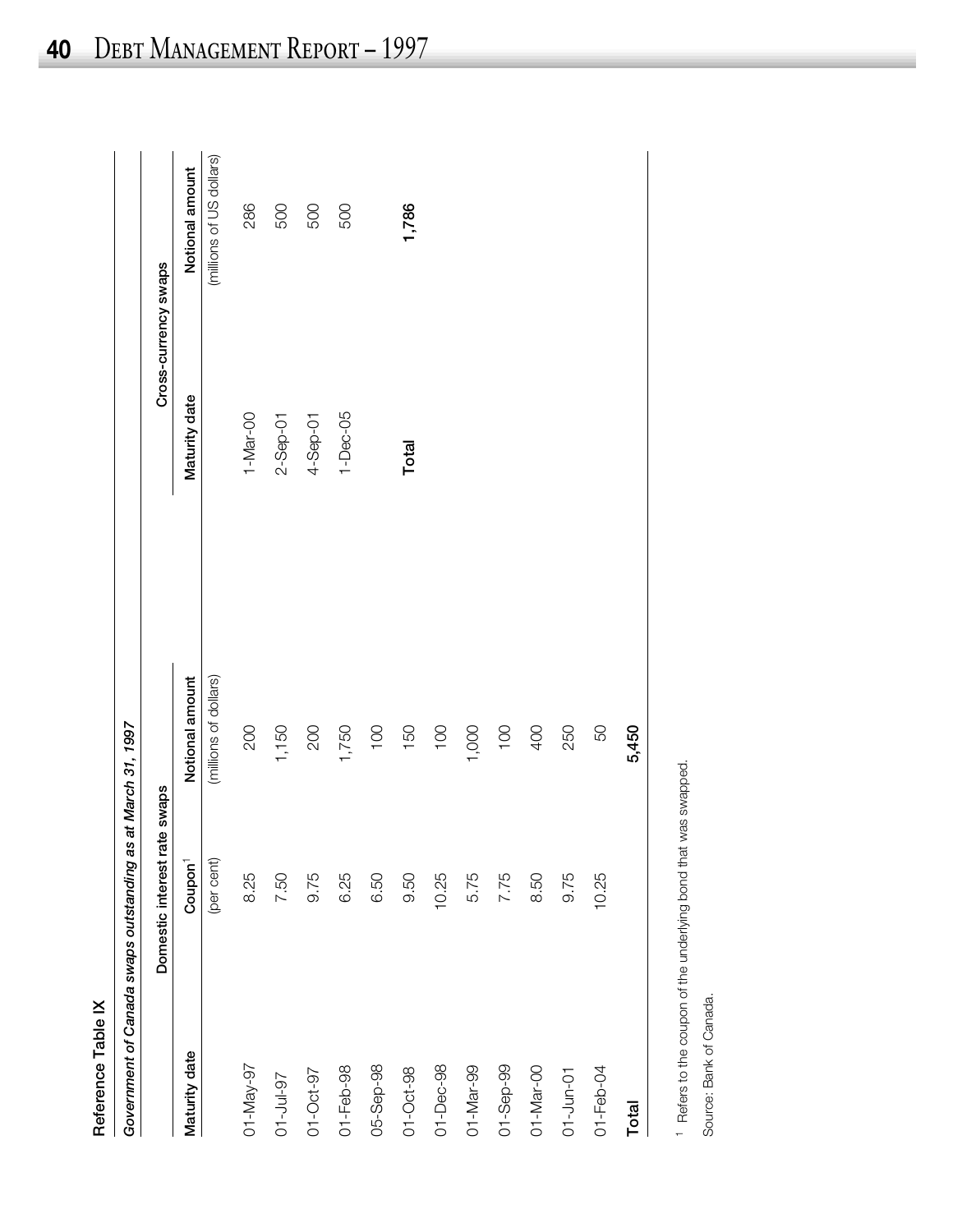## Reference Table IX

*Government of Canada swaps outstanding as at March 31, 1997*

| Domestic interest rate swaps | | | Cross-currency swaps | |
|---|---|---|---|---|
| Maturity date | Coupon[1] | Notional amount | Maturity date | Notional amount |
| | (per cent) | (millions of dollars) | | (millions of US dollars) |
| 01-May-97 | 8.25 | 200 | 1-Mar-00 | 286 |
| 01-Jul-97 | 7.50 | 1,150 | 2-Sep-01 | 500 |
| 01-Oct-97 | 9.75 | 200 | 4-Sep-01 | 500 |
| 01-Feb-98 | 6.25 | 1,750 | 1-Dec-05 | 500 |
| 05-Sep-98 | 6.50 | 100 | | |
| 01-Oct-98 | 9.50 | 150 | **Total** | **1,786** |
| 01-Dec-98 | 10.25 | 100 | | |
| 01-Mar-99 | 5.75 | 1,000 | | |
| 01-Sep-99 | 7.75 | 100 | | |
| 01-Mar-00 | 8.50 | 400 | | |
| 01-Jun-01 | 9.75 | 250 | | |
| 01-Feb-04 | 10.25 | 50 | | |
| **Total** | | **5,450** | | |

[1] Refers to the coupon of the underlying bond that was swapped.

Source: Bank of Canada.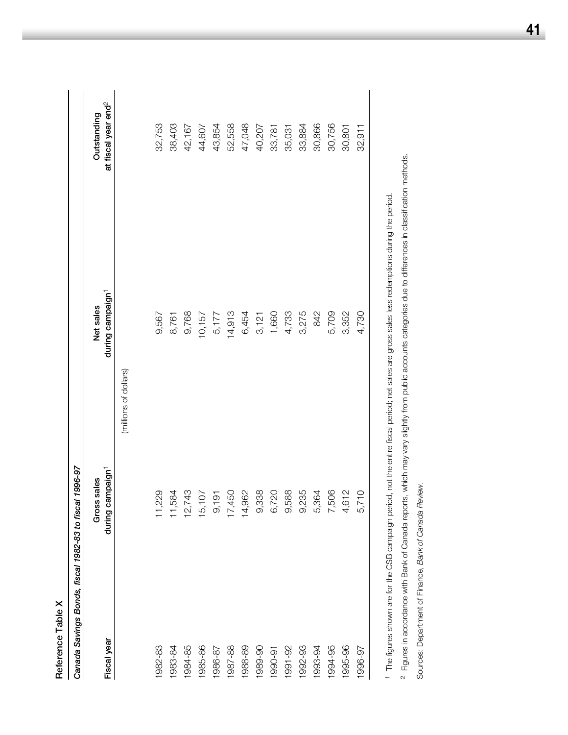## Reference Table X

*Canada Savings Bonds, fiscal 1982-83 to fiscal 1996-97*

| Fiscal year | Gross sales during campaign[1] | Net sales during campaign[1] | Outstanding at fiscal year end[2] |
|---|---|---|---|
| | (millions of dollars) | | |
| 1982-83 | 11,229 | 9,567 | 32,753 |
| 1983-84 | 11,584 | 8,761 | 38,403 |
| 1984-85 | 12,743 | 9,768 | 42,167 |
| 1985-86 | 15,107 | 10,157 | 44,607 |
| 1986-87 | 9,191 | 5,177 | 43,854 |
| 1987-88 | 17,450 | 14,913 | 52,558 |
| 1988-89 | 14,962 | 6,454 | 47,048 |
| 1989-90 | 9,338 | 3,121 | 40,207 |
| 1990-91 | 6,720 | 1,660 | 33,781 |
| 1991-92 | 9,588 | 4,733 | 35,031 |
| 1992-93 | 9,235 | 3,275 | 33,884 |
| 1993-94 | 5,364 | 842 | 30,866 |
| 1994-95 | 7,506 | 5,709 | 30,756 |
| 1995-96 | 4,612 | 3,352 | 30,801 |
| 1996-97 | 5,710 | 4,730 | 32,911 |

[1] The figures shown are for the CSB campaign period, not the entire fiscal period; net sales are gross sales less redemptions during the period.

[2] Figures in accordance with Bank of Canada reports, which may vary slightly from public accounts categories due to differences in classification methods.

Sources: Department of Finance, *Bank of Canada Review*.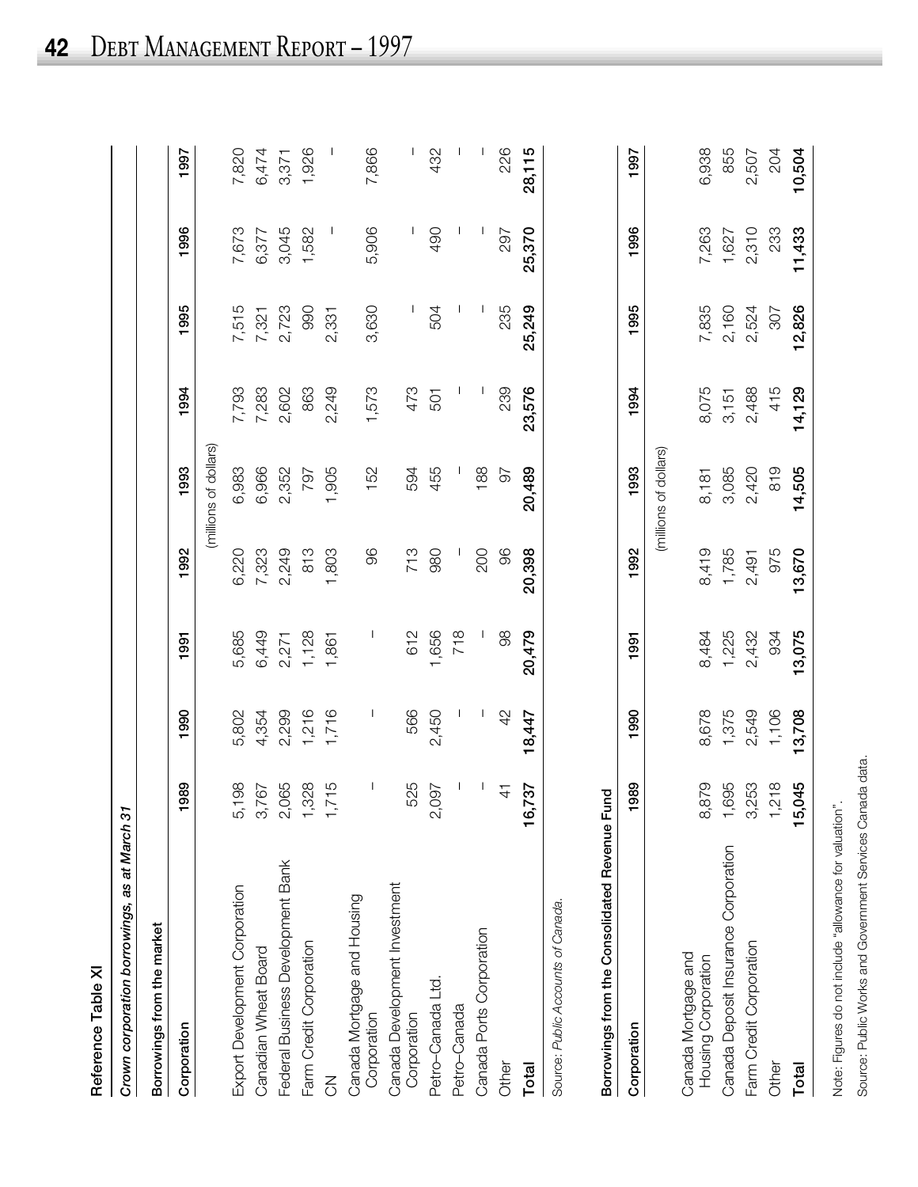# Reference Table XI

*Crown corporation borrowings, as at March 31*

**Borrowings from the market**

| Corporation | 1989 | 1990 | 1991 | 1992 | 1993 | 1994 | 1995 | 1996 | 1997 |
|---|---|---|---|---|---|---|---|---|---|
| | | | | | (millions of dollars) | | | | |
| Export Development Corporation | 5,198 | 5,802 | 5,685 | 6,220 | 6,983 | 7,793 | 7,515 | 7,673 | 7,820 |
| Canadian Wheat Board | 3,767 | 4,354 | 6,449 | 7,323 | 6,966 | 7,283 | 7,321 | 6,377 | 6,474 |
| Federal Business Development Bank | 2,065 | 2,299 | 2,271 | 2,249 | 2,352 | 2,602 | 2,723 | 3,045 | 3,371 |
| Farm Credit Corporation | 1,328 | 1,216 | 1,128 | 813 | 797 | 863 | 990 | 1,582 | 1,926 |
| CN | 1,715 | 1,716 | 1,861 | 1,803 | 1,905 | 2,249 | 2,331 | – | – |
| Canada Mortgage and Housing Corporation | – | – | – | 96 | 152 | 1,573 | 3,630 | 5,906 | 7,866 |
| Canada Development Investment Corporation | 525 | 566 | 612 | 713 | 594 | 473 | – | – | – |
| Petro-Canada Ltd. | 2,097 | 2,450 | 1,656 | 980 | 455 | 501 | 504 | 490 | 432 |
| Petro-Canada | – | – | 718 | – | – | – | – | – | – |
| Canada Ports Corporation | – | – | – | 200 | 188 | – | – | – | – |
| Other | 41 | 42 | 98 | 96 | 97 | 239 | 235 | 297 | 226 |
| **Total** | **16,737** | **18,447** | **20,479** | **20,398** | **20,489** | **23,576** | **25,249** | **25,370** | **28,115** |

Source: *Public Accounts of Canada.*

**Borrowings from the Consolidated Revenue Fund**

| Corporation | 1989 | 1990 | 1991 | 1992 | 1993 | 1994 | 1995 | 1996 | 1997 |
|---|---|---|---|---|---|---|---|---|---|
| | | | | | (millions of dollars) | | | | |
| Canada Mortgage and Housing Corporation | 8,879 | 8,678 | 8,484 | 8,419 | 8,181 | 8,075 | 7,835 | 7,263 | 6,938 |
| Canada Deposit Insurance Corporation | 1,695 | 1,375 | 1,225 | 1,785 | 3,085 | 3,151 | 2,160 | 1,627 | 855 |
| Farm Credit Corporation | 3,253 | 2,549 | 2,432 | 2,491 | 2,420 | 2,488 | 2,524 | 2,310 | 2,507 |
| Other | 1,218 | 1,106 | 934 | 975 | 819 | 415 | 307 | 233 | 204 |
| **Total** | **15,045** | **13,708** | **13,075** | **13,670** | **14,505** | **14,129** | **12,826** | **11,433** | **10,504** |

Note: Figures do not include "allowance for valuation".

Source: Public Works and Government Services Canada data.